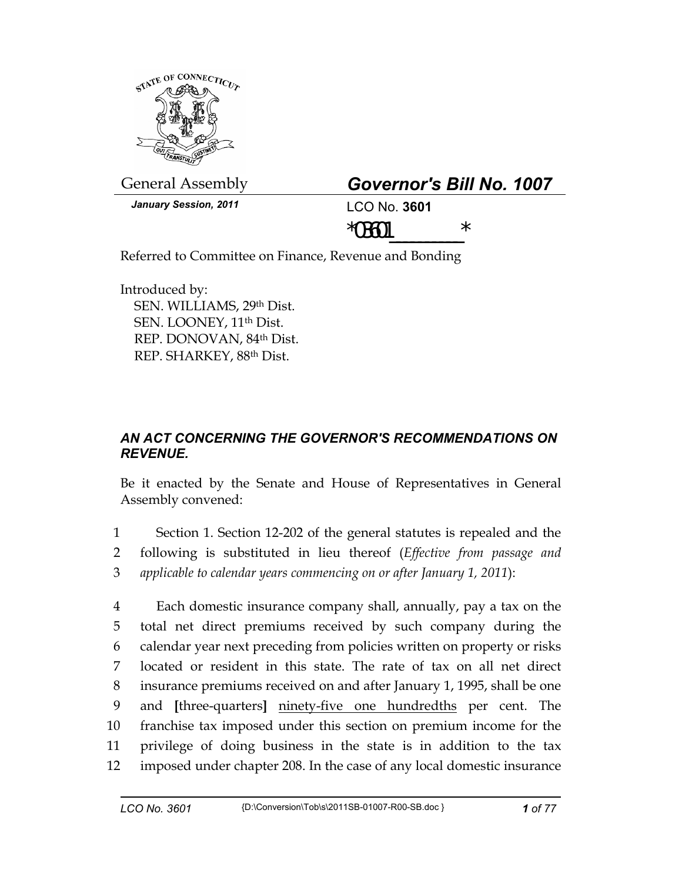General Assembly

**Governor's Bill No. 1007**

***January Session, 2011***

LCO No. **3601**

*03601_______*

Referred to Committee on Finance, Revenue and Bonding

Introduced by:
SEN. WILLIAMS, 29th Dist.
SEN. LOONEY, 11th Dist.
REP. DONOVAN, 84th Dist.
REP. SHARKEY, 88th Dist.

### *AN ACT CONCERNING THE GOVERNOR'S RECOMMENDATIONS ON REVENUE.*

Be it enacted by the Senate and House of Representatives in General Assembly convened:

1 Section 1. Section 12-202 of the general statutes is repealed and the
2 following is substituted in lieu thereof (*Effective from passage and*
3 *applicable to calendar years commencing on or after January 1, 2011*):

4 Each domestic insurance company shall, annually, pay a tax on the
5 total net direct premiums received by such company during the
6 calendar year next preceding from policies written on property or risks
7 located or resident in this state. The rate of tax on all net direct
8 insurance premiums received on and after January 1, 1995, shall be one
9 and **[**three-quarters**]** <u>ninety-five one hundredths</u> per cent. The
10 franchise tax imposed under this section on premium income for the
11 privilege of doing business in the state is in addition to the tax
12 imposed under chapter 208. In the case of any local domestic insurance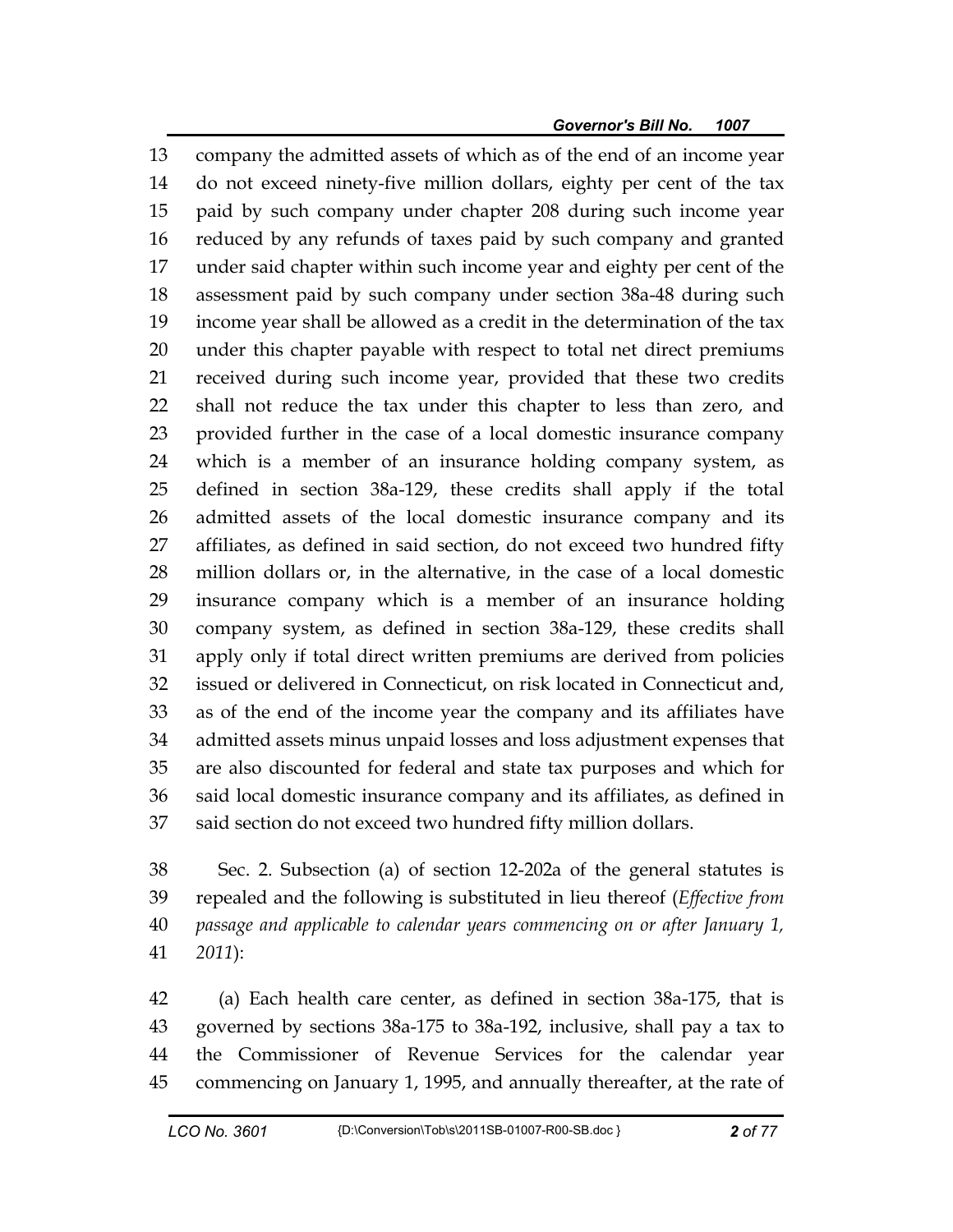company the admitted assets of which as of the end of an income year do not exceed ninety-five million dollars, eighty per cent of the tax paid by such company under chapter 208 during such income year reduced by any refunds of taxes paid by such company and granted under said chapter within such income year and eighty per cent of the assessment paid by such company under section 38a-48 during such income year shall be allowed as a credit in the determination of the tax under this chapter payable with respect to total net direct premiums received during such income year, provided that these two credits shall not reduce the tax under this chapter to less than zero, and provided further in the case of a local domestic insurance company which is a member of an insurance holding company system, as defined in section 38a-129, these credits shall apply if the total admitted assets of the local domestic insurance company and its affiliates, as defined in said section, do not exceed two hundred fifty million dollars or, in the alternative, in the case of a local domestic insurance company which is a member of an insurance holding company system, as defined in section 38a-129, these credits shall apply only if total direct written premiums are derived from policies issued or delivered in Connecticut, on risk located in Connecticut and, as of the end of the income year the company and its affiliates have admitted assets minus unpaid losses and loss adjustment expenses that are also discounted for federal and state tax purposes and which for said local domestic insurance company and its affiliates, as defined in said section do not exceed two hundred fifty million dollars.

Sec. 2. Subsection (a) of section 12-202a of the general statutes is repealed and the following is substituted in lieu thereof (*Effective from passage and applicable to calendar years commencing on or after January 1, 2011*):

(a) Each health care center, as defined in section 38a-175, that is governed by sections 38a-175 to 38a-192, inclusive, shall pay a tax to the Commissioner of Revenue Services for the calendar year commencing on January 1, 1995, and annually thereafter, at the rate of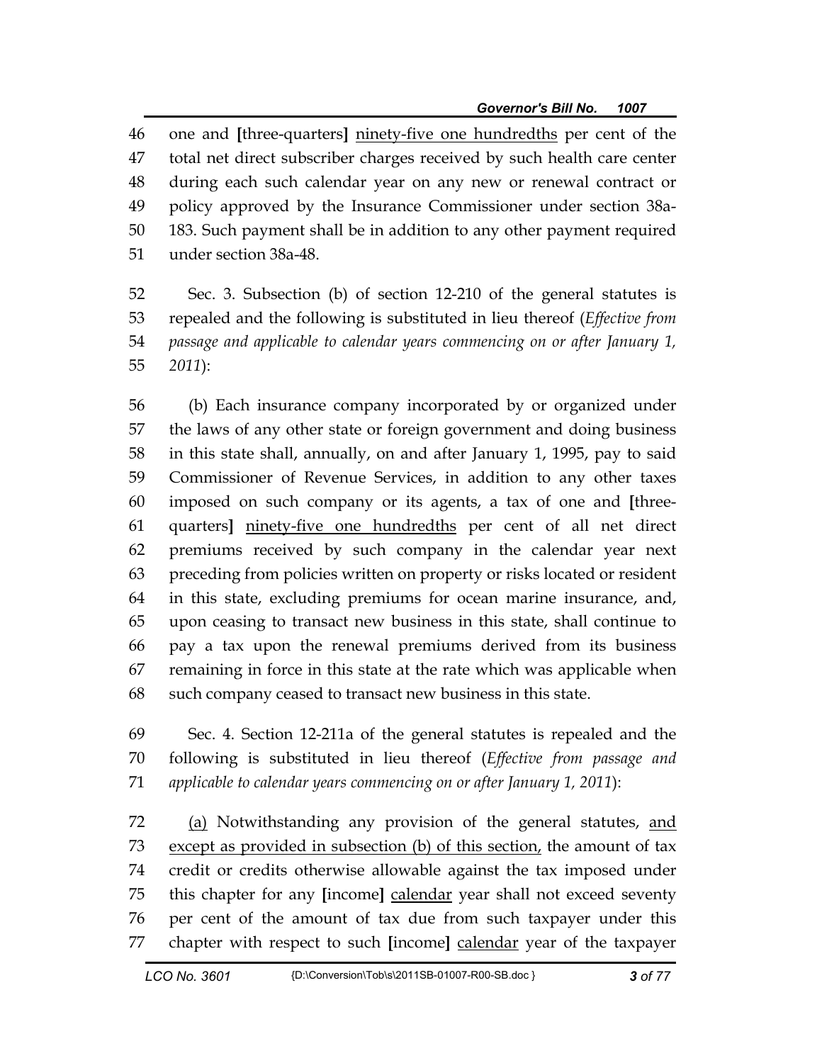46 one and [three-quarters] <u>ninety-five one hundredths</u> per cent of the
47 total net direct subscriber charges received by such health care center
48 during each such calendar year on any new or renewal contract or
49 policy approved by the Insurance Commissioner under section 38a-
50 183. Such payment shall be in addition to any other payment required
51 under section 38a-48.

52 Sec. 3. Subsection (b) of section 12-210 of the general statutes is
53 repealed and the following is substituted in lieu thereof (*Effective from*
54 *passage and applicable to calendar years commencing on or after January 1,*
55 *2011*):

56 (b) Each insurance company incorporated by or organized under
57 the laws of any other state or foreign government and doing business
58 in this state shall, annually, on and after January 1, 1995, pay to said
59 Commissioner of Revenue Services, in addition to any other taxes
60 imposed on such company or its agents, a tax of one and [three-
61 quarters] <u>ninety-five one hundredths</u> per cent of all net direct
62 premiums received by such company in the calendar year next
63 preceding from policies written on property or risks located or resident
64 in this state, excluding premiums for ocean marine insurance, and,
65 upon ceasing to transact new business in this state, shall continue to
66 pay a tax upon the renewal premiums derived from its business
67 remaining in force in this state at the rate which was applicable when
68 such company ceased to transact new business in this state.

69 Sec. 4. Section 12-211a of the general statutes is repealed and the
70 following is substituted in lieu thereof (*Effective from passage and*
71 *applicable to calendar years commencing on or after January 1, 2011*):

72 <u>(a)</u> Notwithstanding any provision of the general statutes, <u>and</u>
73 <u>except as provided in subsection (b) of this section,</u> the amount of tax
74 credit or credits otherwise allowable against the tax imposed under
75 this chapter for any [income] <u>calendar</u> year shall not exceed seventy
76 per cent of the amount of tax due from such taxpayer under this
77 chapter with respect to such [income] <u>calendar</u> year of the taxpayer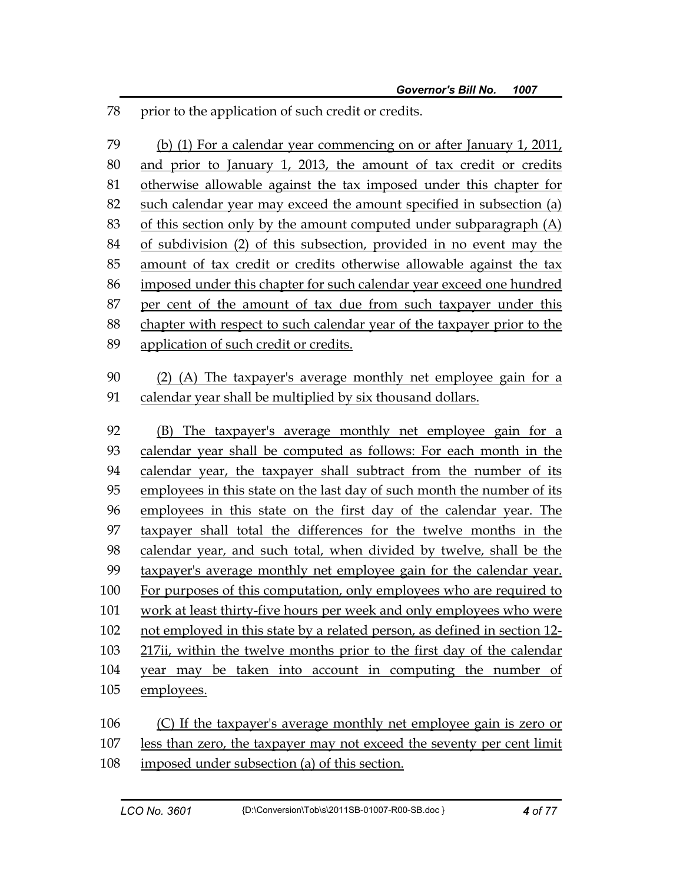78 prior to the application of such credit or credits.

79 (b) (1) For a calendar year commencing on or after January 1, 2011,
80 and prior to January 1, 2013, the amount of tax credit or credits
81 otherwise allowable against the tax imposed under this chapter for
82 such calendar year may exceed the amount specified in subsection (a)
83 of this section only by the amount computed under subparagraph (A)
84 of subdivision (2) of this subsection, provided in no event may the
85 amount of tax credit or credits otherwise allowable against the tax
86 imposed under this chapter for such calendar year exceed one hundred
87 per cent of the amount of tax due from such taxpayer under this
88 chapter with respect to such calendar year of the taxpayer prior to the
89 application of such credit or credits.

90 (2) (A) The taxpayer's average monthly net employee gain for a
91 calendar year shall be multiplied by six thousand dollars.

92 (B) The taxpayer's average monthly net employee gain for a
93 calendar year shall be computed as follows: For each month in the
94 calendar year, the taxpayer shall subtract from the number of its
95 employees in this state on the last day of such month the number of its
96 employees in this state on the first day of the calendar year. The
97 taxpayer shall total the differences for the twelve months in the
98 calendar year, and such total, when divided by twelve, shall be the
99 taxpayer's average monthly net employee gain for the calendar year.
100 For purposes of this computation, only employees who are required to
101 work at least thirty-five hours per week and only employees who were
102 not employed in this state by a related person, as defined in section 12-
103 217ii, within the twelve months prior to the first day of the calendar
104 year may be taken into account in computing the number of
105 employees.

106 (C) If the taxpayer's average monthly net employee gain is zero or
107 less than zero, the taxpayer may not exceed the seventy per cent limit
108 imposed under subsection (a) of this section.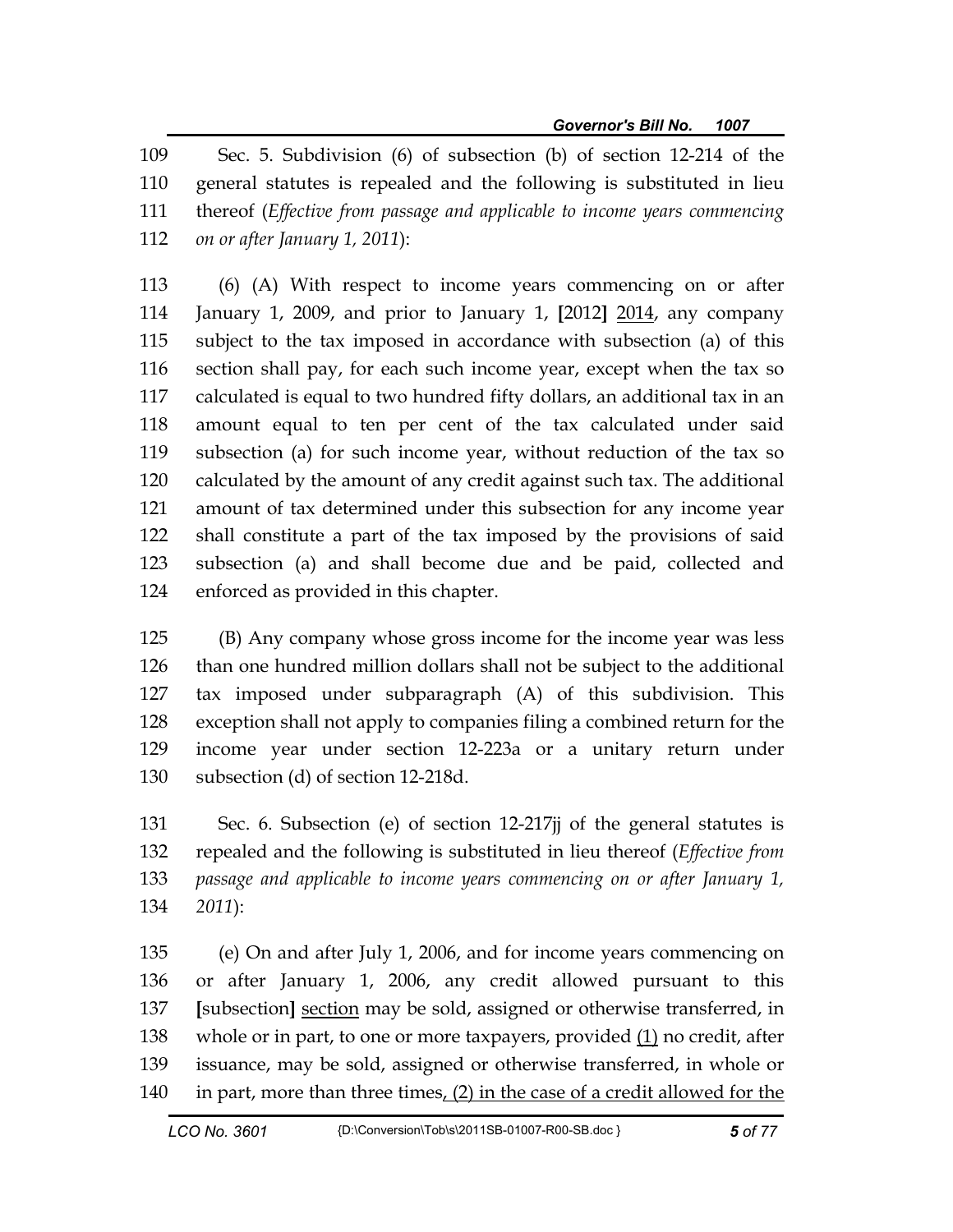Sec. 5. Subdivision (6) of subsection (b) of section 12-214 of the general statutes is repealed and the following is substituted in lieu thereof (*Effective from passage and applicable to income years commencing on or after January 1, 2011*):

(6) (A) With respect to income years commencing on or after January 1, 2009, and prior to January 1, **[**2012**]** <u>2014</u>, any company subject to the tax imposed in accordance with subsection (a) of this section shall pay, for each such income year, except when the tax so calculated is equal to two hundred fifty dollars, an additional tax in an amount equal to ten per cent of the tax calculated under said subsection (a) for such income year, without reduction of the tax so calculated by the amount of any credit against such tax. The additional amount of tax determined under this subsection for any income year shall constitute a part of the tax imposed by the provisions of said subsection (a) and shall become due and be paid, collected and enforced as provided in this chapter.

(B) Any company whose gross income for the income year was less than one hundred million dollars shall not be subject to the additional tax imposed under subparagraph (A) of this subdivision. This exception shall not apply to companies filing a combined return for the income year under section 12-223a or a unitary return under subsection (d) of section 12-218d.

Sec. 6. Subsection (e) of section 12-217jj of the general statutes is repealed and the following is substituted in lieu thereof (*Effective from passage and applicable to income years commencing on or after January 1, 2011*):

(e) On and after July 1, 2006, and for income years commencing on or after January 1, 2006, any credit allowed pursuant to this **[**subsection**]** <u>section</u> may be sold, assigned or otherwise transferred, in whole or in part, to one or more taxpayers, provided <u>(1)</u> no credit, after issuance, may be sold, assigned or otherwise transferred, in whole or in part, more than three times<u>, (2) in the case of a credit allowed for the</u>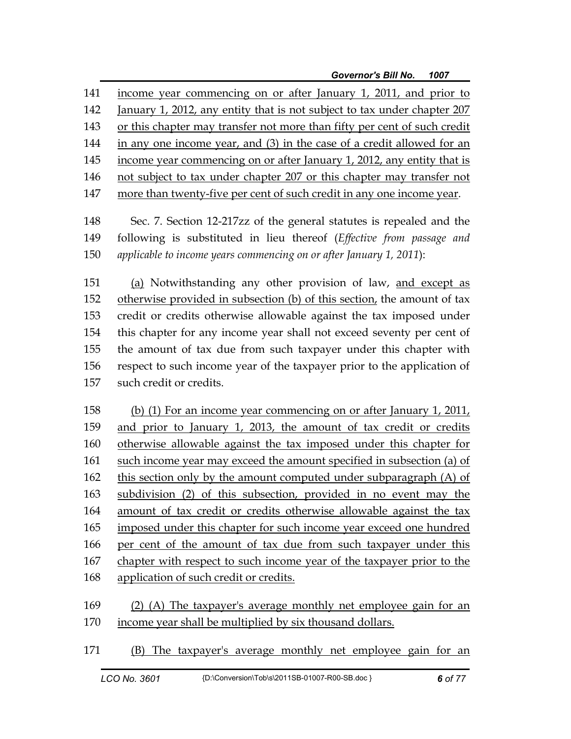income year commencing on or after January 1, 2011, and prior to January 1, 2012, any entity that is not subject to tax under chapter 207 or this chapter may transfer not more than fifty per cent of such credit in any one income year, and (3) in the case of a credit allowed for an income year commencing on or after January 1, 2012, any entity that is not subject to tax under chapter 207 or this chapter may transfer not more than twenty-five per cent of such credit in any one income year.

Sec. 7. Section 12-217zz of the general statutes is repealed and the following is substituted in lieu thereof (*Effective from passage and applicable to income years commencing on or after January 1, 2011*):

(a) Notwithstanding any other provision of law, and except as otherwise provided in subsection (b) of this section, the amount of tax credit or credits otherwise allowable against the tax imposed under this chapter for any income year shall not exceed seventy per cent of the amount of tax due from such taxpayer under this chapter with respect to such income year of the taxpayer prior to the application of such credit or credits.

(b) (1) For an income year commencing on or after January 1, 2011, and prior to January 1, 2013, the amount of tax credit or credits otherwise allowable against the tax imposed under this chapter for such income year may exceed the amount specified in subsection (a) of this section only by the amount computed under subparagraph (A) of subdivision (2) of this subsection, provided in no event may the amount of tax credit or credits otherwise allowable against the tax imposed under this chapter for such income year exceed one hundred per cent of the amount of tax due from such taxpayer under this chapter with respect to such income year of the taxpayer prior to the application of such credit or credits.

(2) (A) The taxpayer's average monthly net employee gain for an income year shall be multiplied by six thousand dollars.

(B) The taxpayer's average monthly net employee gain for an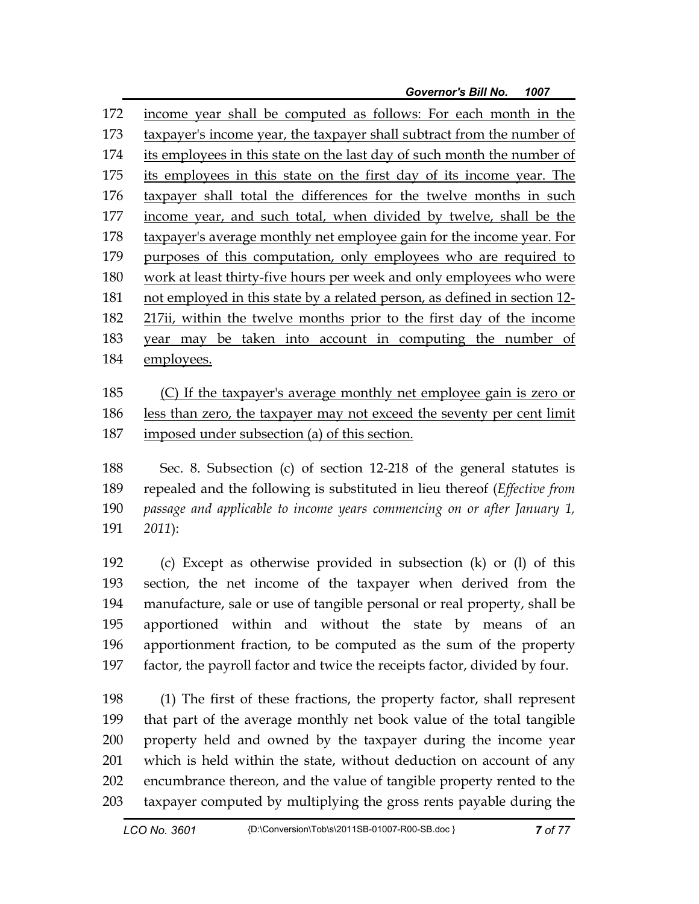income year shall be computed as follows: For each month in the taxpayer's income year, the taxpayer shall subtract from the number of its employees in this state on the last day of such month the number of its employees in this state on the first day of its income year. The taxpayer shall total the differences for the twelve months in such income year, and such total, when divided by twelve, shall be the taxpayer's average monthly net employee gain for the income year. For purposes of this computation, only employees who are required to work at least thirty-five hours per week and only employees who were not employed in this state by a related person, as defined in section 12-217ii, within the twelve months prior to the first day of the income year may be taken into account in computing the number of employees.

(C) If the taxpayer's average monthly net employee gain is zero or less than zero, the taxpayer may not exceed the seventy per cent limit imposed under subsection (a) of this section.

Sec. 8. Subsection (c) of section 12-218 of the general statutes is repealed and the following is substituted in lieu thereof (*Effective from passage and applicable to income years commencing on or after January 1, 2011*):

(c) Except as otherwise provided in subsection (k) or (l) of this section, the net income of the taxpayer when derived from the manufacture, sale or use of tangible personal or real property, shall be apportioned within and without the state by means of an apportionment fraction, to be computed as the sum of the property factor, the payroll factor and twice the receipts factor, divided by four.

(1) The first of these fractions, the property factor, shall represent that part of the average monthly net book value of the total tangible property held and owned by the taxpayer during the income year which is held within the state, without deduction on account of any encumbrance thereon, and the value of tangible property rented to the taxpayer computed by multiplying the gross rents payable during the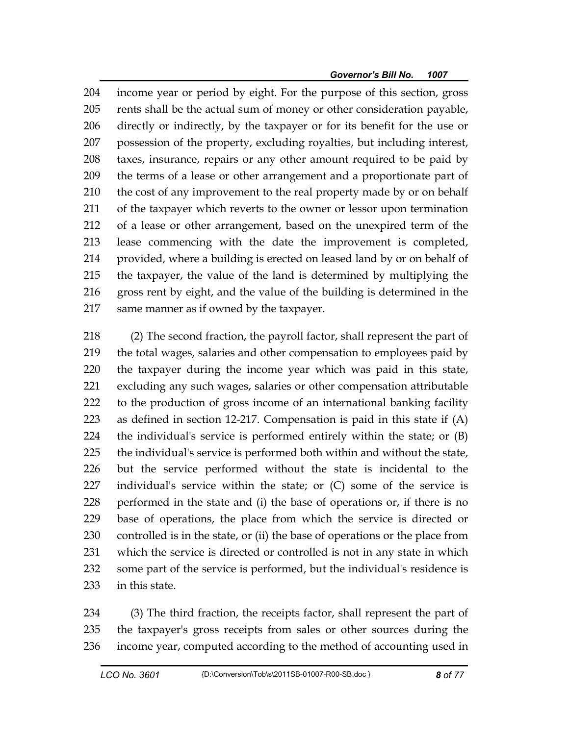income year or period by eight. For the purpose of this section, gross rents shall be the actual sum of money or other consideration payable, directly or indirectly, by the taxpayer or for its benefit for the use or possession of the property, excluding royalties, but including interest, taxes, insurance, repairs or any other amount required to be paid by the terms of a lease or other arrangement and a proportionate part of the cost of any improvement to the real property made by or on behalf of the taxpayer which reverts to the owner or lessor upon termination of a lease or other arrangement, based on the unexpired term of the lease commencing with the date the improvement is completed, provided, where a building is erected on leased land by or on behalf of the taxpayer, the value of the land is determined by multiplying the gross rent by eight, and the value of the building is determined in the same manner as if owned by the taxpayer.

(2) The second fraction, the payroll factor, shall represent the part of the total wages, salaries and other compensation to employees paid by the taxpayer during the income year which was paid in this state, excluding any such wages, salaries or other compensation attributable to the production of gross income of an international banking facility as defined in section 12-217. Compensation is paid in this state if (A) the individual's service is performed entirely within the state; or (B) the individual's service is performed both within and without the state, but the service performed without the state is incidental to the individual's service within the state; or (C) some of the service is performed in the state and (i) the base of operations or, if there is no base of operations, the place from which the service is directed or controlled is in the state, or (ii) the base of operations or the place from which the service is directed or controlled is not in any state in which some part of the service is performed, but the individual's residence is in this state.

(3) The third fraction, the receipts factor, shall represent the part of the taxpayer's gross receipts from sales or other sources during the income year, computed according to the method of accounting used in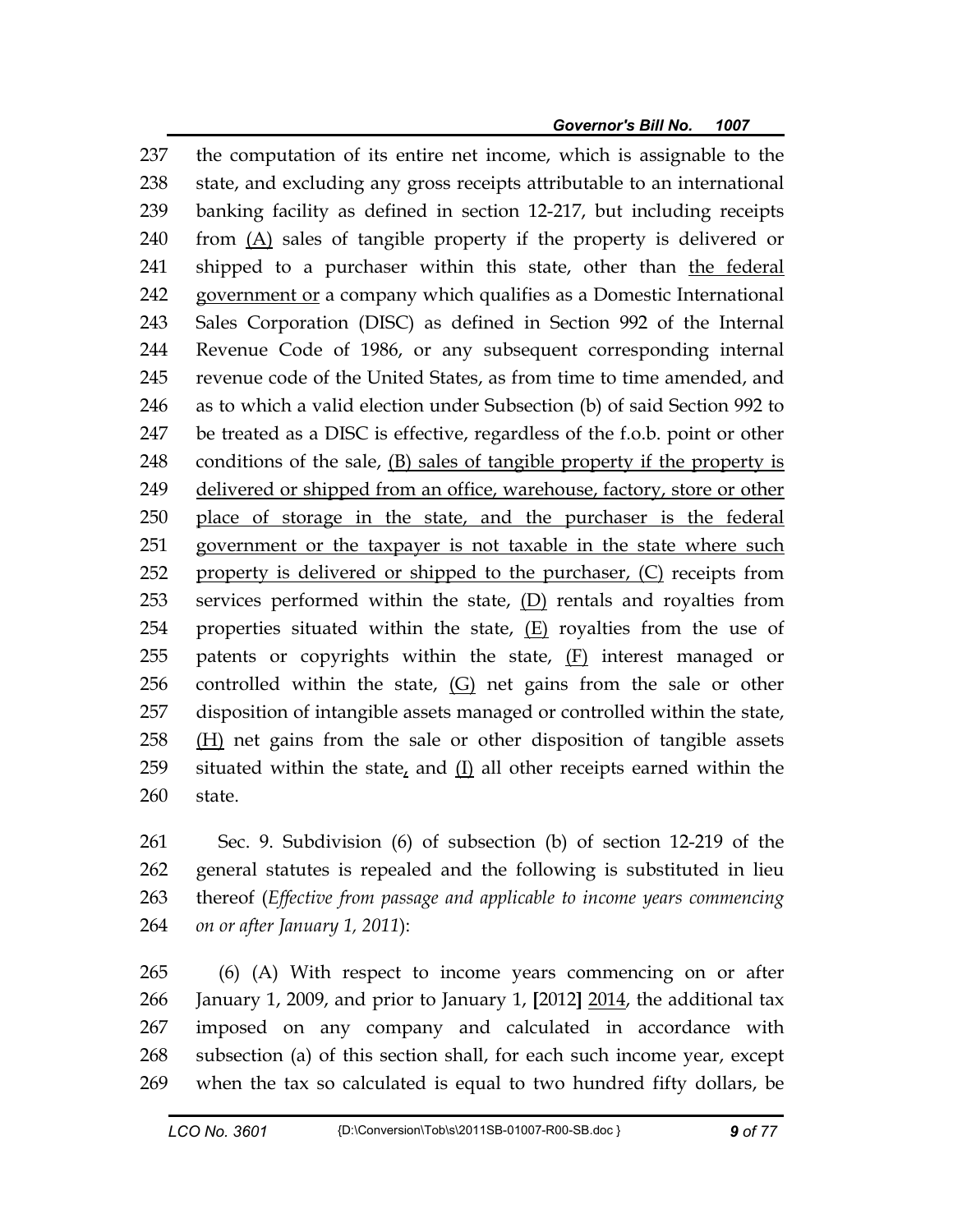the computation of its entire net income, which is assignable to the state, and excluding any gross receipts attributable to an international banking facility as defined in section 12-217, but including receipts from <u>(A)</u> sales of tangible property if the property is delivered or shipped to a purchaser within this state, other than <u>the federal government or</u> a company which qualifies as a Domestic International Sales Corporation (DISC) as defined in Section 992 of the Internal Revenue Code of 1986, or any subsequent corresponding internal revenue code of the United States, as from time to time amended, and as to which a valid election under Subsection (b) of said Section 992 to be treated as a DISC is effective, regardless of the f.o.b. point or other conditions of the sale, <u>(B) sales of tangible property if the property is delivered or shipped from an office, warehouse, factory, store or other place of storage in the state, and the purchaser is the federal government or the taxpayer is not taxable in the state where such property is delivered or shipped to the purchaser, (C)</u> receipts from services performed within the state, <u>(D)</u> rentals and royalties from properties situated within the state, <u>(E)</u> royalties from the use of patents or copyrights within the state, <u>(F)</u> interest managed or controlled within the state, <u>(G)</u> net gains from the sale or other disposition of intangible assets managed or controlled within the state, <u>(H)</u> net gains from the sale or other disposition of tangible assets situated within the state<u>,</u> and <u>(I)</u> all other receipts earned within the state.

Sec. 9. Subdivision (6) of subsection (b) of section 12-219 of the general statutes is repealed and the following is substituted in lieu thereof (*Effective from passage and applicable to income years commencing on or after January 1, 2011*):

(6) (A) With respect to income years commencing on or after January 1, 2009, and prior to January 1, **[**2012**]** <u>2014</u>, the additional tax imposed on any company and calculated in accordance with subsection (a) of this section shall, for each such income year, except when the tax so calculated is equal to two hundred fifty dollars, be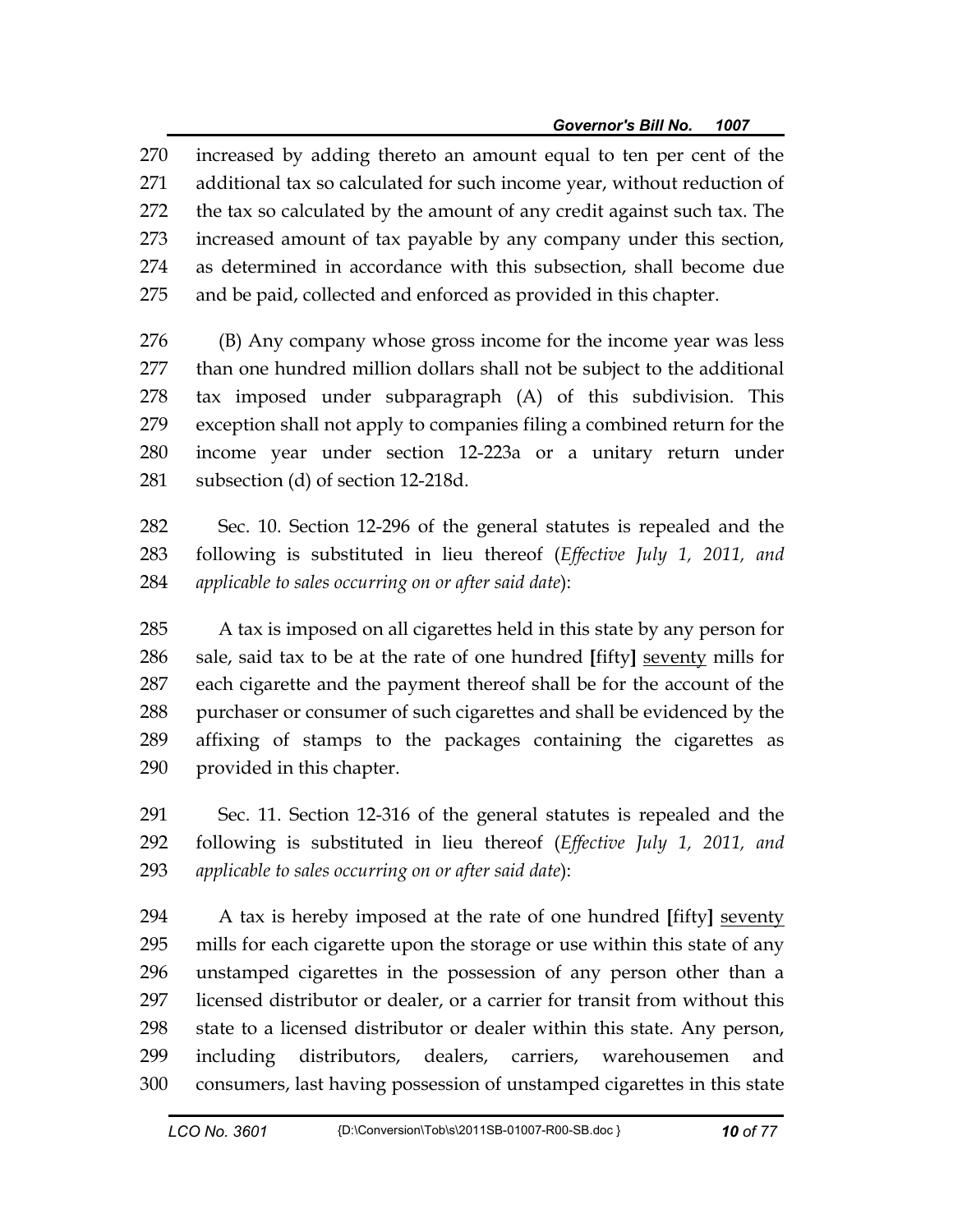increased by adding thereto an amount equal to ten per cent of the additional tax so calculated for such income year, without reduction of the tax so calculated by the amount of any credit against such tax. The increased amount of tax payable by any company under this section, as determined in accordance with this subsection, shall become due and be paid, collected and enforced as provided in this chapter.

(B) Any company whose gross income for the income year was less than one hundred million dollars shall not be subject to the additional tax imposed under subparagraph (A) of this subdivision. This exception shall not apply to companies filing a combined return for the income year under section 12-223a or a unitary return under subsection (d) of section 12-218d.

Sec. 10. Section 12-296 of the general statutes is repealed and the following is substituted in lieu thereof (*Effective July 1, 2011, and applicable to sales occurring on or after said date*):

A tax is imposed on all cigarettes held in this state by any person for sale, said tax to be at the rate of one hundred **[**fifty**]** <u>seventy</u> mills for each cigarette and the payment thereof shall be for the account of the purchaser or consumer of such cigarettes and shall be evidenced by the affixing of stamps to the packages containing the cigarettes as provided in this chapter.

Sec. 11. Section 12-316 of the general statutes is repealed and the following is substituted in lieu thereof (*Effective July 1, 2011, and applicable to sales occurring on or after said date*):

A tax is hereby imposed at the rate of one hundred **[**fifty**]** <u>seventy</u> mills for each cigarette upon the storage or use within this state of any unstamped cigarettes in the possession of any person other than a licensed distributor or dealer, or a carrier for transit from without this state to a licensed distributor or dealer within this state. Any person, including distributors, dealers, carriers, warehousemen and consumers, last having possession of unstamped cigarettes in this state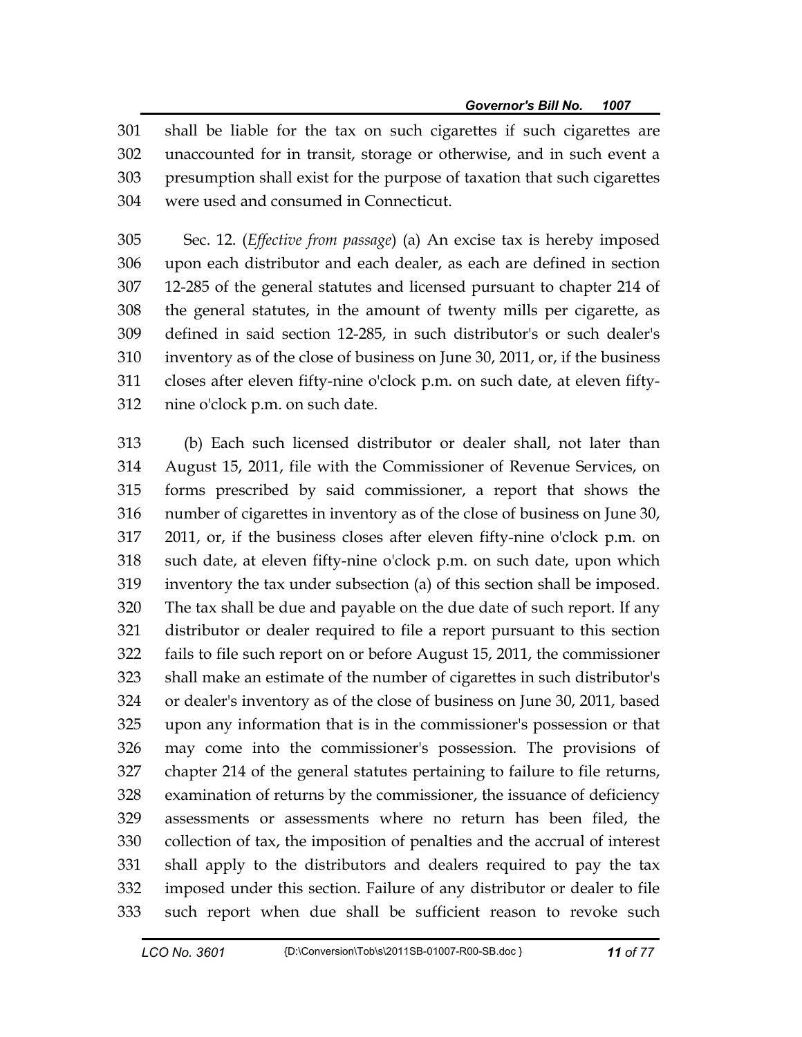shall be liable for the tax on such cigarettes if such cigarettes are unaccounted for in transit, storage or otherwise, and in such event a presumption shall exist for the purpose of taxation that such cigarettes were used and consumed in Connecticut.

Sec. 12. (*Effective from passage*) (a) An excise tax is hereby imposed upon each distributor and each dealer, as each are defined in section 12-285 of the general statutes and licensed pursuant to chapter 214 of the general statutes, in the amount of twenty mills per cigarette, as defined in said section 12-285, in such distributor's or such dealer's inventory as of the close of business on June 30, 2011, or, if the business closes after eleven fifty-nine o'clock p.m. on such date, at eleven fifty-nine o'clock p.m. on such date.

(b) Each such licensed distributor or dealer shall, not later than August 15, 2011, file with the Commissioner of Revenue Services, on forms prescribed by said commissioner, a report that shows the number of cigarettes in inventory as of the close of business on June 30, 2011, or, if the business closes after eleven fifty-nine o'clock p.m. on such date, at eleven fifty-nine o'clock p.m. on such date, upon which inventory the tax under subsection (a) of this section shall be imposed. The tax shall be due and payable on the due date of such report. If any distributor or dealer required to file a report pursuant to this section fails to file such report on or before August 15, 2011, the commissioner shall make an estimate of the number of cigarettes in such distributor's or dealer's inventory as of the close of business on June 30, 2011, based upon any information that is in the commissioner's possession or that may come into the commissioner's possession. The provisions of chapter 214 of the general statutes pertaining to failure to file returns, examination of returns by the commissioner, the issuance of deficiency assessments or assessments where no return has been filed, the collection of tax, the imposition of penalties and the accrual of interest shall apply to the distributors and dealers required to pay the tax imposed under this section. Failure of any distributor or dealer to file such report when due shall be sufficient reason to revoke such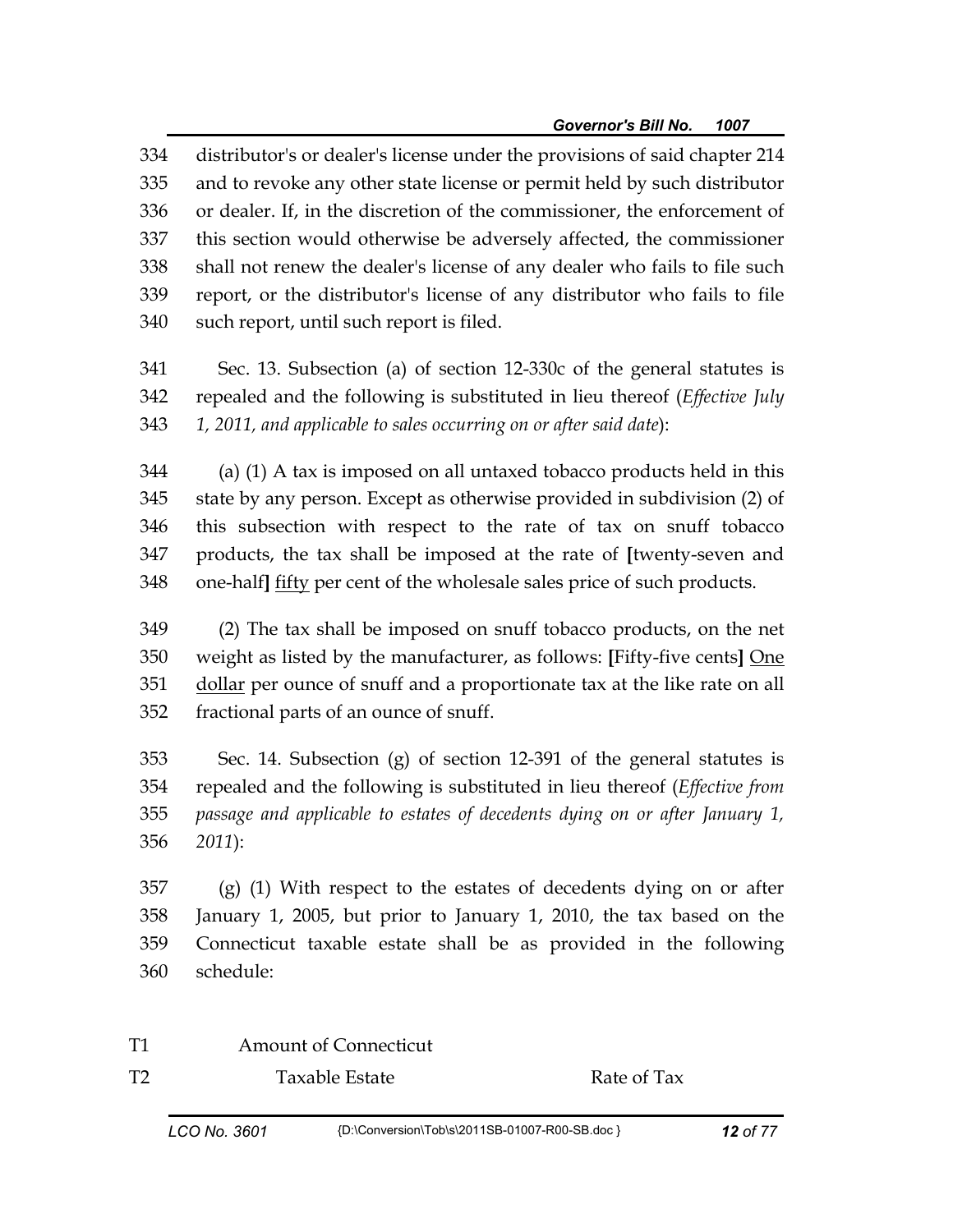334 distributor's or dealer's license under the provisions of said chapter 214
335 and to revoke any other state license or permit held by such distributor
336 or dealer. If, in the discretion of the commissioner, the enforcement of
337 this section would otherwise be adversely affected, the commissioner
338 shall not renew the dealer's license of any dealer who fails to file such
339 report, or the distributor's license of any distributor who fails to file
340 such report, until such report is filed.

341 Sec. 13. Subsection (a) of section 12-330c of the general statutes is
342 repealed and the following is substituted in lieu thereof (*Effective July*
343 *1, 2011, and applicable to sales occurring on or after said date*):

344 (a) (1) A tax is imposed on all untaxed tobacco products held in this
345 state by any person. Except as otherwise provided in subdivision (2) of
346 this subsection with respect to the rate of tax on snuff tobacco
347 products, the tax shall be imposed at the rate of **[**twenty-seven and
348 one-half**]** <u>fifty</u> per cent of the wholesale sales price of such products.

349 (2) The tax shall be imposed on snuff tobacco products, on the net
350 weight as listed by the manufacturer, as follows: **[**Fifty-five cents**]** <u>One</u>
351 <u>dollar</u> per ounce of snuff and a proportionate tax at the like rate on all
352 fractional parts of an ounce of snuff.

353 Sec. 14. Subsection (g) of section 12-391 of the general statutes is
354 repealed and the following is substituted in lieu thereof (*Effective from*
355 *passage and applicable to estates of decedents dying on or after January 1,*
356 *2011*):

357 (g) (1) With respect to the estates of decedents dying on or after
358 January 1, 2005, but prior to January 1, 2010, the tax based on the
359 Connecticut taxable estate shall be as provided in the following
360 schedule:

| | Amount of Connecticut Taxable Estate | Rate of Tax |
|---|---|---|
| T1, T2 | | |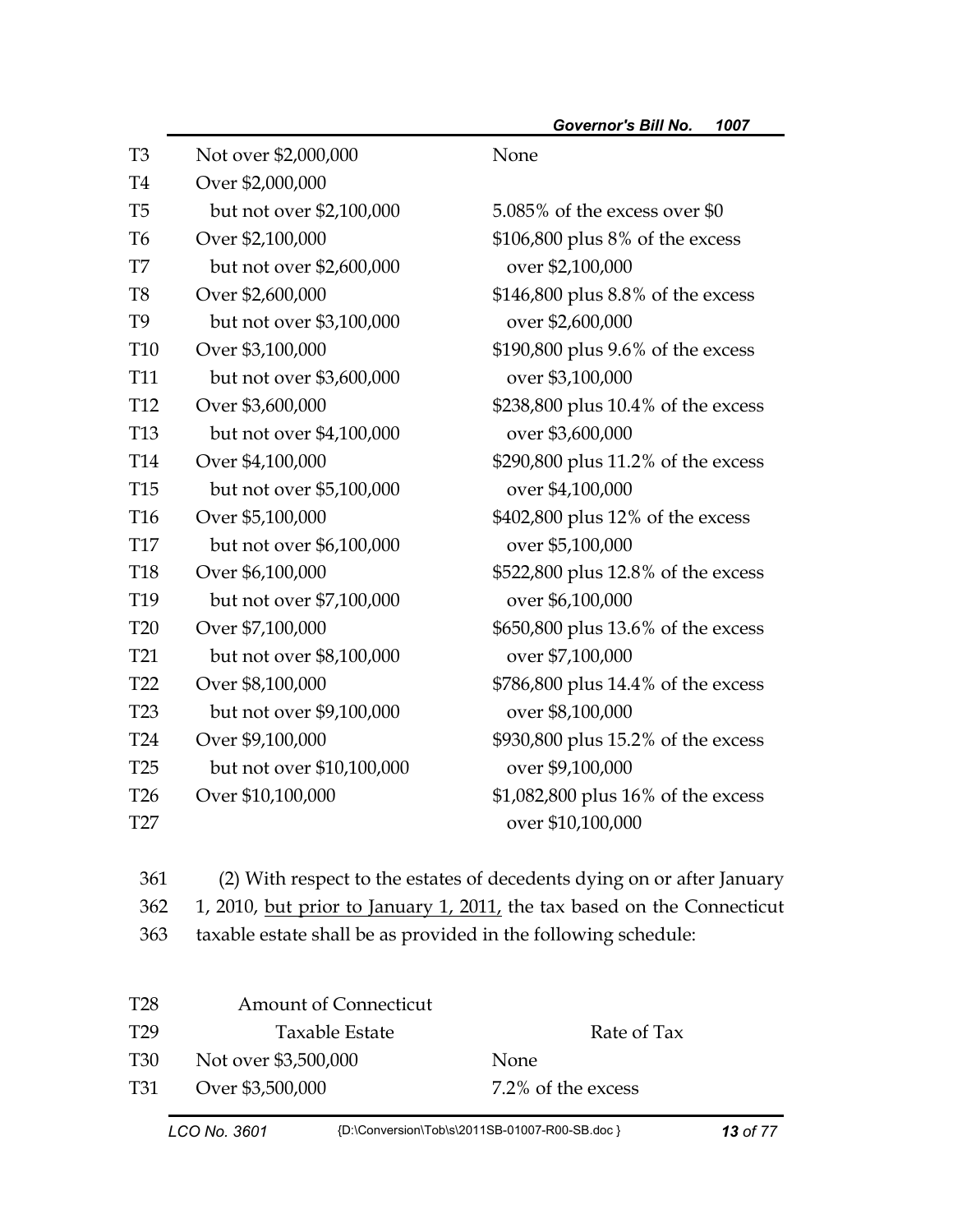| | | |
|---|---|---|
| T3 | Not over $2,000,000 | None |
| T4 | Over $2,000,000 | |
| T5 | but not over $2,100,000 | 5.085% of the excess over $0 |
| T6 | Over $2,100,000 | $106,800 plus 8% of the excess |
| T7 | but not over $2,600,000 | over $2,100,000 |
| T8 | Over $2,600,000 | $146,800 plus 8.8% of the excess |
| T9 | but not over $3,100,000 | over $2,600,000 |
| T10 | Over $3,100,000 | $190,800 plus 9.6% of the excess |
| T11 | but not over $3,600,000 | over $3,100,000 |
| T12 | Over $3,600,000 | $238,800 plus 10.4% of the excess |
| T13 | but not over $4,100,000 | over $3,600,000 |
| T14 | Over $4,100,000 | $290,800 plus 11.2% of the excess |
| T15 | but not over $5,100,000 | over $4,100,000 |
| T16 | Over $5,100,000 | $402,800 plus 12% of the excess |
| T17 | but not over $6,100,000 | over $5,100,000 |
| T18 | Over $6,100,000 | $522,800 plus 12.8% of the excess |
| T19 | but not over $7,100,000 | over $6,100,000 |
| T20 | Over $7,100,000 | $650,800 plus 13.6% of the excess |
| T21 | but not over $8,100,000 | over $7,100,000 |
| T22 | Over $8,100,000 | $786,800 plus 14.4% of the excess |
| T23 | but not over $9,100,000 | over $8,100,000 |
| T24 | Over $9,100,000 | $930,800 plus 15.2% of the excess |
| T25 | but not over $10,100,000 | over $9,100,000 |
| T26 | Over $10,100,000 | $1,082,800 plus 16% of the excess |
| T27 | | over $10,100,000 |

361 (2) With respect to the estates of decedents dying on or after January
362 1, 2010, <u>but prior to January 1, 2011,</u> the tax based on the Connecticut
363 taxable estate shall be as provided in the following schedule:

| | | |
|---|---|---|
| T28 | Amount of Connecticut | |
| T29 | Taxable Estate | Rate of Tax |
| T30 | Not over $3,500,000 | None |
| T31 | Over $3,500,000 | 7.2% of the excess |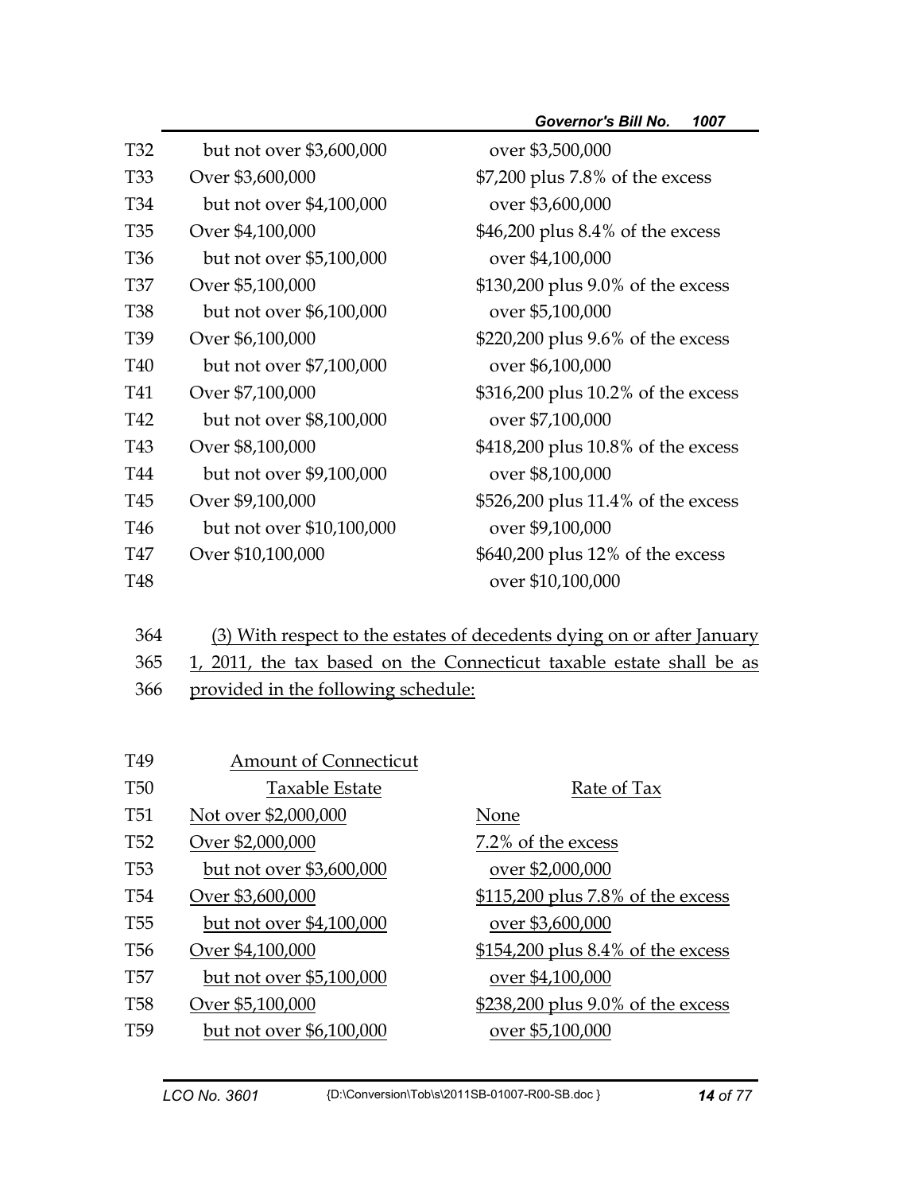| | | |
|---|---|---|
| T32 | but not over $3,600,000 | over $3,500,000 |
| T33 | Over $3,600,000 | $7,200 plus 7.8% of the excess |
| T34 | but not over $4,100,000 | over $3,600,000 |
| T35 | Over $4,100,000 | $46,200 plus 8.4% of the excess |
| T36 | but not over $5,100,000 | over $4,100,000 |
| T37 | Over $5,100,000 | $130,200 plus 9.0% of the excess |
| T38 | but not over $6,100,000 | over $5,100,000 |
| T39 | Over $6,100,000 | $220,200 plus 9.6% of the excess |
| T40 | but not over $7,100,000 | over $6,100,000 |
| T41 | Over $7,100,000 | $316,200 plus 10.2% of the excess |
| T42 | but not over $8,100,000 | over $7,100,000 |
| T43 | Over $8,100,000 | $418,200 plus 10.8% of the excess |
| T44 | but not over $9,100,000 | over $8,100,000 |
| T45 | Over $9,100,000 | $526,200 plus 11.4% of the excess |
| T46 | but not over $10,100,000 | over $9,100,000 |
| T47 | Over $10,100,000 | $640,200 plus 12% of the excess |
| T48 | | over $10,100,000 |

364 (3) With respect to the estates of decedents dying on or after January
365 1, 2011, the tax based on the Connecticut taxable estate shall be as
366 provided in the following schedule:

| | | |
|---|---|---|
| T49 | Amount of Connecticut | |
| T50 | Taxable Estate | Rate of Tax |
| T51 | Not over $2,000,000 | None |
| T52 | Over $2,000,000 | 7.2% of the excess |
| T53 | but not over $3,600,000 | over $2,000,000 |
| T54 | Over $3,600,000 | $115,200 plus 7.8% of the excess |
| T55 | but not over $4,100,000 | over $3,600,000 |
| T56 | Over $4,100,000 | $154,200 plus 8.4% of the excess |
| T57 | but not over $5,100,000 | over $4,100,000 |
| T58 | Over $5,100,000 | $238,200 plus 9.0% of the excess |
| T59 | but not over $6,100,000 | over $5,100,000 |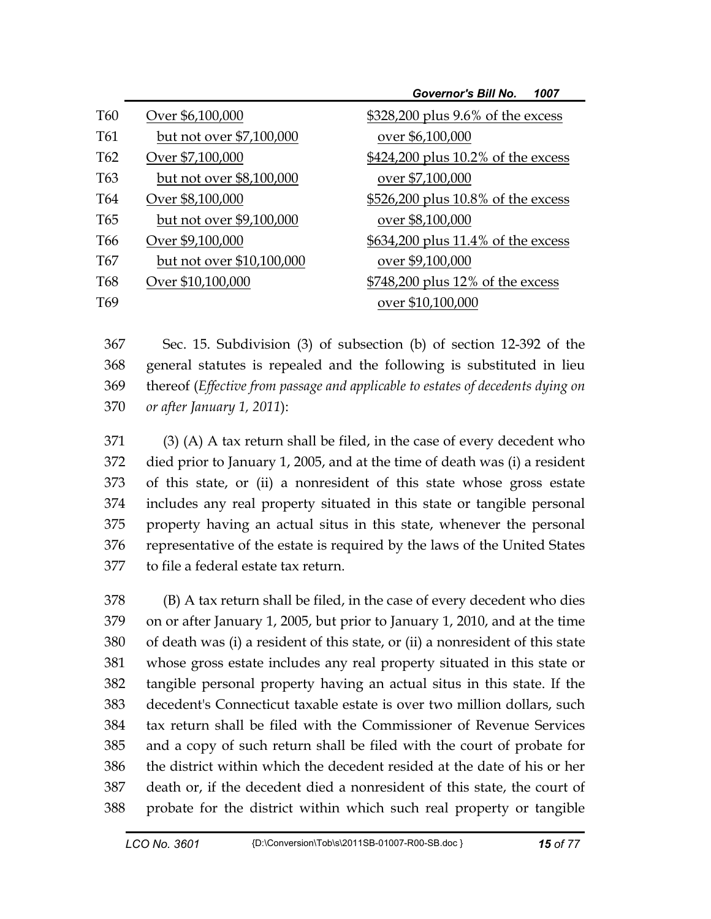| | | |
|---|---|---|
| T60 | Over $6,100,000 | $328,200 plus 9.6% of the excess |
| T61 | but not over $7,100,000 | over $6,100,000 |
| T62 | Over $7,100,000 | $424,200 plus 10.2% of the excess |
| T63 | but not over $8,100,000 | over $7,100,000 |
| T64 | Over $8,100,000 | $526,200 plus 10.8% of the excess |
| T65 | but not over $9,100,000 | over $8,100,000 |
| T66 | Over $9,100,000 | $634,200 plus 11.4% of the excess |
| T67 | but not over $10,100,000 | over $9,100,000 |
| T68 | Over $10,100,000 | $748,200 plus 12% of the excess |
| T69 | | over $10,100,000 |

367 Sec. 15. Subdivision (3) of subsection (b) of section 12-392 of the
368 general statutes is repealed and the following is substituted in lieu
369 thereof (*Effective from passage and applicable to estates of decedents dying on*
370 *or after January 1, 2011*):

371 (3) (A) A tax return shall be filed, in the case of every decedent who
372 died prior to January 1, 2005, and at the time of death was (i) a resident
373 of this state, or (ii) a nonresident of this state whose gross estate
374 includes any real property situated in this state or tangible personal
375 property having an actual situs in this state, whenever the personal
376 representative of the estate is required by the laws of the United States
377 to file a federal estate tax return.

378 (B) A tax return shall be filed, in the case of every decedent who dies
379 on or after January 1, 2005, but prior to January 1, 2010, and at the time
380 of death was (i) a resident of this state, or (ii) a nonresident of this state
381 whose gross estate includes any real property situated in this state or
382 tangible personal property having an actual situs in this state. If the
383 decedent's Connecticut taxable estate is over two million dollars, such
384 tax return shall be filed with the Commissioner of Revenue Services
385 and a copy of such return shall be filed with the court of probate for
386 the district within which the decedent resided at the date of his or her
387 death or, if the decedent died a nonresident of this state, the court of
388 probate for the district within which such real property or tangible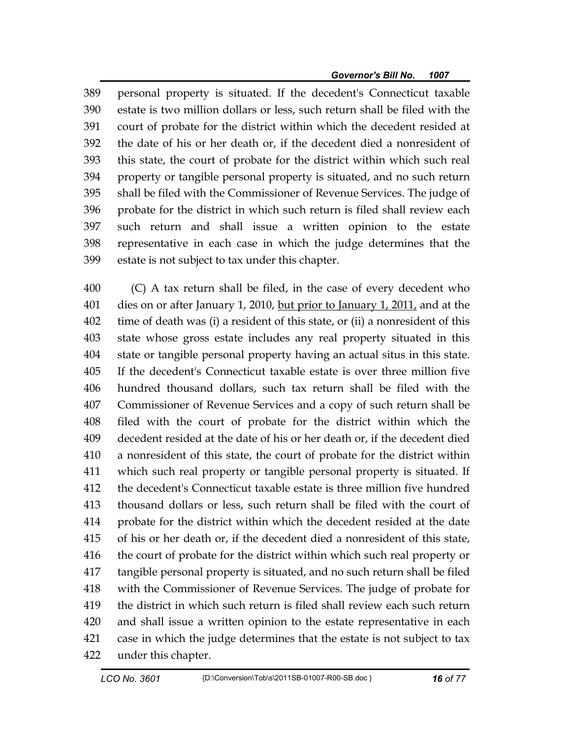personal property is situated. If the decedent's Connecticut taxable estate is two million dollars or less, such return shall be filed with the court of probate for the district within which the decedent resided at the date of his or her death or, if the decedent died a nonresident of this state, the court of probate for the district within which such real property or tangible personal property is situated, and no such return shall be filed with the Commissioner of Revenue Services. The judge of probate for the district in which such return is filed shall review each such return and shall issue a written opinion to the estate representative in each case in which the judge determines that the estate is not subject to tax under this chapter.

(C) A tax return shall be filed, in the case of every decedent who dies on or after January 1, 2010, <u>but prior to January 1, 2011,</u> and at the time of death was (i) a resident of this state, or (ii) a nonresident of this state whose gross estate includes any real property situated in this state or tangible personal property having an actual situs in this state. If the decedent's Connecticut taxable estate is over three million five hundred thousand dollars, such tax return shall be filed with the Commissioner of Revenue Services and a copy of such return shall be filed with the court of probate for the district within which the decedent resided at the date of his or her death or, if the decedent died a nonresident of this state, the court of probate for the district within which such real property or tangible personal property is situated. If the decedent's Connecticut taxable estate is three million five hundred thousand dollars or less, such return shall be filed with the court of probate for the district within which the decedent resided at the date of his or her death or, if the decedent died a nonresident of this state, the court of probate for the district within which such real property or tangible personal property is situated, and no such return shall be filed with the Commissioner of Revenue Services. The judge of probate for the district in which such return is filed shall review each such return and shall issue a written opinion to the estate representative in each case in which the judge determines that the estate is not subject to tax under this chapter.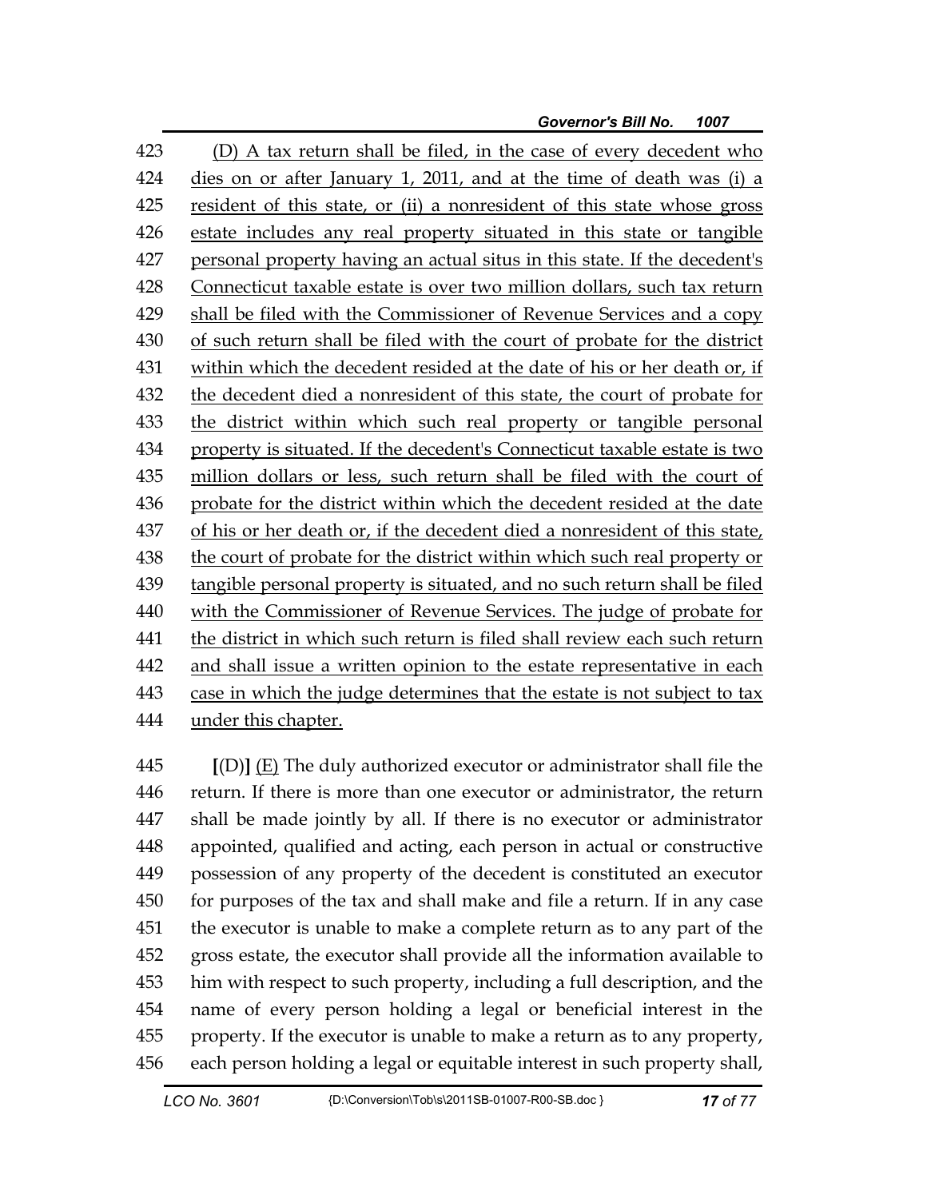(D) A tax return shall be filed, in the case of every decedent who dies on or after January 1, 2011, and at the time of death was (i) a resident of this state, or (ii) a nonresident of this state whose gross estate includes any real property situated in this state or tangible personal property having an actual situs in this state. If the decedent's Connecticut taxable estate is over two million dollars, such tax return shall be filed with the Commissioner of Revenue Services and a copy of such return shall be filed with the court of probate for the district within which the decedent resided at the date of his or her death or, if the decedent died a nonresident of this state, the court of probate for the district within which such real property or tangible personal property is situated. If the decedent's Connecticut taxable estate is two million dollars or less, such return shall be filed with the court of probate for the district within which the decedent resided at the date of his or her death or, if the decedent died a nonresident of this state, the court of probate for the district within which such real property or tangible personal property is situated, and no such return shall be filed with the Commissioner of Revenue Services. The judge of probate for the district in which such return is filed shall review each such return and shall issue a written opinion to the estate representative in each case in which the judge determines that the estate is not subject to tax under this chapter.

[(D)] (E) The duly authorized executor or administrator shall file the return. If there is more than one executor or administrator, the return shall be made jointly by all. If there is no executor or administrator appointed, qualified and acting, each person in actual or constructive possession of any property of the decedent is constituted an executor for purposes of the tax and shall make and file a return. If in any case the executor is unable to make a complete return as to any part of the gross estate, the executor shall provide all the information available to him with respect to such property, including a full description, and the name of every person holding a legal or beneficial interest in the property. If the executor is unable to make a return as to any property, each person holding a legal or equitable interest in such property shall,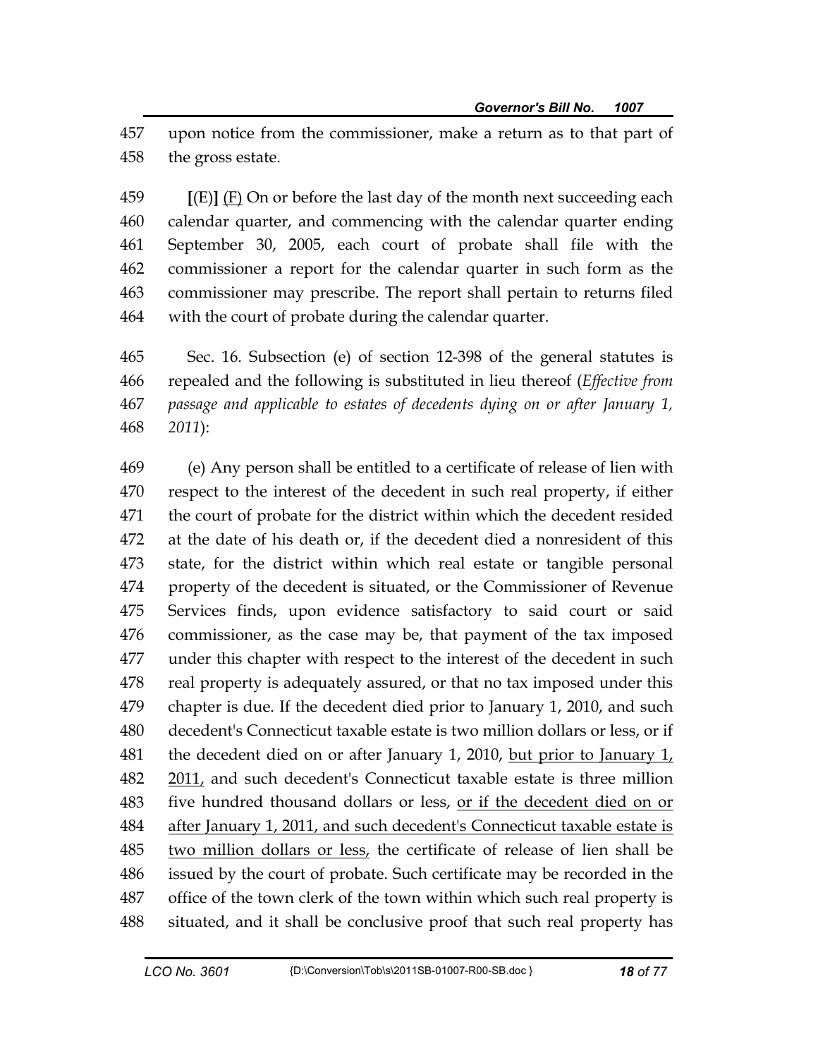upon notice from the commissioner, make a return as to that part of the gross estate.

[(E)] <u>(F)</u> On or before the last day of the month next succeeding each calendar quarter, and commencing with the calendar quarter ending September 30, 2005, each court of probate shall file with the commissioner a report for the calendar quarter in such form as the commissioner may prescribe. The report shall pertain to returns filed with the court of probate during the calendar quarter.

Sec. 16. Subsection (e) of section 12-398 of the general statutes is repealed and the following is substituted in lieu thereof (*Effective from passage and applicable to estates of decedents dying on or after January 1, 2011*):

(e) Any person shall be entitled to a certificate of release of lien with respect to the interest of the decedent in such real property, if either the court of probate for the district within which the decedent resided at the date of his death or, if the decedent died a nonresident of this state, for the district within which real estate or tangible personal property of the decedent is situated, or the Commissioner of Revenue Services finds, upon evidence satisfactory to said court or said commissioner, as the case may be, that payment of the tax imposed under this chapter with respect to the interest of the decedent in such real property is adequately assured, or that no tax imposed under this chapter is due. If the decedent died prior to January 1, 2010, and such decedent's Connecticut taxable estate is two million dollars or less, or if the decedent died on or after January 1, 2010, <u>but prior to January 1, 2011,</u> and such decedent's Connecticut taxable estate is three million five hundred thousand dollars or less, <u>or if the decedent died on or after January 1, 2011, and such decedent's Connecticut taxable estate is two million dollars or less,</u> the certificate of release of lien shall be issued by the court of probate. Such certificate may be recorded in the office of the town clerk of the town within which such real property is situated, and it shall be conclusive proof that such real property has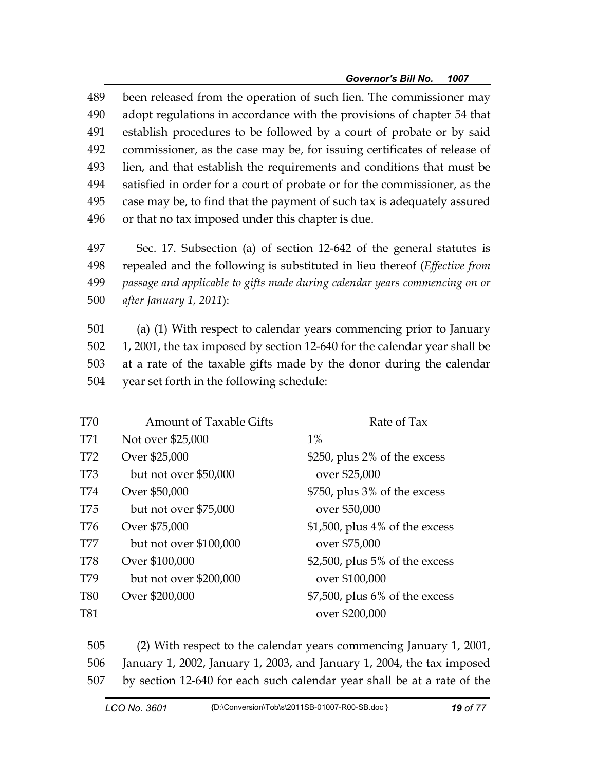been released from the operation of such lien. The commissioner may adopt regulations in accordance with the provisions of chapter 54 that establish procedures to be followed by a court of probate or by said commissioner, as the case may be, for issuing certificates of release of lien, and that establish the requirements and conditions that must be satisfied in order for a court of probate or for the commissioner, as the case may be, to find that the payment of such tax is adequately assured or that no tax imposed under this chapter is due.

Sec. 17. Subsection (a) of section 12-642 of the general statutes is repealed and the following is substituted in lieu thereof (*Effective from passage and applicable to gifts made during calendar years commencing on or after January 1, 2011*):

(a) (1) With respect to calendar years commencing prior to January 1, 2001, the tax imposed by section 12-640 for the calendar year shall be at a rate of the taxable gifts made by the donor during the calendar year set forth in the following schedule:

| Amount of Taxable Gifts | Rate of Tax |
|---|---|
| Not over $25,000 | 1% |
| Over $25,000 but not over $50,000 | $250, plus 2% of the excess over $25,000 |
| Over $50,000 but not over $75,000 | $750, plus 3% of the excess over $50,000 |
| Over $75,000 but not over $100,000 | $1,500, plus 4% of the excess over $75,000 |
| Over $100,000 but not over $200,000 | $2,500, plus 5% of the excess over $100,000 |
| Over $200,000 | $7,500, plus 6% of the excess over $200,000 |

(2) With respect to the calendar years commencing January 1, 2001, January 1, 2002, January 1, 2003, and January 1, 2004, the tax imposed by section 12-640 for each such calendar year shall be at a rate of the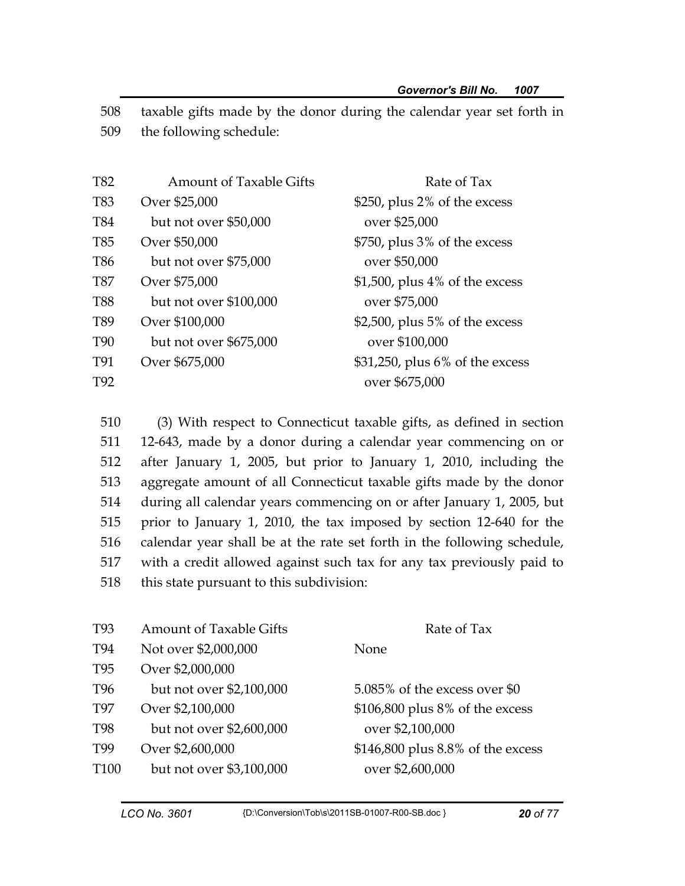508 taxable gifts made by the donor during the calendar year set forth in
509 the following schedule:

| | Amount of Taxable Gifts | Rate of Tax |
|---|---|---|
| T82 | Amount of Taxable Gifts | Rate of Tax |
| T83 | Over $25,000 | $250, plus 2% of the excess |
| T84 | but not over $50,000 | over $25,000 |
| T85 | Over $50,000 | $750, plus 3% of the excess |
| T86 | but not over $75,000 | over $50,000 |
| T87 | Over $75,000 | $1,500, plus 4% of the excess |
| T88 | but not over $100,000 | over $75,000 |
| T89 | Over $100,000 | $2,500, plus 5% of the excess |
| T90 | but not over $675,000 | over $100,000 |
| T91 | Over $675,000 | $31,250, plus 6% of the excess |
| T92 | | over $675,000 |

510 (3) With respect to Connecticut taxable gifts, as defined in section
511 12-643, made by a donor during a calendar year commencing on or
512 after January 1, 2005, but prior to January 1, 2010, including the
513 aggregate amount of all Connecticut taxable gifts made by the donor
514 during all calendar years commencing on or after January 1, 2005, but
515 prior to January 1, 2010, the tax imposed by section 12-640 for the
516 calendar year shall be at the rate set forth in the following schedule,
517 with a credit allowed against such tax for any tax previously paid to
518 this state pursuant to this subdivision:

| | Amount of Taxable Gifts | Rate of Tax |
|---|---|---|
| T93 | Amount of Taxable Gifts | Rate of Tax |
| T94 | Not over $2,000,000 | None |
| T95 | Over $2,000,000 | |
| T96 | but not over $2,100,000 | 5.085% of the excess over $0 |
| T97 | Over $2,100,000 | $106,800 plus 8% of the excess |
| T98 | but not over $2,600,000 | over $2,100,000 |
| T99 | Over $2,600,000 | $146,800 plus 8.8% of the excess |
| T100 | but not over $3,100,000 | over $2,600,000 |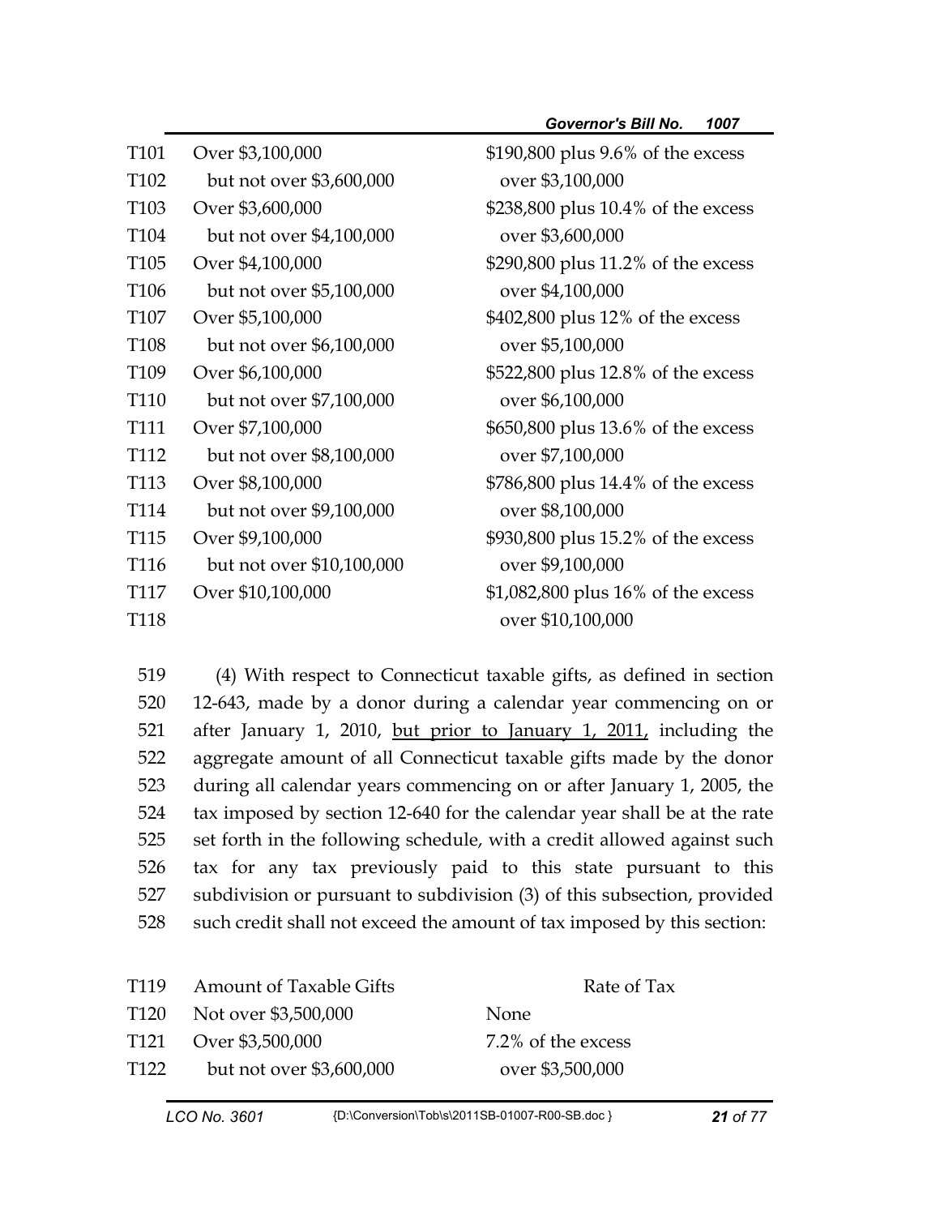| | | |
|---|---|---|
| T101 | Over $3,100,000 | $190,800 plus 9.6% of the excess |
| T102 | but not over $3,600,000 | over $3,100,000 |
| T103 | Over $3,600,000 | $238,800 plus 10.4% of the excess |
| T104 | but not over $4,100,000 | over $3,600,000 |
| T105 | Over $4,100,000 | $290,800 plus 11.2% of the excess |
| T106 | but not over $5,100,000 | over $4,100,000 |
| T107 | Over $5,100,000 | $402,800 plus 12% of the excess |
| T108 | but not over $6,100,000 | over $5,100,000 |
| T109 | Over $6,100,000 | $522,800 plus 12.8% of the excess |
| T110 | but not over $7,100,000 | over $6,100,000 |
| T111 | Over $7,100,000 | $650,800 plus 13.6% of the excess |
| T112 | but not over $8,100,000 | over $7,100,000 |
| T113 | Over $8,100,000 | $786,800 plus 14.4% of the excess |
| T114 | but not over $9,100,000 | over $8,100,000 |
| T115 | Over $9,100,000 | $930,800 plus 15.2% of the excess |
| T116 | but not over $10,100,000 | over $9,100,000 |
| T117 | Over $10,100,000 | $1,082,800 plus 16% of the excess |
| T118 | | over $10,100,000 |

519 (4) With respect to Connecticut taxable gifts, as defined in section
520 12-643, made by a donor during a calendar year commencing on or
521 after January 1, 2010, <u>but prior to January 1, 2011,</u> including the
522 aggregate amount of all Connecticut taxable gifts made by the donor
523 during all calendar years commencing on or after January 1, 2005, the
524 tax imposed by section 12-640 for the calendar year shall be at the rate
525 set forth in the following schedule, with a credit allowed against such
526 tax for any tax previously paid to this state pursuant to this
527 subdivision or pursuant to subdivision (3) of this subsection, provided
528 such credit shall not exceed the amount of tax imposed by this section:

| T119 | Amount of Taxable Gifts | Rate of Tax |
|---|---|---|
| T120 | Not over $3,500,000 | None |
| T121 | Over $3,500,000 | 7.2% of the excess |
| T122 | but not over $3,600,000 | over $3,500,000 |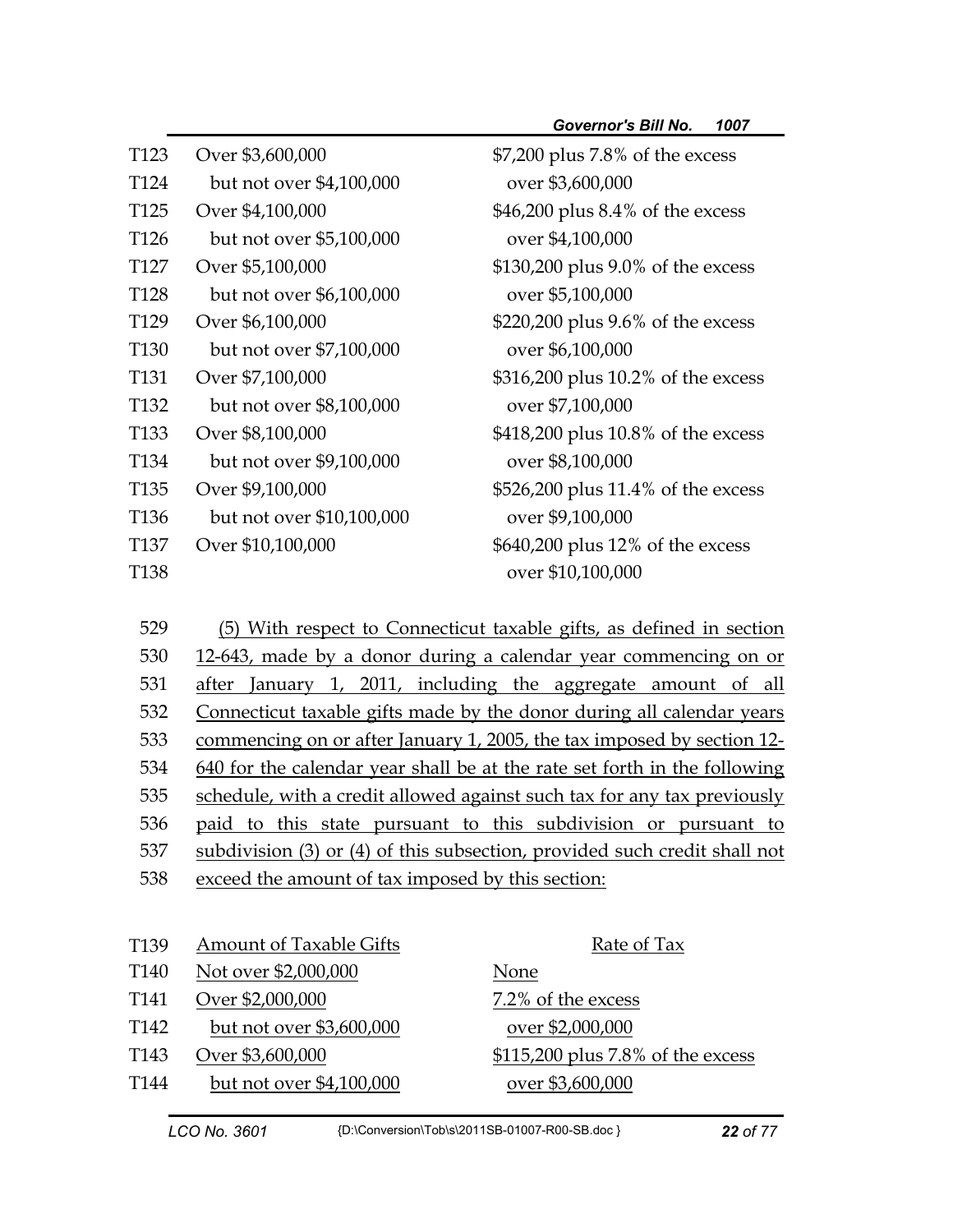| | | |
|---|---|---|
| T123 | Over $3,600,000 | $7,200 plus 7.8% of the excess |
| T124 | but not over $4,100,000 | over $3,600,000 |
| T125 | Over $4,100,000 | $46,200 plus 8.4% of the excess |
| T126 | but not over $5,100,000 | over $4,100,000 |
| T127 | Over $5,100,000 | $130,200 plus 9.0% of the excess |
| T128 | but not over $6,100,000 | over $5,100,000 |
| T129 | Over $6,100,000 | $220,200 plus 9.6% of the excess |
| T130 | but not over $7,100,000 | over $6,100,000 |
| T131 | Over $7,100,000 | $316,200 plus 10.2% of the excess |
| T132 | but not over $8,100,000 | over $7,100,000 |
| T133 | Over $8,100,000 | $418,200 plus 10.8% of the excess |
| T134 | but not over $9,100,000 | over $8,100,000 |
| T135 | Over $9,100,000 | $526,200 plus 11.4% of the excess |
| T136 | but not over $10,100,000 | over $9,100,000 |
| T137 | Over $10,100,000 | $640,200 plus 12% of the excess |
| T138 | | over $10,100,000 |

529 (5) With respect to Connecticut taxable gifts, as defined in section
530 12-643, made by a donor during a calendar year commencing on or
531 after January 1, 2011, including the aggregate amount of all
532 Connecticut taxable gifts made by the donor during all calendar years
533 commencing on or after January 1, 2005, the tax imposed by section 12-
534 640 for the calendar year shall be at the rate set forth in the following
535 schedule, with a credit allowed against such tax for any tax previously
536 paid to this state pursuant to this subdivision or pursuant to
537 subdivision (3) or (4) of this subsection, provided such credit shall not
538 exceed the amount of tax imposed by this section:

| T139 | Amount of Taxable Gifts | Rate of Tax |
|---|---|---|
| T140 | Not over $2,000,000 | None |
| T141 | Over $2,000,000 | 7.2% of the excess |
| T142 | but not over $3,600,000 | over $2,000,000 |
| T143 | Over $3,600,000 | $115,200 plus 7.8% of the excess |
| T144 | but not over $4,100,000 | over $3,600,000 |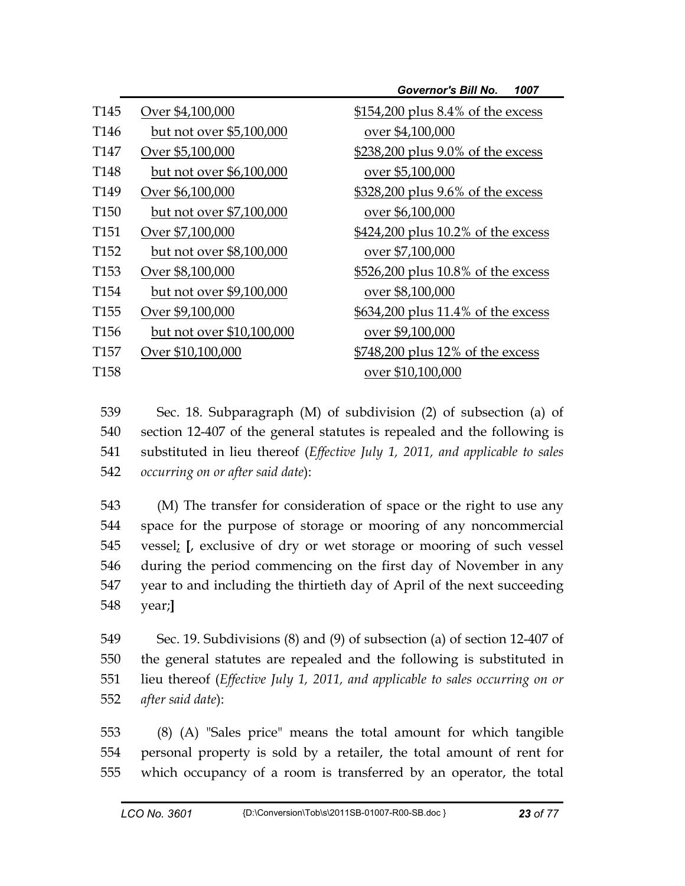| | | |
|---|---|---|
| T145 | <u>Over $4,100,000</u> | <u>$154,200 plus 8.4% of the excess</u> |
| T146 | <u>but not over $5,100,000</u> | <u>over $4,100,000</u> |
| T147 | <u>Over $5,100,000</u> | <u>$238,200 plus 9.0% of the excess</u> |
| T148 | <u>but not over $6,100,000</u> | <u>over $5,100,000</u> |
| T149 | <u>Over $6,100,000</u> | <u>$328,200 plus 9.6% of the excess</u> |
| T150 | <u>but not over $7,100,000</u> | <u>over $6,100,000</u> |
| T151 | <u>Over $7,100,000</u> | <u>$424,200 plus 10.2% of the excess</u> |
| T152 | <u>but not over $8,100,000</u> | <u>over $7,100,000</u> |
| T153 | <u>Over $8,100,000</u> | <u>$526,200 plus 10.8% of the excess</u> |
| T154 | <u>but not over $9,100,000</u> | <u>over $8,100,000</u> |
| T155 | <u>Over $9,100,000</u> | <u>$634,200 plus 11.4% of the excess</u> |
| T156 | <u>but not over $10,100,000</u> | <u>over $9,100,000</u> |
| T157 | <u>Over $10,100,000</u> | <u>$748,200 plus 12% of the excess</u> |
| T158 | | <u>over $10,100,000</u> |

539 Sec. 18. Subparagraph (M) of subdivision (2) of subsection (a) of
540 section 12-407 of the general statutes is repealed and the following is
541 substituted in lieu thereof (*Effective July 1, 2011, and applicable to sales*
542 *occurring on or after said date*):

543 (M) The transfer for consideration of space or the right to use any
544 space for the purpose of storage or mooring of any noncommercial
545 vessel<u>;</u> **[**, exclusive of dry or wet storage or mooring of such vessel
546 during the period commencing on the first day of November in any
547 year to and including the thirtieth day of April of the next succeeding
548 year;**]**

549 Sec. 19. Subdivisions (8) and (9) of subsection (a) of section 12-407 of
550 the general statutes are repealed and the following is substituted in
551 lieu thereof (*Effective July 1, 2011, and applicable to sales occurring on or*
552 *after said date*):

553 (8) (A) "Sales price" means the total amount for which tangible
554 personal property is sold by a retailer, the total amount of rent for
555 which occupancy of a room is transferred by an operator, the total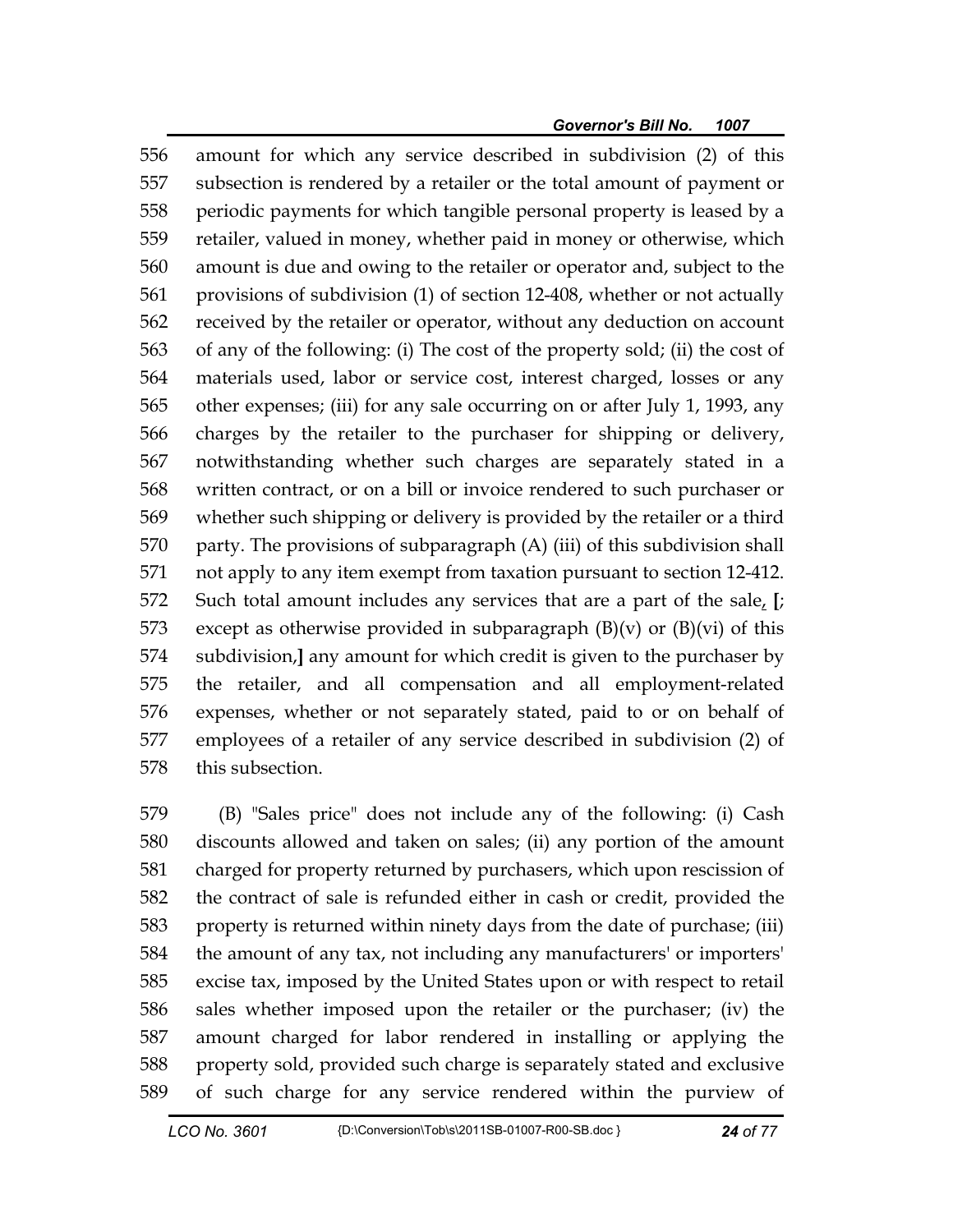556 amount for which any service described in subdivision (2) of this
557 subsection is rendered by a retailer or the total amount of payment or
558 periodic payments for which tangible personal property is leased by a
559 retailer, valued in money, whether paid in money or otherwise, which
560 amount is due and owing to the retailer or operator and, subject to the
561 provisions of subdivision (1) of section 12-408, whether or not actually
562 received by the retailer or operator, without any deduction on account
563 of any of the following: (i) The cost of the property sold; (ii) the cost of
564 materials used, labor or service cost, interest charged, losses or any
565 other expenses; (iii) for any sale occurring on or after July 1, 1993, any
566 charges by the retailer to the purchaser for shipping or delivery,
567 notwithstanding whether such charges are separately stated in a
568 written contract, or on a bill or invoice rendered to such purchaser or
569 whether such shipping or delivery is provided by the retailer or a third
570 party. The provisions of subparagraph (A) (iii) of this subdivision shall
571 not apply to any item exempt from taxation pursuant to section 12-412.
572 Such total amount includes any services that are a part of the sale, **[**;
573 except as otherwise provided in subparagraph (B)(v) or (B)(vi) of this
574 subdivision,**]** any amount for which credit is given to the purchaser by
575 the retailer, and all compensation and all employment-related
576 expenses, whether or not separately stated, paid to or on behalf of
577 employees of a retailer of any service described in subdivision (2) of
578 this subsection.

579 (B) "Sales price" does not include any of the following: (i) Cash
580 discounts allowed and taken on sales; (ii) any portion of the amount
581 charged for property returned by purchasers, which upon rescission of
582 the contract of sale is refunded either in cash or credit, provided the
583 property is returned within ninety days from the date of purchase; (iii)
584 the amount of any tax, not including any manufacturers' or importers'
585 excise tax, imposed by the United States upon or with respect to retail
586 sales whether imposed upon the retailer or the purchaser; (iv) the
587 amount charged for labor rendered in installing or applying the
588 property sold, provided such charge is separately stated and exclusive
589 of such charge for any service rendered within the purview of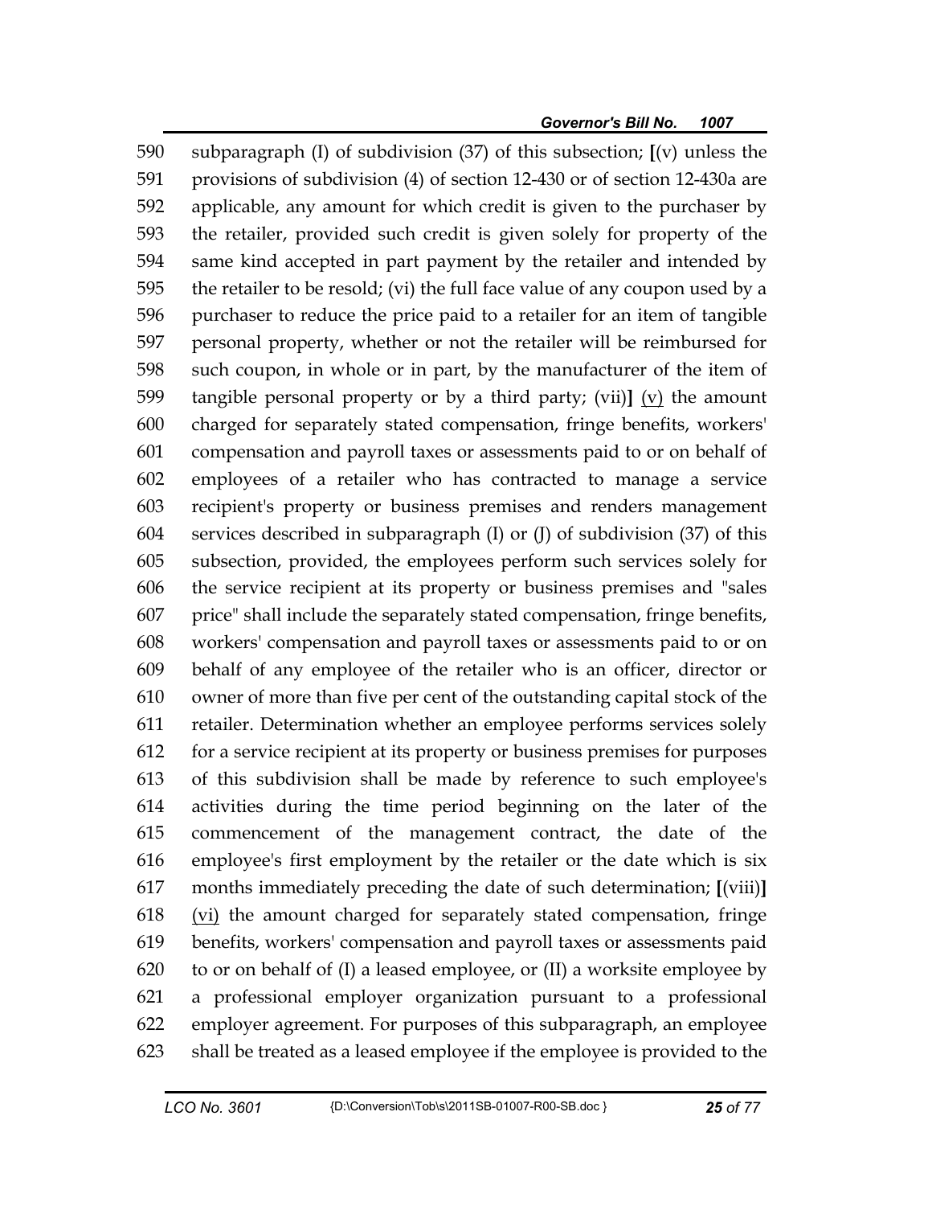590 subparagraph (I) of subdivision (37) of this subsection; [(v) unless the
591 provisions of subdivision (4) of section 12-430 or of section 12-430a are
592 applicable, any amount for which credit is given to the purchaser by
593 the retailer, provided such credit is given solely for property of the
594 same kind accepted in part payment by the retailer and intended by
595 the retailer to be resold; (vi) the full face value of any coupon used by a
596 purchaser to reduce the price paid to a retailer for an item of tangible
597 personal property, whether or not the retailer will be reimbursed for
598 such coupon, in whole or in part, by the manufacturer of the item of
599 tangible personal property or by a third party; (vii)] <u>(v)</u> the amount
600 charged for separately stated compensation, fringe benefits, workers'
601 compensation and payroll taxes or assessments paid to or on behalf of
602 employees of a retailer who has contracted to manage a service
603 recipient's property or business premises and renders management
604 services described in subparagraph (I) or (J) of subdivision (37) of this
605 subsection, provided, the employees perform such services solely for
606 the service recipient at its property or business premises and "sales
607 price" shall include the separately stated compensation, fringe benefits,
608 workers' compensation and payroll taxes or assessments paid to or on
609 behalf of any employee of the retailer who is an officer, director or
610 owner of more than five per cent of the outstanding capital stock of the
611 retailer. Determination whether an employee performs services solely
612 for a service recipient at its property or business premises for purposes
613 of this subdivision shall be made by reference to such employee's
614 activities during the time period beginning on the later of the
615 commencement of the management contract, the date of the
616 employee's first employment by the retailer or the date which is six
617 months immediately preceding the date of such determination; [(viii)]
618 <u>(vi)</u> the amount charged for separately stated compensation, fringe
619 benefits, workers' compensation and payroll taxes or assessments paid
620 to or on behalf of (I) a leased employee, or (II) a worksite employee by
621 a professional employer organization pursuant to a professional
622 employer agreement. For purposes of this subparagraph, an employee
623 shall be treated as a leased employee if the employee is provided to the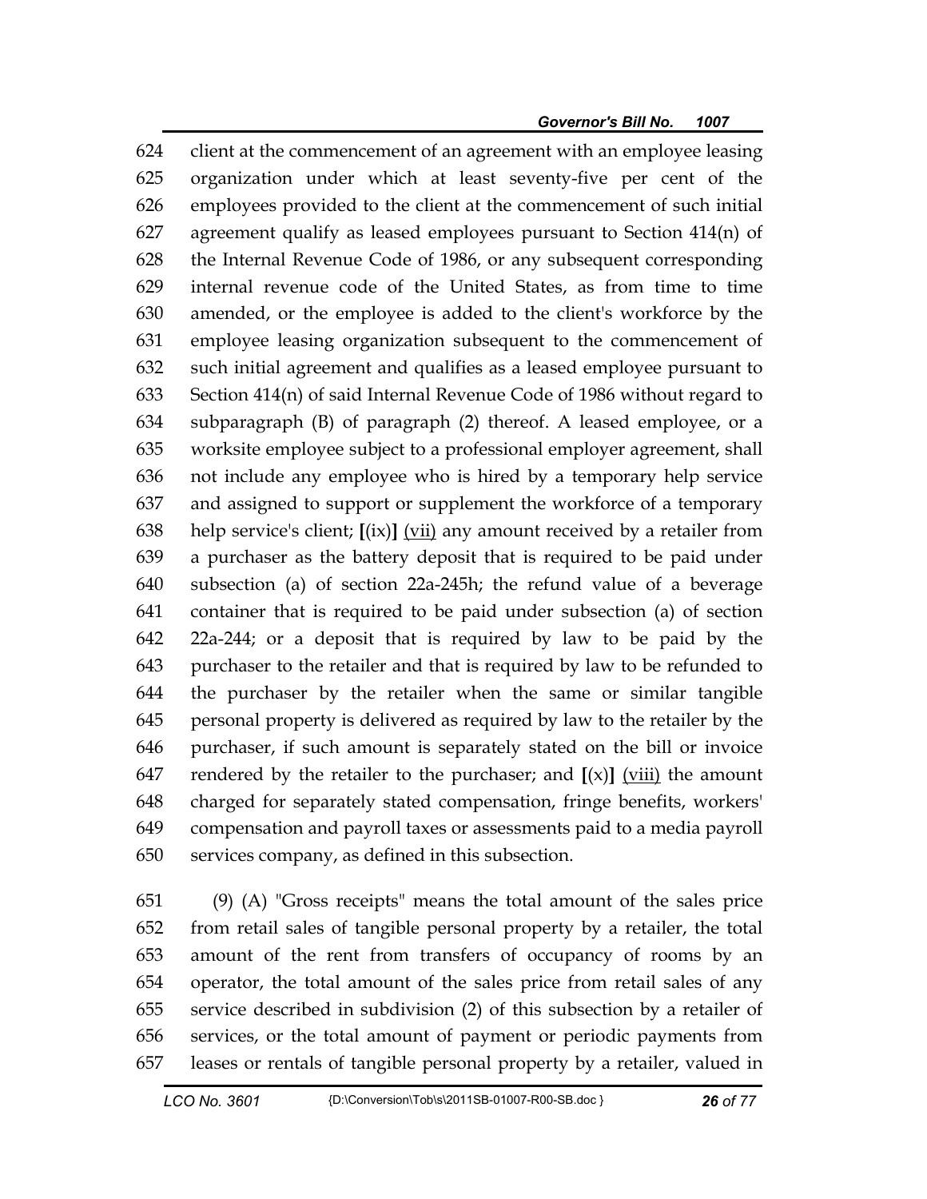624 client at the commencement of an agreement with an employee leasing
625 organization under which at least seventy-five per cent of the
626 employees provided to the client at the commencement of such initial
627 agreement qualify as leased employees pursuant to Section 414(n) of
628 the Internal Revenue Code of 1986, or any subsequent corresponding
629 internal revenue code of the United States, as from time to time
630 amended, or the employee is added to the client's workforce by the
631 employee leasing organization subsequent to the commencement of
632 such initial agreement and qualifies as a leased employee pursuant to
633 Section 414(n) of said Internal Revenue Code of 1986 without regard to
634 subparagraph (B) of paragraph (2) thereof. A leased employee, or a
635 worksite employee subject to a professional employer agreement, shall
636 not include any employee who is hired by a temporary help service
637 and assigned to support or supplement the workforce of a temporary
638 help service's client; **[**(ix)**]** <u>(vii)</u> any amount received by a retailer from
639 a purchaser as the battery deposit that is required to be paid under
640 subsection (a) of section 22a-245h; the refund value of a beverage
641 container that is required to be paid under subsection (a) of section
642 22a-244; or a deposit that is required by law to be paid by the
643 purchaser to the retailer and that is required by law to be refunded to
644 the purchaser by the retailer when the same or similar tangible
645 personal property is delivered as required by law to the retailer by the
646 purchaser, if such amount is separately stated on the bill or invoice
647 rendered by the retailer to the purchaser; and **[**(x)**]** <u>(viii)</u> the amount
648 charged for separately stated compensation, fringe benefits, workers'
649 compensation and payroll taxes or assessments paid to a media payroll
650 services company, as defined in this subsection.

651 (9) (A) "Gross receipts" means the total amount of the sales price
652 from retail sales of tangible personal property by a retailer, the total
653 amount of the rent from transfers of occupancy of rooms by an
654 operator, the total amount of the sales price from retail sales of any
655 service described in subdivision (2) of this subsection by a retailer of
656 services, or the total amount of payment or periodic payments from
657 leases or rentals of tangible personal property by a retailer, valued in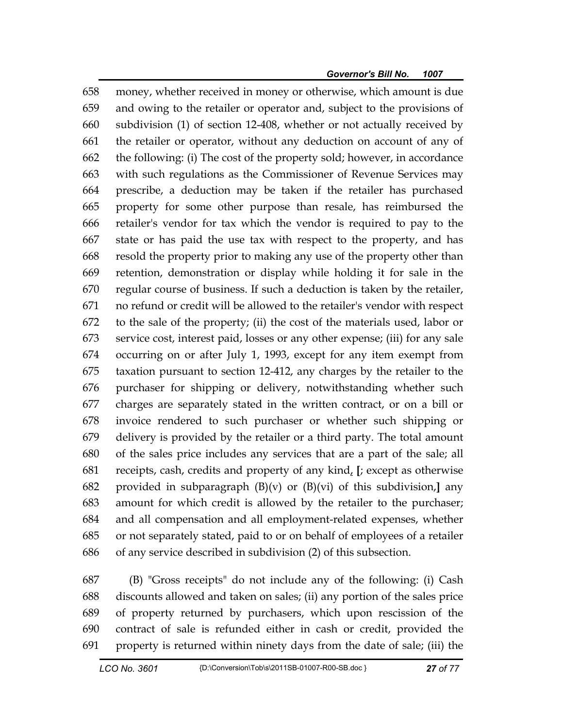money, whether received in money or otherwise, which amount is due and owing to the retailer or operator and, subject to the provisions of subdivision (1) of section 12-408, whether or not actually received by the retailer or operator, without any deduction on account of any of the following: (i) The cost of the property sold; however, in accordance with such regulations as the Commissioner of Revenue Services may prescribe, a deduction may be taken if the retailer has purchased property for some other purpose than resale, has reimbursed the retailer's vendor for tax which the vendor is required to pay to the state or has paid the use tax with respect to the property, and has resold the property prior to making any use of the property other than retention, demonstration or display while holding it for sale in the regular course of business. If such a deduction is taken by the retailer, no refund or credit will be allowed to the retailer's vendor with respect to the sale of the property; (ii) the cost of the materials used, labor or service cost, interest paid, losses or any other expense; (iii) for any sale occurring on or after July 1, 1993, except for any item exempt from taxation pursuant to section 12-412, any charges by the retailer to the purchaser for shipping or delivery, notwithstanding whether such charges are separately stated in the written contract, or on a bill or invoice rendered to such purchaser or whether such shipping or delivery is provided by the retailer or a third party. The total amount of the sales price includes any services that are a part of the sale; all receipts, cash, credits and property of any kind, **[**; except as otherwise provided in subparagraph (B)(v) or (B)(vi) of this subdivision,**]** any amount for which credit is allowed by the retailer to the purchaser; and all compensation and all employment-related expenses, whether or not separately stated, paid to or on behalf of employees of a retailer of any service described in subdivision (2) of this subsection.

(B) "Gross receipts" do not include any of the following: (i) Cash discounts allowed and taken on sales; (ii) any portion of the sales price of property returned by purchasers, which upon rescission of the contract of sale is refunded either in cash or credit, provided the property is returned within ninety days from the date of sale; (iii) the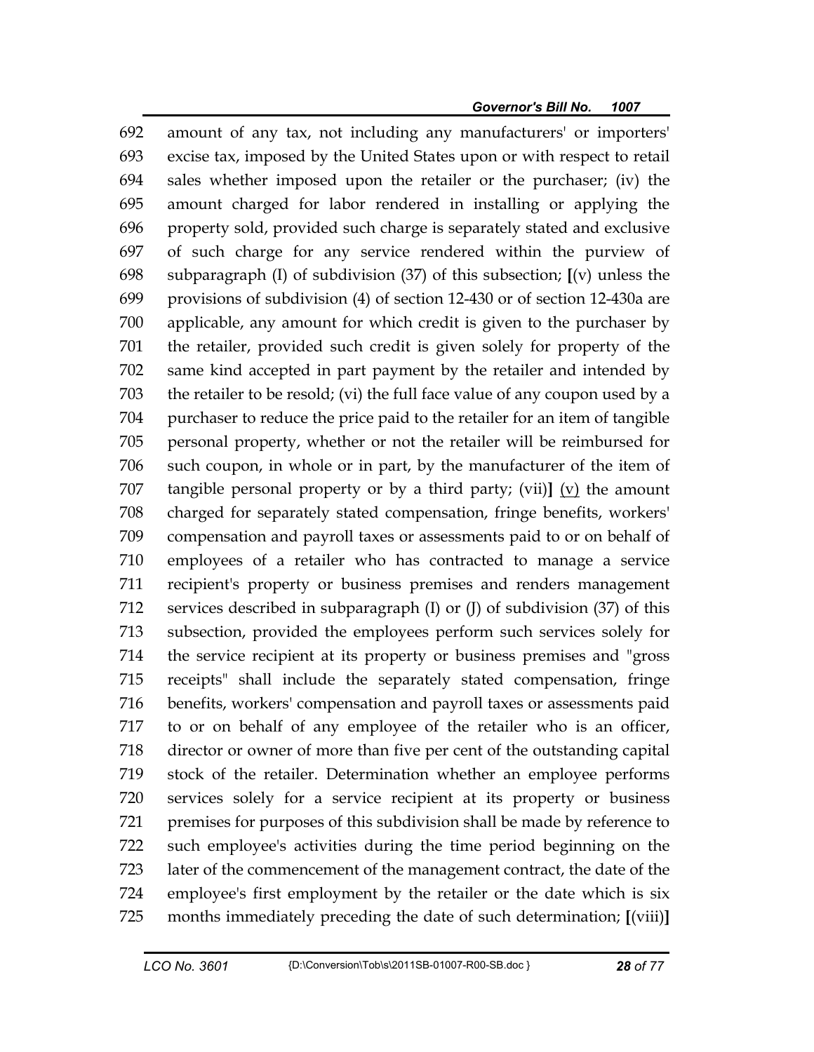692 amount of any tax, not including any manufacturers' or importers'
693 excise tax, imposed by the United States upon or with respect to retail
694 sales whether imposed upon the retailer or the purchaser; (iv) the
695 amount charged for labor rendered in installing or applying the
696 property sold, provided such charge is separately stated and exclusive
697 of such charge for any service rendered within the purview of
698 subparagraph (I) of subdivision (37) of this subsection; **[**(v) unless the
699 provisions of subdivision (4) of section 12-430 or of section 12-430a are
700 applicable, any amount for which credit is given to the purchaser by
701 the retailer, provided such credit is given solely for property of the
702 same kind accepted in part payment by the retailer and intended by
703 the retailer to be resold; (vi) the full face value of any coupon used by a
704 purchaser to reduce the price paid to the retailer for an item of tangible
705 personal property, whether or not the retailer will be reimbursed for
706 such coupon, in whole or in part, by the manufacturer of the item of
707 tangible personal property or by a third party; (vii)**]** <u>(v)</u> the amount
708 charged for separately stated compensation, fringe benefits, workers'
709 compensation and payroll taxes or assessments paid to or on behalf of
710 employees of a retailer who has contracted to manage a service
711 recipient's property or business premises and renders management
712 services described in subparagraph (I) or (J) of subdivision (37) of this
713 subsection, provided the employees perform such services solely for
714 the service recipient at its property or business premises and "gross
715 receipts" shall include the separately stated compensation, fringe
716 benefits, workers' compensation and payroll taxes or assessments paid
717 to or on behalf of any employee of the retailer who is an officer,
718 director or owner of more than five per cent of the outstanding capital
719 stock of the retailer. Determination whether an employee performs
720 services solely for a service recipient at its property or business
721 premises for purposes of this subdivision shall be made by reference to
722 such employee's activities during the time period beginning on the
723 later of the commencement of the management contract, the date of the
724 employee's first employment by the retailer or the date which is six
725 months immediately preceding the date of such determination; **[**(viii)**]**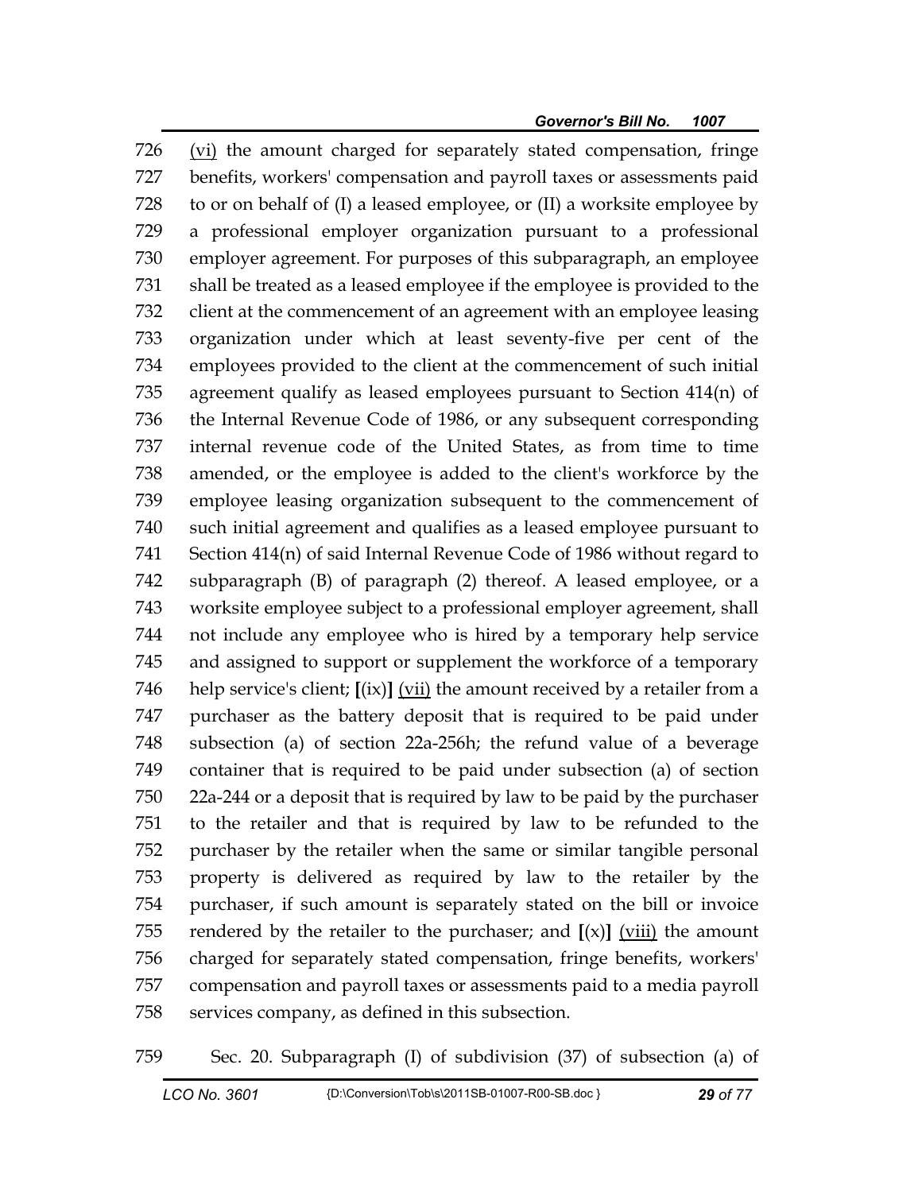726 <u>(vi)</u> the amount charged for separately stated compensation, fringe
727 benefits, workers' compensation and payroll taxes or assessments paid
728 to or on behalf of (I) a leased employee, or (II) a worksite employee by
729 a professional employer organization pursuant to a professional
730 employer agreement. For purposes of this subparagraph, an employee
731 shall be treated as a leased employee if the employee is provided to the
732 client at the commencement of an agreement with an employee leasing
733 organization under which at least seventy-five per cent of the
734 employees provided to the client at the commencement of such initial
735 agreement qualify as leased employees pursuant to Section 414(n) of
736 the Internal Revenue Code of 1986, or any subsequent corresponding
737 internal revenue code of the United States, as from time to time
738 amended, or the employee is added to the client's workforce by the
739 employee leasing organization subsequent to the commencement of
740 such initial agreement and qualifies as a leased employee pursuant to
741 Section 414(n) of said Internal Revenue Code of 1986 without regard to
742 subparagraph (B) of paragraph (2) thereof. A leased employee, or a
743 worksite employee subject to a professional employer agreement, shall
744 not include any employee who is hired by a temporary help service
745 and assigned to support or supplement the workforce of a temporary
746 help service's client; **[**(ix)**]** <u>(vii)</u> the amount received by a retailer from a
747 purchaser as the battery deposit that is required to be paid under
748 subsection (a) of section 22a-256h; the refund value of a beverage
749 container that is required to be paid under subsection (a) of section
750 22a-244 or a deposit that is required by law to be paid by the purchaser
751 to the retailer and that is required by law to be refunded to the
752 purchaser by the retailer when the same or similar tangible personal
753 property is delivered as required by law to the retailer by the
754 purchaser, if such amount is separately stated on the bill or invoice
755 rendered by the retailer to the purchaser; and **[**(x)**]** <u>(viii)</u> the amount
756 charged for separately stated compensation, fringe benefits, workers'
757 compensation and payroll taxes or assessments paid to a media payroll
758 services company, as defined in this subsection.

759 Sec. 20. Subparagraph (I) of subdivision (37) of subsection (a) of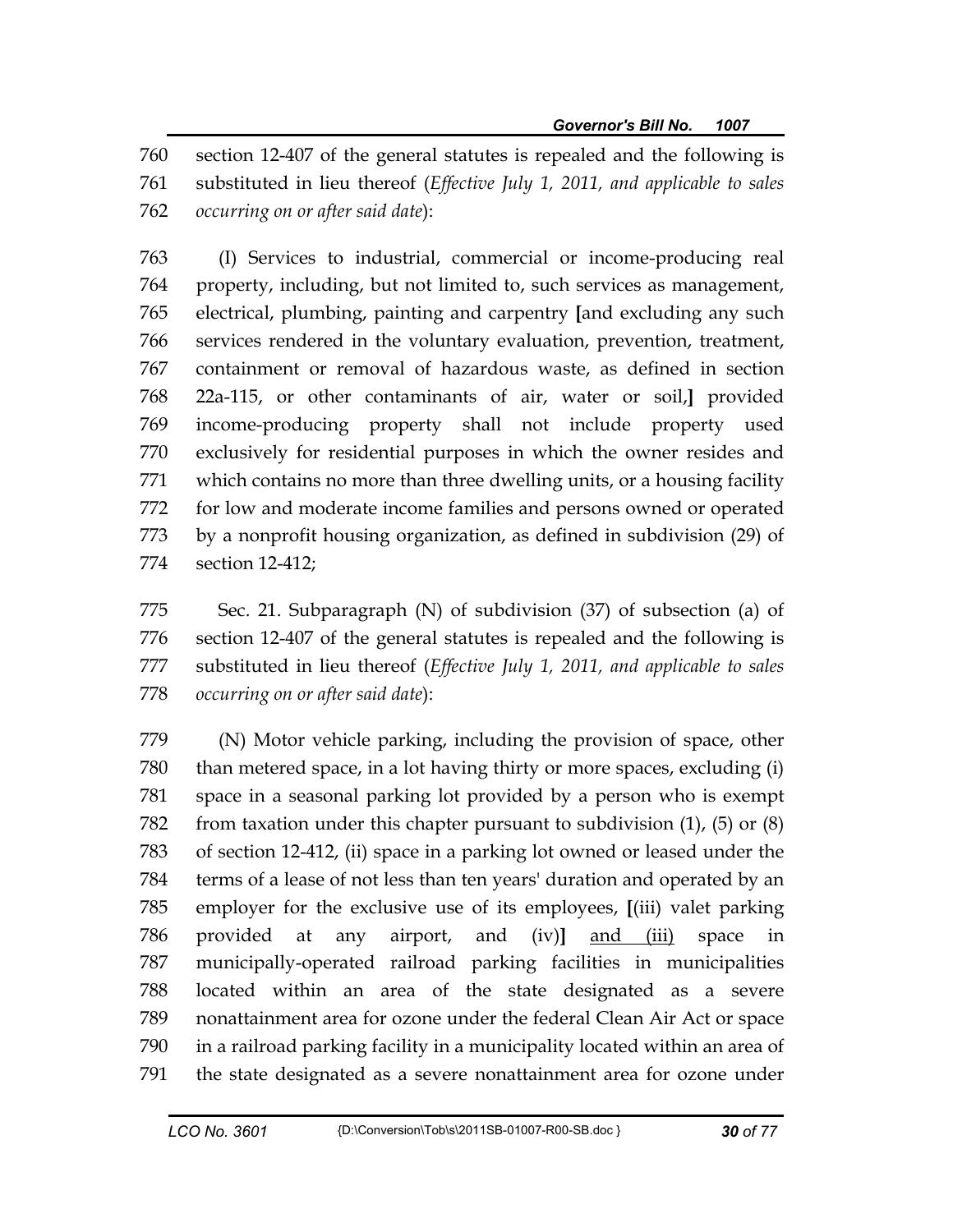section 12-407 of the general statutes is repealed and the following is substituted in lieu thereof (*Effective July 1, 2011, and applicable to sales occurring on or after said date*):

(I) Services to industrial, commercial or income-producing real property, including, but not limited to, such services as management, electrical, plumbing, painting and carpentry [and excluding any such services rendered in the voluntary evaluation, prevention, treatment, containment or removal of hazardous waste, as defined in section 22a-115, or other contaminants of air, water or soil,] provided income-producing property shall not include property used exclusively for residential purposes in which the owner resides and which contains no more than three dwelling units, or a housing facility for low and moderate income families and persons owned or operated by a nonprofit housing organization, as defined in subdivision (29) of section 12-412;

Sec. 21. Subparagraph (N) of subdivision (37) of subsection (a) of section 12-407 of the general statutes is repealed and the following is substituted in lieu thereof (*Effective July 1, 2011, and applicable to sales occurring on or after said date*):

(N) Motor vehicle parking, including the provision of space, other than metered space, in a lot having thirty or more spaces, excluding (i) space in a seasonal parking lot provided by a person who is exempt from taxation under this chapter pursuant to subdivision (1), (5) or (8) of section 12-412, (ii) space in a parking lot owned or leased under the terms of a lease of not less than ten years' duration and operated by an employer for the exclusive use of its employees, [(iii) valet parking provided at any airport, and (iv)] <u>and (iii)</u> space in municipally-operated railroad parking facilities in municipalities located within an area of the state designated as a severe nonattainment area for ozone under the federal Clean Air Act or space in a railroad parking facility in a municipality located within an area of the state designated as a severe nonattainment area for ozone under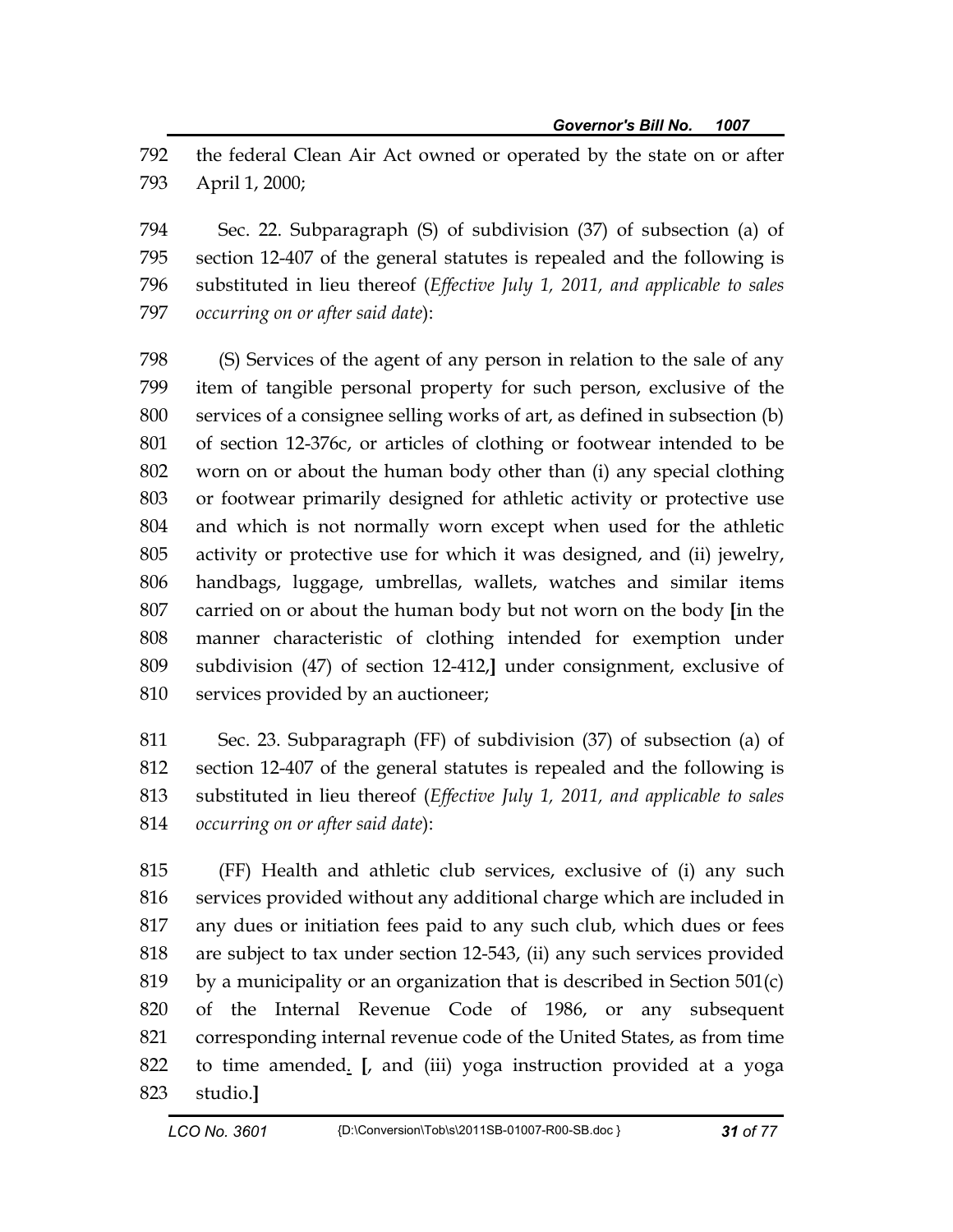the federal Clean Air Act owned or operated by the state on or after April 1, 2000;

Sec. 22. Subparagraph (S) of subdivision (37) of subsection (a) of section 12-407 of the general statutes is repealed and the following is substituted in lieu thereof (*Effective July 1, 2011, and applicable to sales occurring on or after said date*):

(S) Services of the agent of any person in relation to the sale of any item of tangible personal property for such person, exclusive of the services of a consignee selling works of art, as defined in subsection (b) of section 12-376c, or articles of clothing or footwear intended to be worn on or about the human body other than (i) any special clothing or footwear primarily designed for athletic activity or protective use and which is not normally worn except when used for the athletic activity or protective use for which it was designed, and (ii) jewelry, handbags, luggage, umbrellas, wallets, watches and similar items carried on or about the human body but not worn on the body **[**in the manner characteristic of clothing intended for exemption under subdivision (47) of section 12-412,**]** under consignment, exclusive of services provided by an auctioneer;

Sec. 23. Subparagraph (FF) of subdivision (37) of subsection (a) of section 12-407 of the general statutes is repealed and the following is substituted in lieu thereof (*Effective July 1, 2011, and applicable to sales occurring on or after said date*):

(FF) Health and athletic club services, exclusive of (i) any such services provided without any additional charge which are included in any dues or initiation fees paid to any such club, which dues or fees are subject to tax under section 12-543, (ii) any such services provided by a municipality or an organization that is described in Section 501(c) of the Internal Revenue Code of 1986, or any subsequent corresponding internal revenue code of the United States, as from time to time amended<u>.</u> **[**, and (iii) yoga instruction provided at a yoga studio.**]**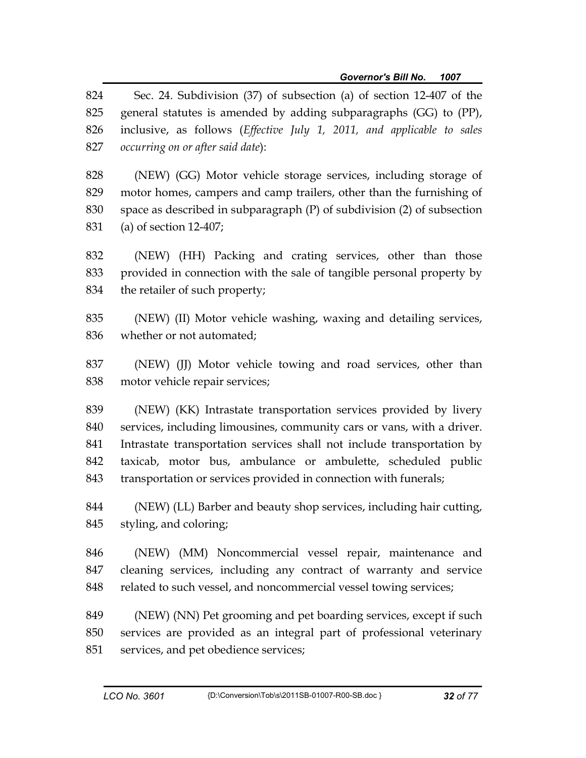Sec. 24. Subdivision (37) of subsection (a) of section 12-407 of the general statutes is amended by adding subparagraphs (GG) to (PP), inclusive, as follows (*Effective July 1, 2011, and applicable to sales occurring on or after said date*):

(NEW) (GG) Motor vehicle storage services, including storage of motor homes, campers and camp trailers, other than the furnishing of space as described in subparagraph (P) of subdivision (2) of subsection (a) of section 12-407;

(NEW) (HH) Packing and crating services, other than those provided in connection with the sale of tangible personal property by the retailer of such property;

(NEW) (II) Motor vehicle washing, waxing and detailing services, whether or not automated;

(NEW) (JJ) Motor vehicle towing and road services, other than motor vehicle repair services;

(NEW) (KK) Intrastate transportation services provided by livery services, including limousines, community cars or vans, with a driver. Intrastate transportation services shall not include transportation by taxicab, motor bus, ambulance or ambulette, scheduled public transportation or services provided in connection with funerals;

(NEW) (LL) Barber and beauty shop services, including hair cutting, styling, and coloring;

(NEW) (MM) Noncommercial vessel repair, maintenance and cleaning services, including any contract of warranty and service related to such vessel, and noncommercial vessel towing services;

(NEW) (NN) Pet grooming and pet boarding services, except if such services are provided as an integral part of professional veterinary services, and pet obedience services;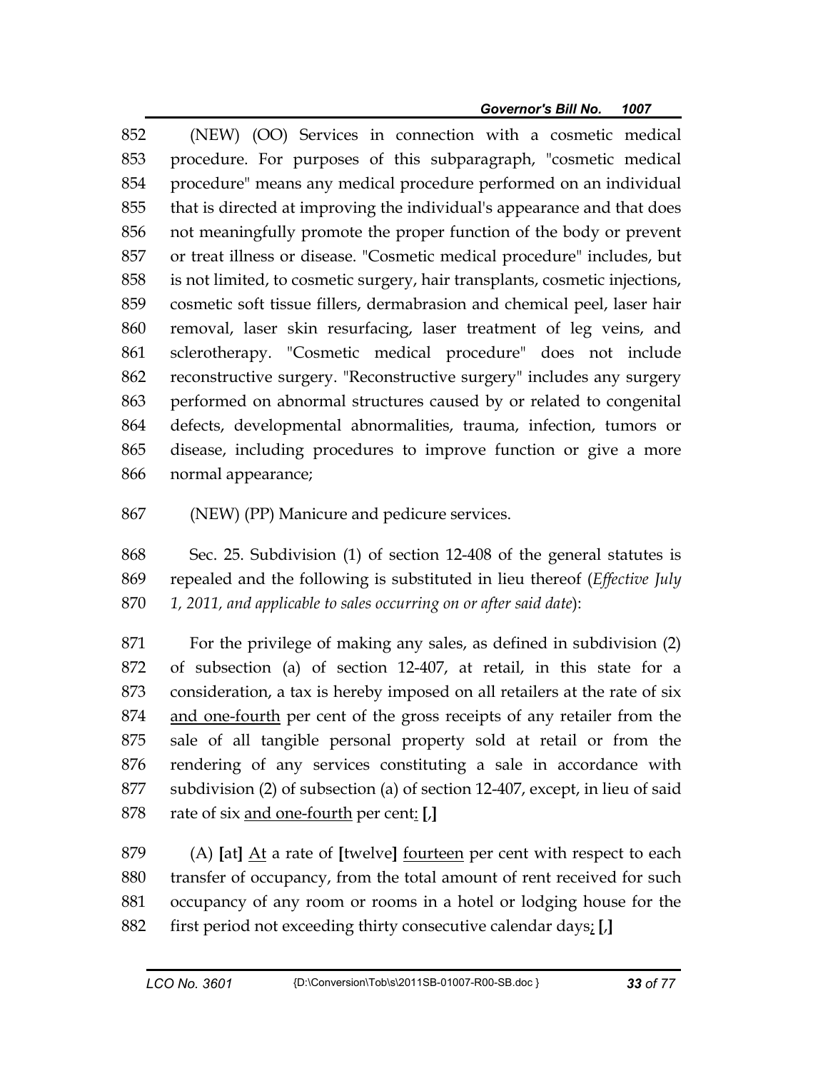852 (NEW) (OO) Services in connection with a cosmetic medical
853 procedure. For purposes of this subparagraph, "cosmetic medical
854 procedure" means any medical procedure performed on an individual
855 that is directed at improving the individual's appearance and that does
856 not meaningfully promote the proper function of the body or prevent
857 or treat illness or disease. "Cosmetic medical procedure" includes, but
858 is not limited, to cosmetic surgery, hair transplants, cosmetic injections,
859 cosmetic soft tissue fillers, dermabrasion and chemical peel, laser hair
860 removal, laser skin resurfacing, laser treatment of leg veins, and
861 sclerotherapy. "Cosmetic medical procedure" does not include
862 reconstructive surgery. "Reconstructive surgery" includes any surgery
863 performed on abnormal structures caused by or related to congenital
864 defects, developmental abnormalities, trauma, infection, tumors or
865 disease, including procedures to improve function or give a more
866 normal appearance;

867 (NEW) (PP) Manicure and pedicure services.

868 Sec. 25. Subdivision (1) of section 12-408 of the general statutes is
869 repealed and the following is substituted in lieu thereof (*Effective July*
870 *1, 2011, and applicable to sales occurring on or after said date*):

871 For the privilege of making any sales, as defined in subdivision (2)
872 of subsection (a) of section 12-407, at retail, in this state for a
873 consideration, a tax is hereby imposed on all retailers at the rate of six
874 <u>and one-fourth</u> per cent of the gross receipts of any retailer from the
875 sale of all tangible personal property sold at retail or from the
876 rendering of any services constituting a sale in accordance with
877 subdivision (2) of subsection (a) of section 12-407, except, in lieu of said
878 rate of six <u>and one-fourth</u> per cent<u>:</u> **[**,**]**

879 (A) **[**at**]** <u>At</u> a rate of **[**twelve**]** <u>fourteen</u> per cent with respect to each
880 transfer of occupancy, from the total amount of rent received for such
881 occupancy of any room or rooms in a hotel or lodging house for the
882 first period not exceeding thirty consecutive calendar days<u>;</u> **[**,**]**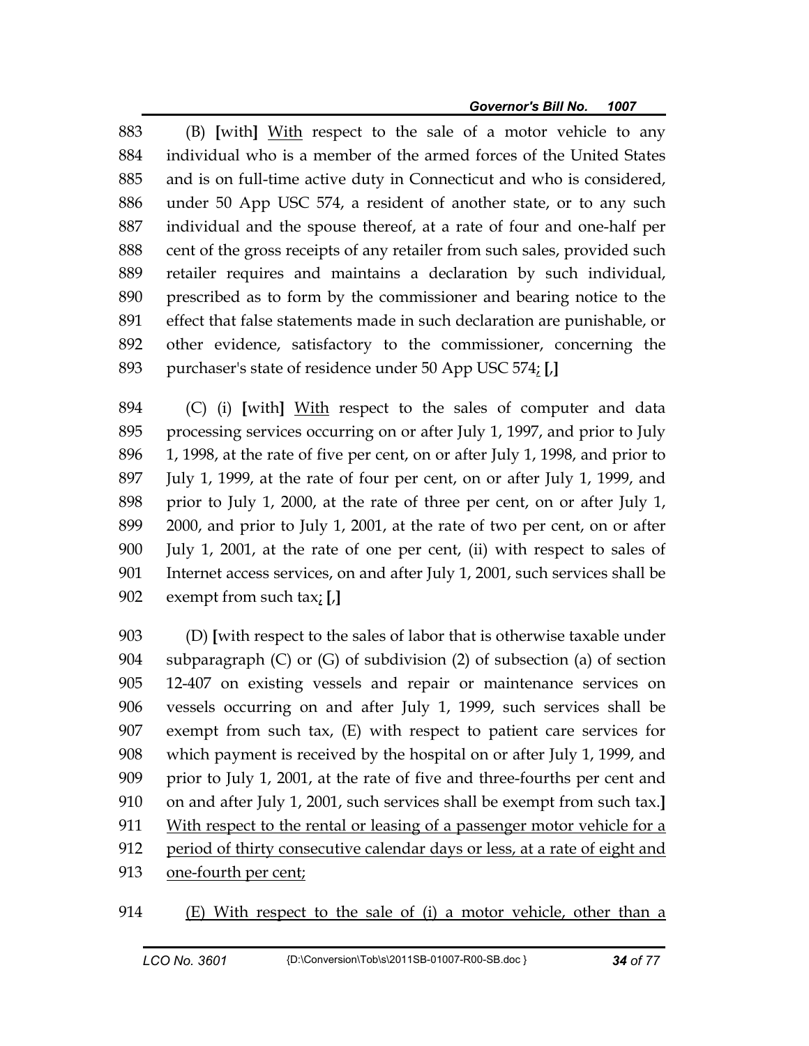(B) **[**with**]** <u>With</u> respect to the sale of a motor vehicle to any individual who is a member of the armed forces of the United States and is on full-time active duty in Connecticut and who is considered, under 50 App USC 574, a resident of another state, or to any such individual and the spouse thereof, at a rate of four and one-half per cent of the gross receipts of any retailer from such sales, provided such retailer requires and maintains a declaration by such individual, prescribed as to form by the commissioner and bearing notice to the effect that false statements made in such declaration are punishable, or other evidence, satisfactory to the commissioner, concerning the purchaser's state of residence under 50 App USC 574<u>;</u> **[**,**]**

(C) (i) **[**with**]** <u>With</u> respect to the sales of computer and data processing services occurring on or after July 1, 1997, and prior to July 1, 1998, at the rate of five per cent, on or after July 1, 1998, and prior to July 1, 1999, at the rate of four per cent, on or after July 1, 1999, and prior to July 1, 2000, at the rate of three per cent, on or after July 1, 2000, and prior to July 1, 2001, at the rate of two per cent, on or after July 1, 2001, at the rate of one per cent, (ii) with respect to sales of Internet access services, on and after July 1, 2001, such services shall be exempt from such tax<u>;</u> **[**,**]**

(D) **[**with respect to the sales of labor that is otherwise taxable under subparagraph (C) or (G) of subdivision (2) of subsection (a) of section 12-407 on existing vessels and repair or maintenance services on vessels occurring on and after July 1, 1999, such services shall be exempt from such tax, (E) with respect to patient care services for which payment is received by the hospital on or after July 1, 1999, and prior to July 1, 2001, at the rate of five and three-fourths per cent and on and after July 1, 2001, such services shall be exempt from such tax.**]** <u>With respect to the rental or leasing of a passenger motor vehicle for a period of thirty consecutive calendar days or less, at a rate of eight and one-fourth per cent;</u>

<u>(E) With respect to the sale of (i) a motor vehicle, other than a</u>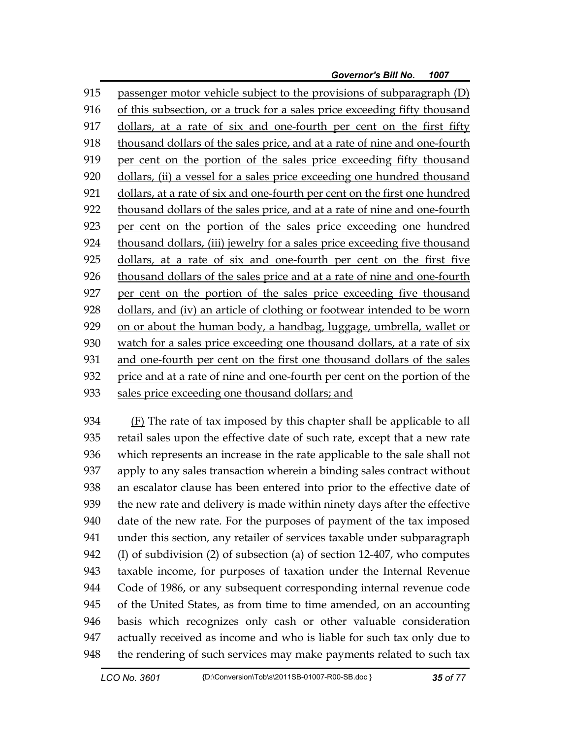915 passenger motor vehicle subject to the provisions of subparagraph (D)
916 of this subsection, or a truck for a sales price exceeding fifty thousand
917 dollars, at a rate of six and one-fourth per cent on the first fifty
918 thousand dollars of the sales price, and at a rate of nine and one-fourth
919 per cent on the portion of the sales price exceeding fifty thousand
920 dollars, (ii) a vessel for a sales price exceeding one hundred thousand
921 dollars, at a rate of six and one-fourth per cent on the first one hundred
922 thousand dollars of the sales price, and at a rate of nine and one-fourth
923 per cent on the portion of the sales price exceeding one hundred
924 thousand dollars, (iii) jewelry for a sales price exceeding five thousand
925 dollars, at a rate of six and one-fourth per cent on the first five
926 thousand dollars of the sales price and at a rate of nine and one-fourth
927 per cent on the portion of the sales price exceeding five thousand
928 dollars, and (iv) an article of clothing or footwear intended to be worn
929 on or about the human body, a handbag, luggage, umbrella, wallet or
930 watch for a sales price exceeding one thousand dollars, at a rate of six
931 and one-fourth per cent on the first one thousand dollars of the sales
932 price and at a rate of nine and one-fourth per cent on the portion of the
933 sales price exceeding one thousand dollars; and

934 (F) The rate of tax imposed by this chapter shall be applicable to all
935 retail sales upon the effective date of such rate, except that a new rate
936 which represents an increase in the rate applicable to the sale shall not
937 apply to any sales transaction wherein a binding sales contract without
938 an escalator clause has been entered into prior to the effective date of
939 the new rate and delivery is made within ninety days after the effective
940 date of the new rate. For the purposes of payment of the tax imposed
941 under this section, any retailer of services taxable under subparagraph
942 (I) of subdivision (2) of subsection (a) of section 12-407, who computes
943 taxable income, for purposes of taxation under the Internal Revenue
944 Code of 1986, or any subsequent corresponding internal revenue code
945 of the United States, as from time to time amended, on an accounting
946 basis which recognizes only cash or other valuable consideration
947 actually received as income and who is liable for such tax only due to
948 the rendering of such services may make payments related to such tax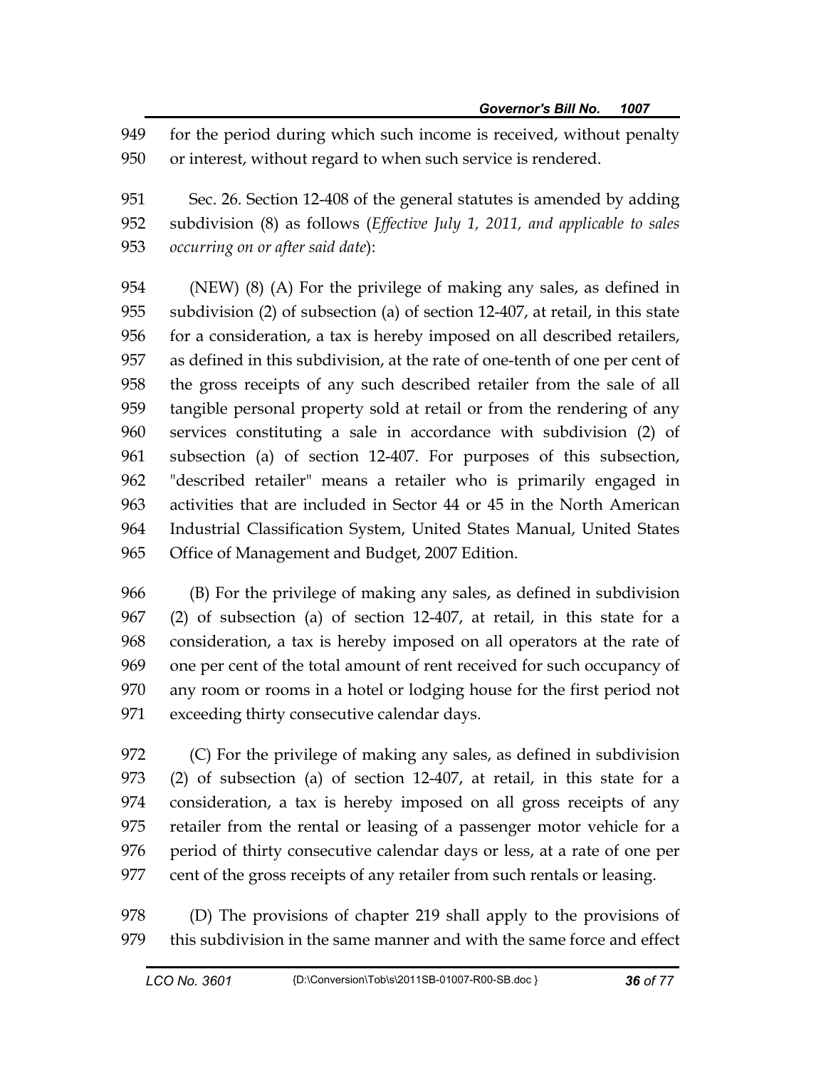for the period during which such income is received, without penalty or interest, without regard to when such service is rendered.

Sec. 26. Section 12-408 of the general statutes is amended by adding subdivision (8) as follows (*Effective July 1, 2011, and applicable to sales occurring on or after said date*):

(NEW) (8) (A) For the privilege of making any sales, as defined in subdivision (2) of subsection (a) of section 12-407, at retail, in this state for a consideration, a tax is hereby imposed on all described retailers, as defined in this subdivision, at the rate of one-tenth of one per cent of the gross receipts of any such described retailer from the sale of all tangible personal property sold at retail or from the rendering of any services constituting a sale in accordance with subdivision (2) of subsection (a) of section 12-407. For purposes of this subsection, "described retailer" means a retailer who is primarily engaged in activities that are included in Sector 44 or 45 in the North American Industrial Classification System, United States Manual, United States Office of Management and Budget, 2007 Edition.

(B) For the privilege of making any sales, as defined in subdivision (2) of subsection (a) of section 12-407, at retail, in this state for a consideration, a tax is hereby imposed on all operators at the rate of one per cent of the total amount of rent received for such occupancy of any room or rooms in a hotel or lodging house for the first period not exceeding thirty consecutive calendar days.

(C) For the privilege of making any sales, as defined in subdivision (2) of subsection (a) of section 12-407, at retail, in this state for a consideration, a tax is hereby imposed on all gross receipts of any retailer from the rental or leasing of a passenger motor vehicle for a period of thirty consecutive calendar days or less, at a rate of one per cent of the gross receipts of any retailer from such rentals or leasing.

(D) The provisions of chapter 219 shall apply to the provisions of this subdivision in the same manner and with the same force and effect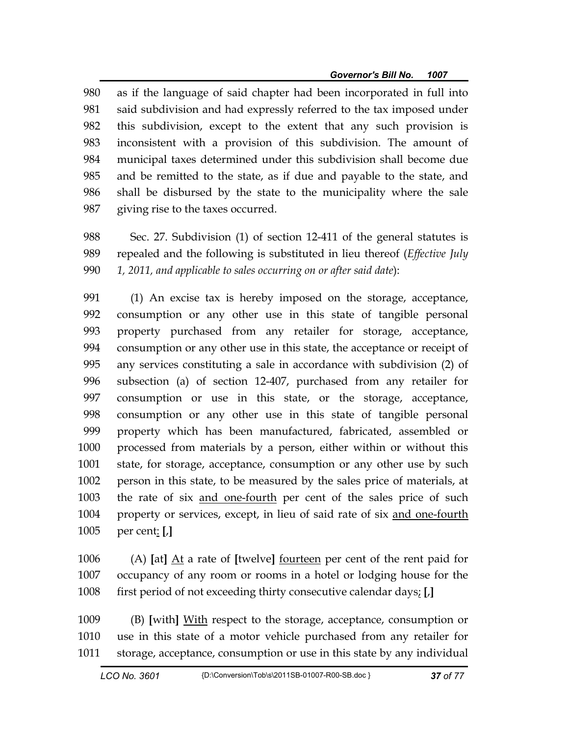as if the language of said chapter had been incorporated in full into said subdivision and had expressly referred to the tax imposed under this subdivision, except to the extent that any such provision is inconsistent with a provision of this subdivision. The amount of municipal taxes determined under this subdivision shall become due and be remitted to the state, as if due and payable to the state, and shall be disbursed by the state to the municipality where the sale giving rise to the taxes occurred.

Sec. 27. Subdivision (1) of section 12-411 of the general statutes is repealed and the following is substituted in lieu thereof (*Effective July 1, 2011, and applicable to sales occurring on or after said date*):

(1) An excise tax is hereby imposed on the storage, acceptance, consumption or any other use in this state of tangible personal property purchased from any retailer for storage, acceptance, consumption or any other use in this state, the acceptance or receipt of any services constituting a sale in accordance with subdivision (2) of subsection (a) of section 12-407, purchased from any retailer for consumption or use in this state, or the storage, acceptance, consumption or any other use in this state of tangible personal property which has been manufactured, fabricated, assembled or processed from materials by a person, either within or without this state, for storage, acceptance, consumption or any other use by such person in this state, to be measured by the sales price of materials, at the rate of six <u>and one-fourth</u> per cent of the sales price of such property or services, except, in lieu of said rate of six <u>and one-fourth</u> per cent<u>:</u> **[**,**]**

(A) **[**at**]** <u>At</u> a rate of **[**twelve**]** <u>fourteen</u> per cent of the rent paid for occupancy of any room or rooms in a hotel or lodging house for the first period of not exceeding thirty consecutive calendar days<u>;</u> **[**,**]**

(B) **[**with**]** <u>With</u> respect to the storage, acceptance, consumption or use in this state of a motor vehicle purchased from any retailer for storage, acceptance, consumption or use in this state by any individual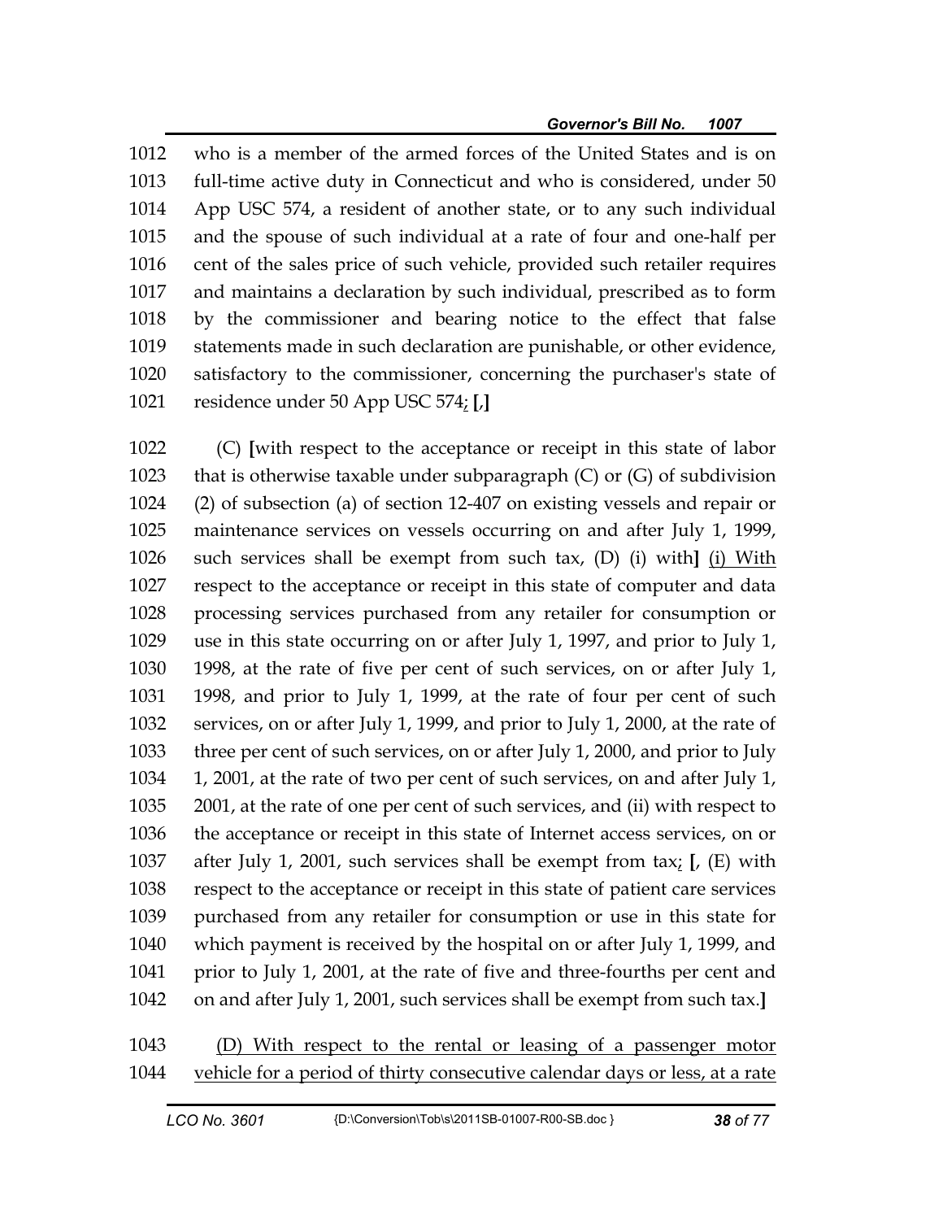1012 who is a member of the armed forces of the United States and is on
1013 full-time active duty in Connecticut and who is considered, under 50
1014 App USC 574, a resident of another state, or to any such individual
1015 and the spouse of such individual at a rate of four and one-half per
1016 cent of the sales price of such vehicle, provided such retailer requires
1017 and maintains a declaration by such individual, prescribed as to form
1018 by the commissioner and bearing notice to the effect that false
1019 statements made in such declaration are punishable, or other evidence,
1020 satisfactory to the commissioner, concerning the purchaser's state of
1021 residence under 50 App USC 574<u>;</u> **[**,**]**

1022 (C) **[**with respect to the acceptance or receipt in this state of labor
1023 that is otherwise taxable under subparagraph (C) or (G) of subdivision
1024 (2) of subsection (a) of section 12-407 on existing vessels and repair or
1025 maintenance services on vessels occurring on and after July 1, 1999,
1026 such services shall be exempt from such tax, (D) (i) with**]** <u>(i) With</u>
1027 respect to the acceptance or receipt in this state of computer and data
1028 processing services purchased from any retailer for consumption or
1029 use in this state occurring on or after July 1, 1997, and prior to July 1,
1030 1998, at the rate of five per cent of such services, on or after July 1,
1031 1998, and prior to July 1, 1999, at the rate of four per cent of such
1032 services, on or after July 1, 1999, and prior to July 1, 2000, at the rate of
1033 three per cent of such services, on or after July 1, 2000, and prior to July
1034 1, 2001, at the rate of two per cent of such services, on and after July 1,
1035 2001, at the rate of one per cent of such services, and (ii) with respect to
1036 the acceptance or receipt in this state of Internet access services, on or
1037 after July 1, 2001, such services shall be exempt from tax<u>;</u> **[**, (E) with
1038 respect to the acceptance or receipt in this state of patient care services
1039 purchased from any retailer for consumption or use in this state for
1040 which payment is received by the hospital on or after July 1, 1999, and
1041 prior to July 1, 2001, at the rate of five and three-fourths per cent and
1042 on and after July 1, 2001, such services shall be exempt from such tax.**]**

1043 <u>(D) With respect to the rental or leasing of a passenger motor</u>
1044 <u>vehicle for a period of thirty consecutive calendar days or less, at a rate</u>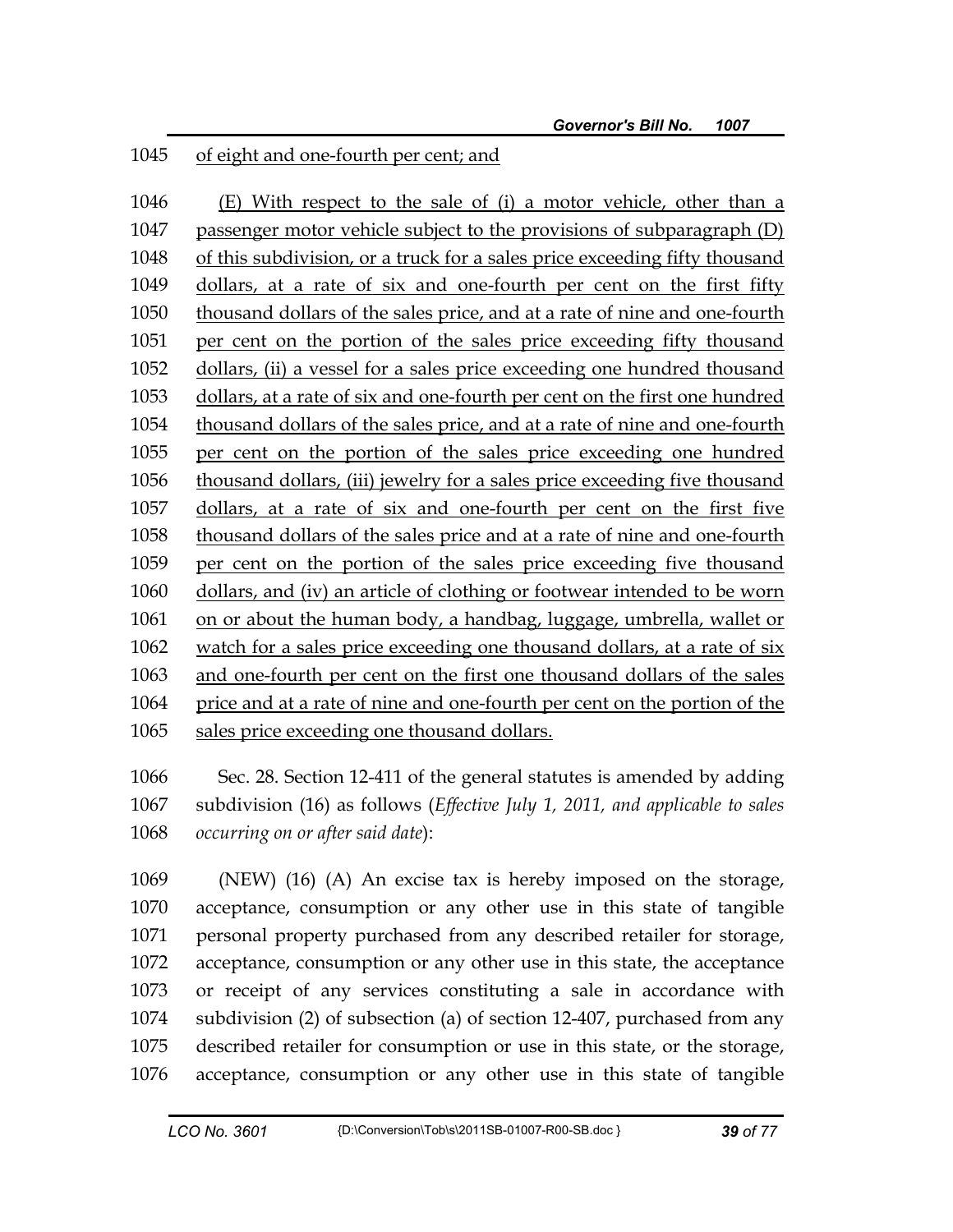of eight and one-fourth per cent; and

(E) With respect to the sale of (i) a motor vehicle, other than a passenger motor vehicle subject to the provisions of subparagraph (D) of this subdivision, or a truck for a sales price exceeding fifty thousand dollars, at a rate of six and one-fourth per cent on the first fifty thousand dollars of the sales price, and at a rate of nine and one-fourth per cent on the portion of the sales price exceeding fifty thousand dollars, (ii) a vessel for a sales price exceeding one hundred thousand dollars, at a rate of six and one-fourth per cent on the first one hundred thousand dollars of the sales price, and at a rate of nine and one-fourth per cent on the portion of the sales price exceeding one hundred thousand dollars, (iii) jewelry for a sales price exceeding five thousand dollars, at a rate of six and one-fourth per cent on the first five thousand dollars of the sales price and at a rate of nine and one-fourth per cent on the portion of the sales price exceeding five thousand dollars, and (iv) an article of clothing or footwear intended to be worn on or about the human body, a handbag, luggage, umbrella, wallet or watch for a sales price exceeding one thousand dollars, at a rate of six and one-fourth per cent on the first one thousand dollars of the sales price and at a rate of nine and one-fourth per cent on the portion of the sales price exceeding one thousand dollars.

Sec. 28. Section 12-411 of the general statutes is amended by adding subdivision (16) as follows (*Effective July 1, 2011, and applicable to sales occurring on or after said date*):

(NEW) (16) (A) An excise tax is hereby imposed on the storage, acceptance, consumption or any other use in this state of tangible personal property purchased from any described retailer for storage, acceptance, consumption or any other use in this state, the acceptance or receipt of any services constituting a sale in accordance with subdivision (2) of subsection (a) of section 12-407, purchased from any described retailer for consumption or use in this state, or the storage, acceptance, consumption or any other use in this state of tangible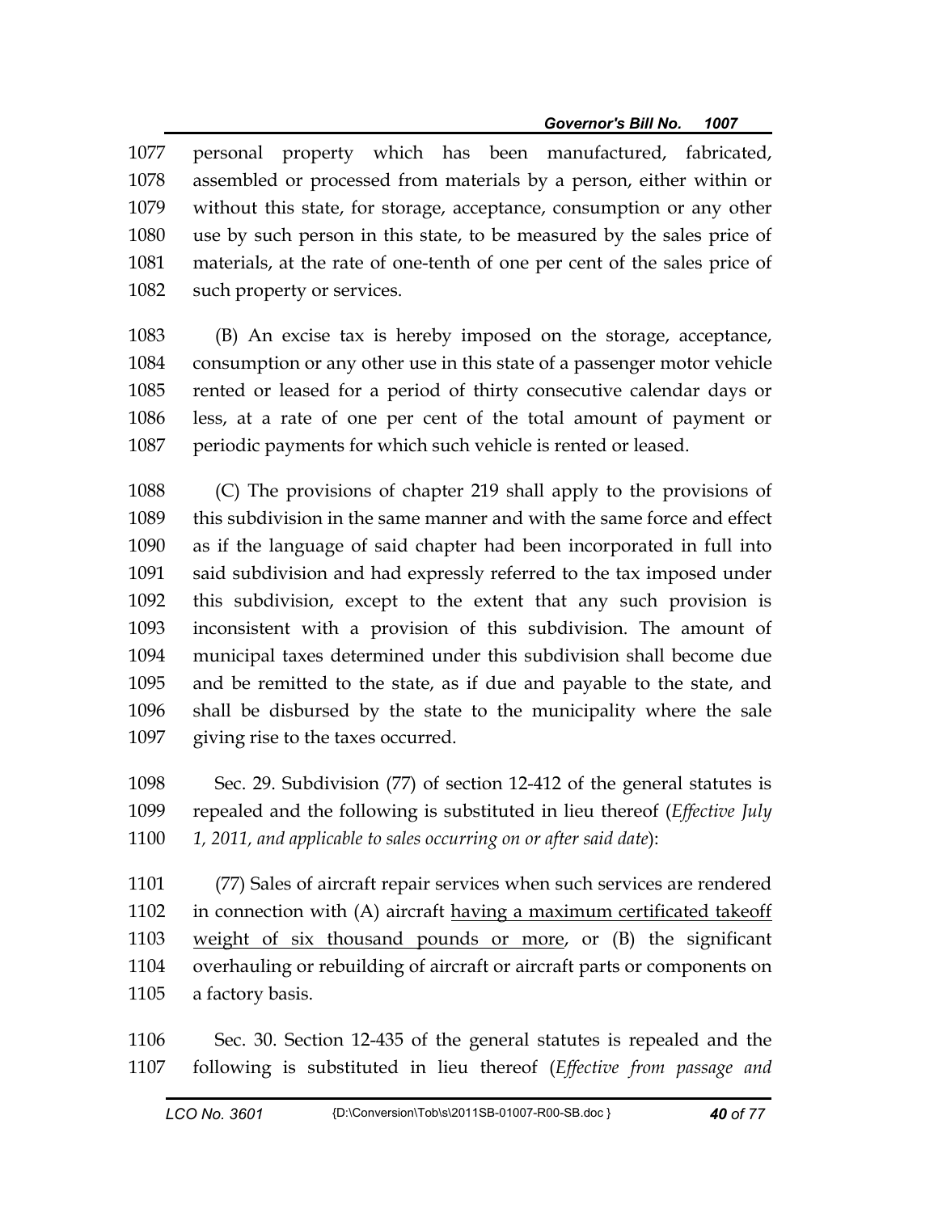1077 personal property which has been manufactured, fabricated,
1078 assembled or processed from materials by a person, either within or
1079 without this state, for storage, acceptance, consumption or any other
1080 use by such person in this state, to be measured by the sales price of
1081 materials, at the rate of one-tenth of one per cent of the sales price of
1082 such property or services.

1083 (B) An excise tax is hereby imposed on the storage, acceptance,
1084 consumption or any other use in this state of a passenger motor vehicle
1085 rented or leased for a period of thirty consecutive calendar days or
1086 less, at a rate of one per cent of the total amount of payment or
1087 periodic payments for which such vehicle is rented or leased.

1088 (C) The provisions of chapter 219 shall apply to the provisions of
1089 this subdivision in the same manner and with the same force and effect
1090 as if the language of said chapter had been incorporated in full into
1091 said subdivision and had expressly referred to the tax imposed under
1092 this subdivision, except to the extent that any such provision is
1093 inconsistent with a provision of this subdivision. The amount of
1094 municipal taxes determined under this subdivision shall become due
1095 and be remitted to the state, as if due and payable to the state, and
1096 shall be disbursed by the state to the municipality where the sale
1097 giving rise to the taxes occurred.

1098 Sec. 29. Subdivision (77) of section 12-412 of the general statutes is
1099 repealed and the following is substituted in lieu thereof (*Effective July*
1100 *1, 2011, and applicable to sales occurring on or after said date*):

1101 (77) Sales of aircraft repair services when such services are rendered
1102 in connection with (A) aircraft <u>having a maximum certificated takeoff</u>
1103 <u>weight of six thousand pounds or more</u>, or (B) the significant
1104 overhauling or rebuilding of aircraft or aircraft parts or components on
1105 a factory basis.

1106 Sec. 30. Section 12-435 of the general statutes is repealed and the
1107 following is substituted in lieu thereof (*Effective from passage and*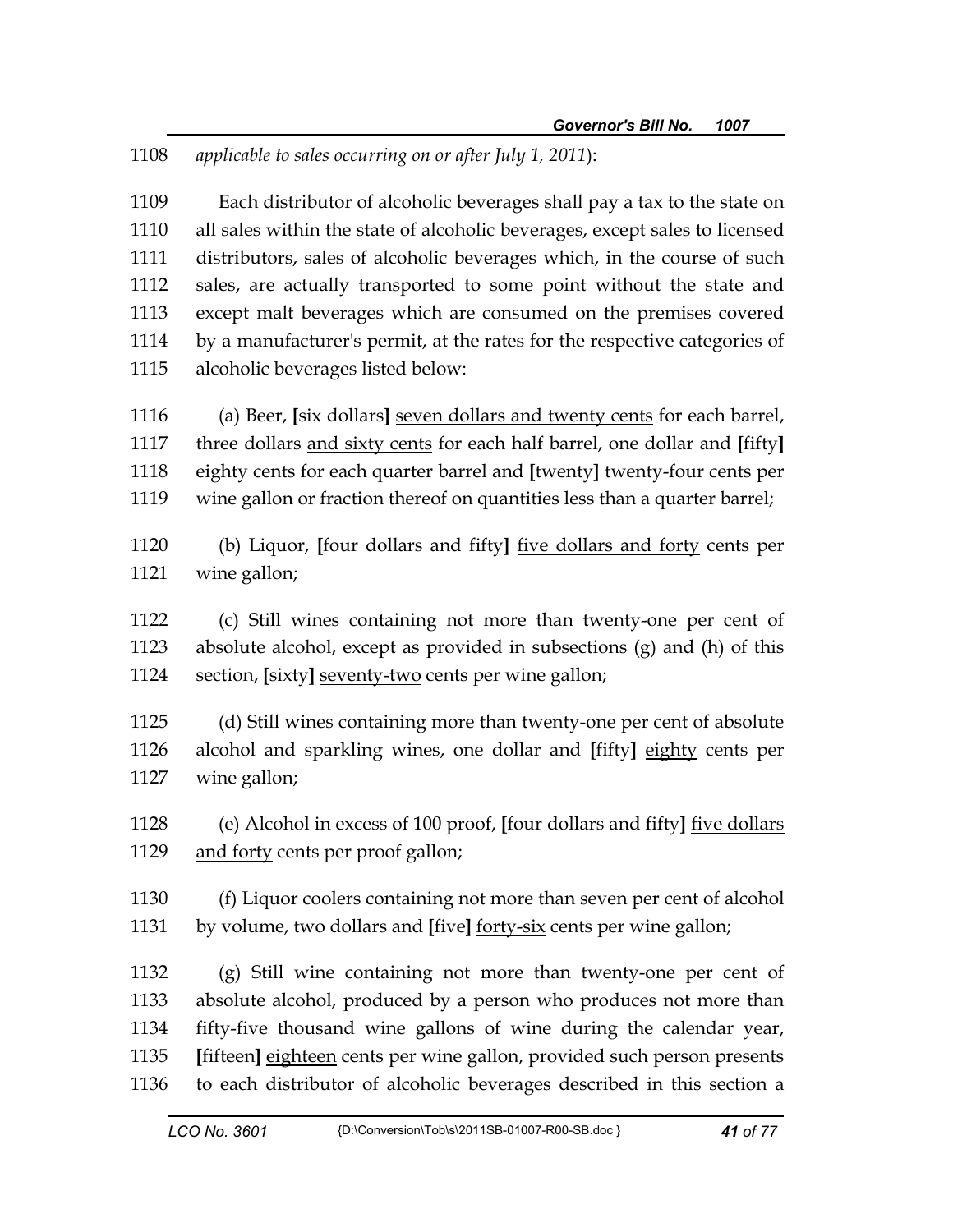1108 *applicable to sales occurring on or after July 1, 2011*):

1109 Each distributor of alcoholic beverages shall pay a tax to the state on
1110 all sales within the state of alcoholic beverages, except sales to licensed
1111 distributors, sales of alcoholic beverages which, in the course of such
1112 sales, are actually transported to some point without the state and
1113 except malt beverages which are consumed on the premises covered
1114 by a manufacturer's permit, at the rates for the respective categories of
1115 alcoholic beverages listed below:

1116 (a) Beer, **[**six dollars**]** <u>seven dollars and twenty cents</u> for each barrel,
1117 three dollars <u>and sixty cents</u> for each half barrel, one dollar and **[**fifty**]**
1118 <u>eighty</u> cents for each quarter barrel and **[**twenty**]** <u>twenty-four</u> cents per
1119 wine gallon or fraction thereof on quantities less than a quarter barrel;

1120 (b) Liquor, **[**four dollars and fifty**]** <u>five dollars and forty</u> cents per
1121 wine gallon;

1122 (c) Still wines containing not more than twenty-one per cent of
1123 absolute alcohol, except as provided in subsections (g) and (h) of this
1124 section, **[**sixty**]** <u>seventy-two</u> cents per wine gallon;

1125 (d) Still wines containing more than twenty-one per cent of absolute
1126 alcohol and sparkling wines, one dollar and **[**fifty**]** <u>eighty</u> cents per
1127 wine gallon;

1128 (e) Alcohol in excess of 100 proof, **[**four dollars and fifty**]** <u>five dollars</u>
1129 <u>and forty</u> cents per proof gallon;

1130 (f) Liquor coolers containing not more than seven per cent of alcohol
1131 by volume, two dollars and **[**five**]** <u>forty-six</u> cents per wine gallon;

1132 (g) Still wine containing not more than twenty-one per cent of
1133 absolute alcohol, produced by a person who produces not more than
1134 fifty-five thousand wine gallons of wine during the calendar year,
1135 **[**fifteen**]** <u>eighteen</u> cents per wine gallon, provided such person presents
1136 to each distributor of alcoholic beverages described in this section a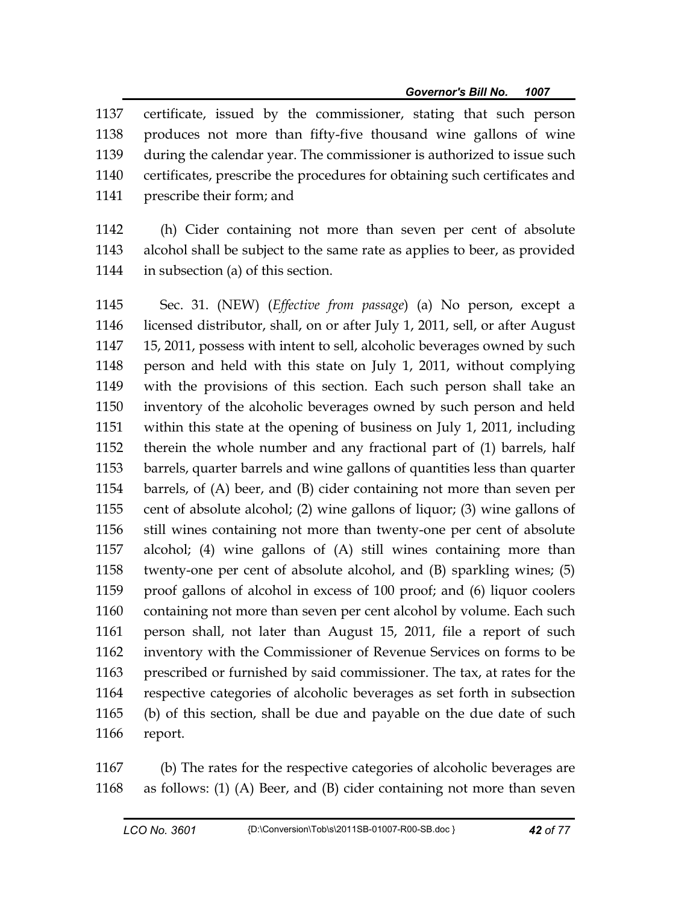certificate, issued by the commissioner, stating that such person produces not more than fifty-five thousand wine gallons of wine during the calendar year. The commissioner is authorized to issue such certificates, prescribe the procedures for obtaining such certificates and prescribe their form; and

(h) Cider containing not more than seven per cent of absolute alcohol shall be subject to the same rate as applies to beer, as provided in subsection (a) of this section.

Sec. 31. (NEW) (*Effective from passage*) (a) No person, except a licensed distributor, shall, on or after July 1, 2011, sell, or after August 15, 2011, possess with intent to sell, alcoholic beverages owned by such person and held with this state on July 1, 2011, without complying with the provisions of this section. Each such person shall take an inventory of the alcoholic beverages owned by such person and held within this state at the opening of business on July 1, 2011, including therein the whole number and any fractional part of (1) barrels, half barrels, quarter barrels and wine gallons of quantities less than quarter barrels, of (A) beer, and (B) cider containing not more than seven per cent of absolute alcohol; (2) wine gallons of liquor; (3) wine gallons of still wines containing not more than twenty-one per cent of absolute alcohol; (4) wine gallons of (A) still wines containing more than twenty-one per cent of absolute alcohol, and (B) sparkling wines; (5) proof gallons of alcohol in excess of 100 proof; and (6) liquor coolers containing not more than seven per cent alcohol by volume. Each such person shall, not later than August 15, 2011, file a report of such inventory with the Commissioner of Revenue Services on forms to be prescribed or furnished by said commissioner. The tax, at rates for the respective categories of alcoholic beverages as set forth in subsection (b) of this section, shall be due and payable on the due date of such report.

(b) The rates for the respective categories of alcoholic beverages are as follows: (1) (A) Beer, and (B) cider containing not more than seven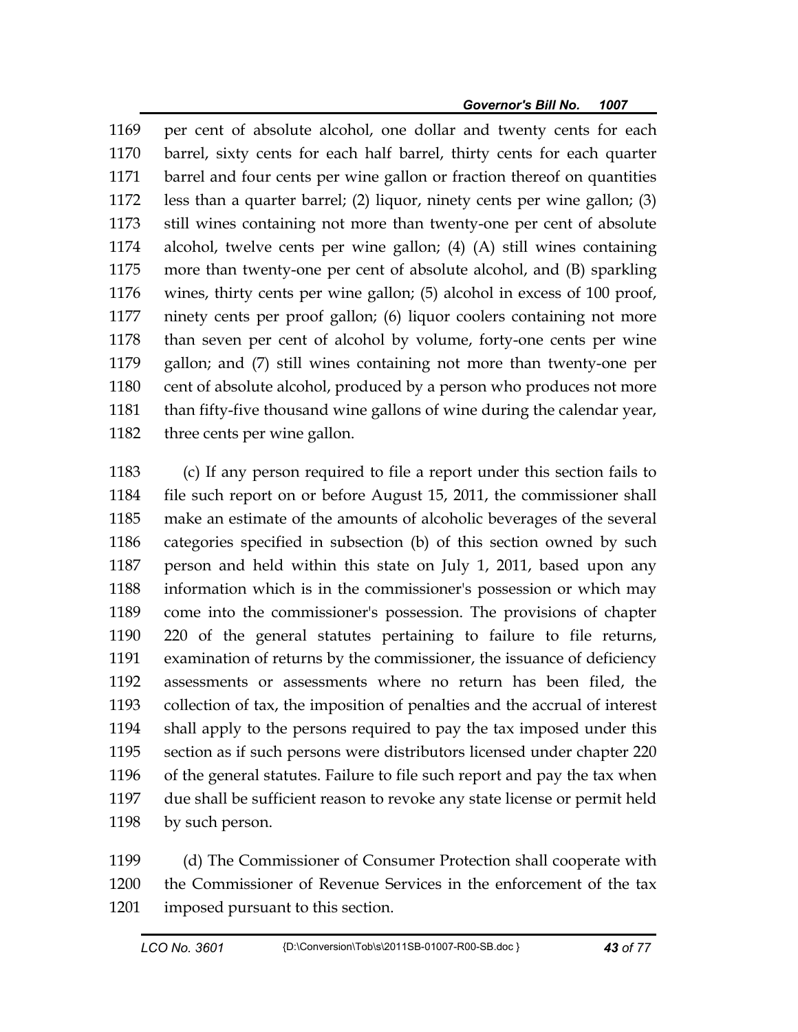per cent of absolute alcohol, one dollar and twenty cents for each barrel, sixty cents for each half barrel, thirty cents for each quarter barrel and four cents per wine gallon or fraction thereof on quantities less than a quarter barrel; (2) liquor, ninety cents per wine gallon; (3) still wines containing not more than twenty-one per cent of absolute alcohol, twelve cents per wine gallon; (4) (A) still wines containing more than twenty-one per cent of absolute alcohol, and (B) sparkling wines, thirty cents per wine gallon; (5) alcohol in excess of 100 proof, ninety cents per proof gallon; (6) liquor coolers containing not more than seven per cent of alcohol by volume, forty-one cents per wine gallon; and (7) still wines containing not more than twenty-one per cent of absolute alcohol, produced by a person who produces not more than fifty-five thousand wine gallons of wine during the calendar year, three cents per wine gallon.

(c) If any person required to file a report under this section fails to file such report on or before August 15, 2011, the commissioner shall make an estimate of the amounts of alcoholic beverages of the several categories specified in subsection (b) of this section owned by such person and held within this state on July 1, 2011, based upon any information which is in the commissioner's possession or which may come into the commissioner's possession. The provisions of chapter 220 of the general statutes pertaining to failure to file returns, examination of returns by the commissioner, the issuance of deficiency assessments or assessments where no return has been filed, the collection of tax, the imposition of penalties and the accrual of interest shall apply to the persons required to pay the tax imposed under this section as if such persons were distributors licensed under chapter 220 of the general statutes. Failure to file such report and pay the tax when due shall be sufficient reason to revoke any state license or permit held by such person.

(d) The Commissioner of Consumer Protection shall cooperate with the Commissioner of Revenue Services in the enforcement of the tax imposed pursuant to this section.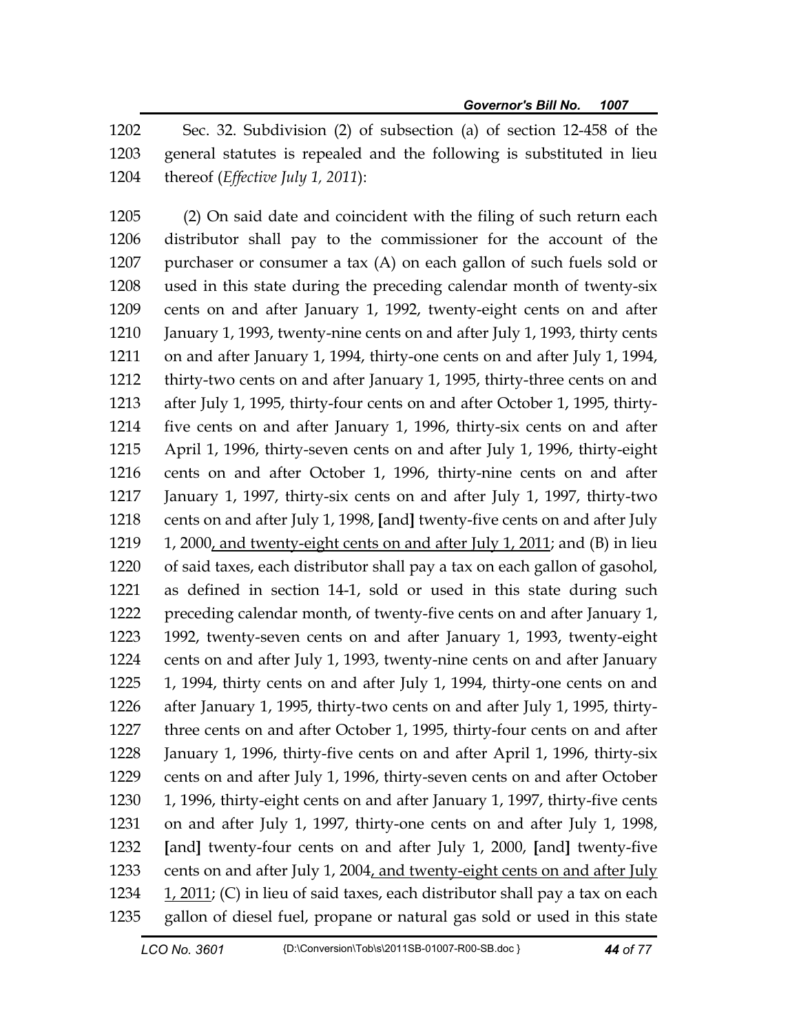Sec. 32. Subdivision (2) of subsection (a) of section 12-458 of the general statutes is repealed and the following is substituted in lieu thereof (*Effective July 1, 2011*):

(2) On said date and coincident with the filing of such return each distributor shall pay to the commissioner for the account of the purchaser or consumer a tax (A) on each gallon of such fuels sold or used in this state during the preceding calendar month of twenty-six cents on and after January 1, 1992, twenty-eight cents on and after January 1, 1993, twenty-nine cents on and after July 1, 1993, thirty cents on and after January 1, 1994, thirty-one cents on and after July 1, 1994, thirty-two cents on and after January 1, 1995, thirty-three cents on and after July 1, 1995, thirty-four cents on and after October 1, 1995, thirty-five cents on and after January 1, 1996, thirty-six cents on and after April 1, 1996, thirty-seven cents on and after July 1, 1996, thirty-eight cents on and after October 1, 1996, thirty-nine cents on and after January 1, 1997, thirty-six cents on and after July 1, 1997, thirty-two cents on and after July 1, 1998, **[**and**]** twenty-five cents on and after July 1, 2000<u>, and twenty-eight cents on and after July 1, 2011</u>; and (B) in lieu of said taxes, each distributor shall pay a tax on each gallon of gasohol, as defined in section 14-1, sold or used in this state during such preceding calendar month, of twenty-five cents on and after January 1, 1992, twenty-seven cents on and after January 1, 1993, twenty-eight cents on and after July 1, 1993, twenty-nine cents on and after January 1, 1994, thirty cents on and after July 1, 1994, thirty-one cents on and after January 1, 1995, thirty-two cents on and after July 1, 1995, thirty-three cents on and after October 1, 1995, thirty-four cents on and after January 1, 1996, thirty-five cents on and after April 1, 1996, thirty-six cents on and after July 1, 1996, thirty-seven cents on and after October 1, 1996, thirty-eight cents on and after January 1, 1997, thirty-five cents on and after July 1, 1997, thirty-one cents on and after July 1, 1998, **[**and**]** twenty-four cents on and after July 1, 2000, **[**and**]** twenty-five cents on and after July 1, 2004<u>, and twenty-eight cents on and after July 1, 2011</u>; (C) in lieu of said taxes, each distributor shall pay a tax on each gallon of diesel fuel, propane or natural gas sold or used in this state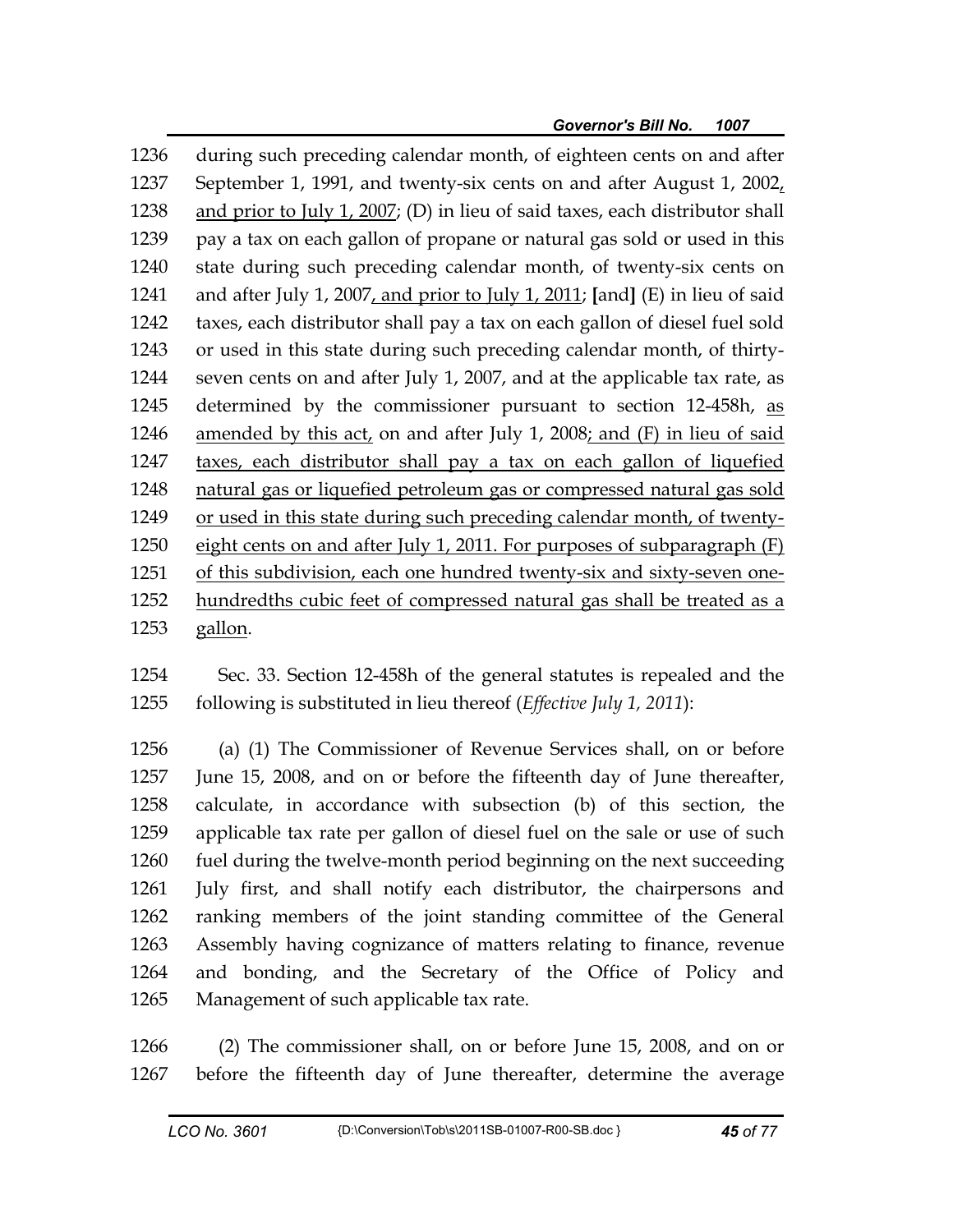1236 during such preceding calendar month, of eighteen cents on and after
1237 September 1, 1991, and twenty-six cents on and after August 1, 2002,
1238 and prior to July 1, 2007; (D) in lieu of said taxes, each distributor shall
1239 pay a tax on each gallon of propane or natural gas sold or used in this
1240 state during such preceding calendar month, of twenty-six cents on
1241 and after July 1, 2007, and prior to July 1, 2011; [and] (E) in lieu of said
1242 taxes, each distributor shall pay a tax on each gallon of diesel fuel sold
1243 or used in this state during such preceding calendar month, of thirty-
1244 seven cents on and after July 1, 2007, and at the applicable tax rate, as
1245 determined by the commissioner pursuant to section 12-458h, as
1246 amended by this act, on and after July 1, 2008; and (F) in lieu of said
1247 taxes, each distributor shall pay a tax on each gallon of liquefied
1248 natural gas or liquefied petroleum gas or compressed natural gas sold
1249 or used in this state during such preceding calendar month, of twenty-
1250 eight cents on and after July 1, 2011. For purposes of subparagraph (F)
1251 of this subdivision, each one hundred twenty-six and sixty-seven one-
1252 hundredths cubic feet of compressed natural gas shall be treated as a
1253 gallon.

1254 Sec. 33. Section 12-458h of the general statutes is repealed and the
1255 following is substituted in lieu thereof (*Effective July 1, 2011*):

1256 (a) (1) The Commissioner of Revenue Services shall, on or before
1257 June 15, 2008, and on or before the fifteenth day of June thereafter,
1258 calculate, in accordance with subsection (b) of this section, the
1259 applicable tax rate per gallon of diesel fuel on the sale or use of such
1260 fuel during the twelve-month period beginning on the next succeeding
1261 July first, and shall notify each distributor, the chairpersons and
1262 ranking members of the joint standing committee of the General
1263 Assembly having cognizance of matters relating to finance, revenue
1264 and bonding, and the Secretary of the Office of Policy and
1265 Management of such applicable tax rate.

1266 (2) The commissioner shall, on or before June 15, 2008, and on or
1267 before the fifteenth day of June thereafter, determine the average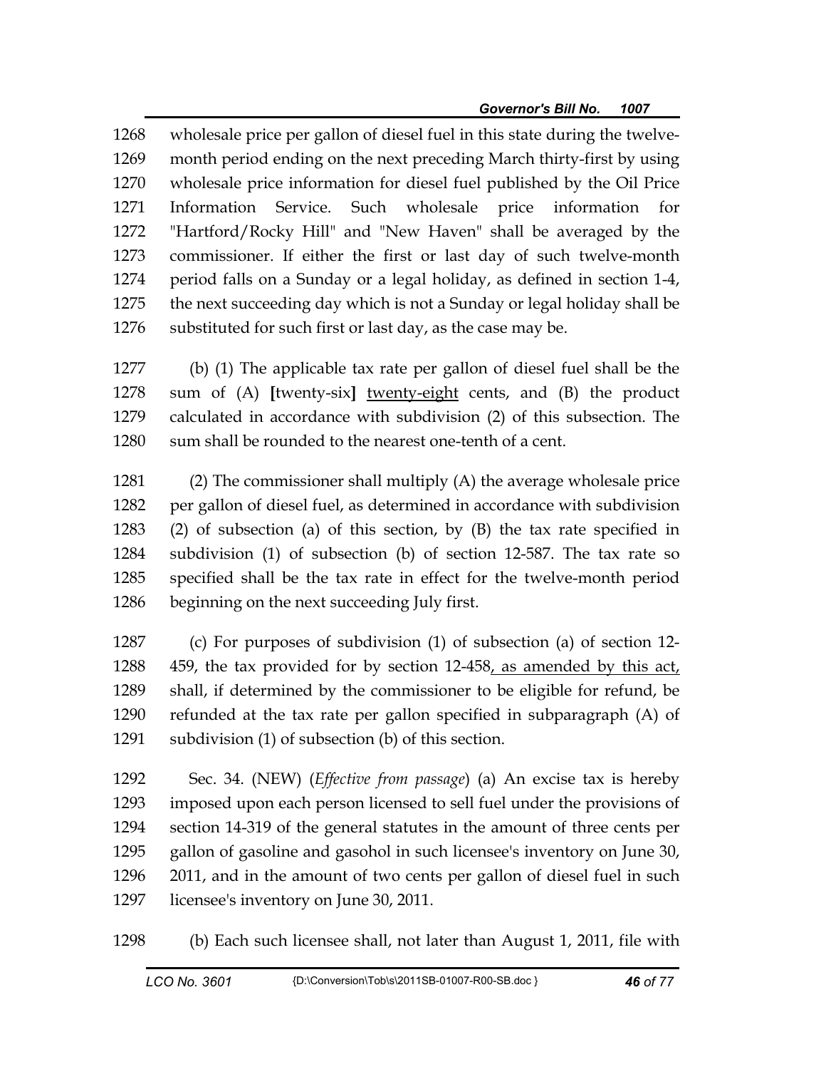wholesale price per gallon of diesel fuel in this state during the twelve-month period ending on the next preceding March thirty-first by using wholesale price information for diesel fuel published by the Oil Price Information Service. Such wholesale price information for "Hartford/Rocky Hill" and "New Haven" shall be averaged by the commissioner. If either the first or last day of such twelve-month period falls on a Sunday or a legal holiday, as defined in section 1-4, the next succeeding day which is not a Sunday or legal holiday shall be substituted for such first or last day, as the case may be.

(b) (1) The applicable tax rate per gallon of diesel fuel shall be the sum of (A) **[**twenty-six**]** <u>twenty-eight</u> cents, and (B) the product calculated in accordance with subdivision (2) of this subsection. The sum shall be rounded to the nearest one-tenth of a cent.

(2) The commissioner shall multiply (A) the average wholesale price per gallon of diesel fuel, as determined in accordance with subdivision (2) of subsection (a) of this section, by (B) the tax rate specified in subdivision (1) of subsection (b) of section 12-587. The tax rate so specified shall be the tax rate in effect for the twelve-month period beginning on the next succeeding July first.

(c) For purposes of subdivision (1) of subsection (a) of section 12-459, the tax provided for by section 12-458<u>, as amended by this act,</u> shall, if determined by the commissioner to be eligible for refund, be refunded at the tax rate per gallon specified in subparagraph (A) of subdivision (1) of subsection (b) of this section.

Sec. 34. (NEW) (*Effective from passage*) (a) An excise tax is hereby imposed upon each person licensed to sell fuel under the provisions of section 14-319 of the general statutes in the amount of three cents per gallon of gasoline and gasohol in such licensee's inventory on June 30, 2011, and in the amount of two cents per gallon of diesel fuel in such licensee's inventory on June 30, 2011.

(b) Each such licensee shall, not later than August 1, 2011, file with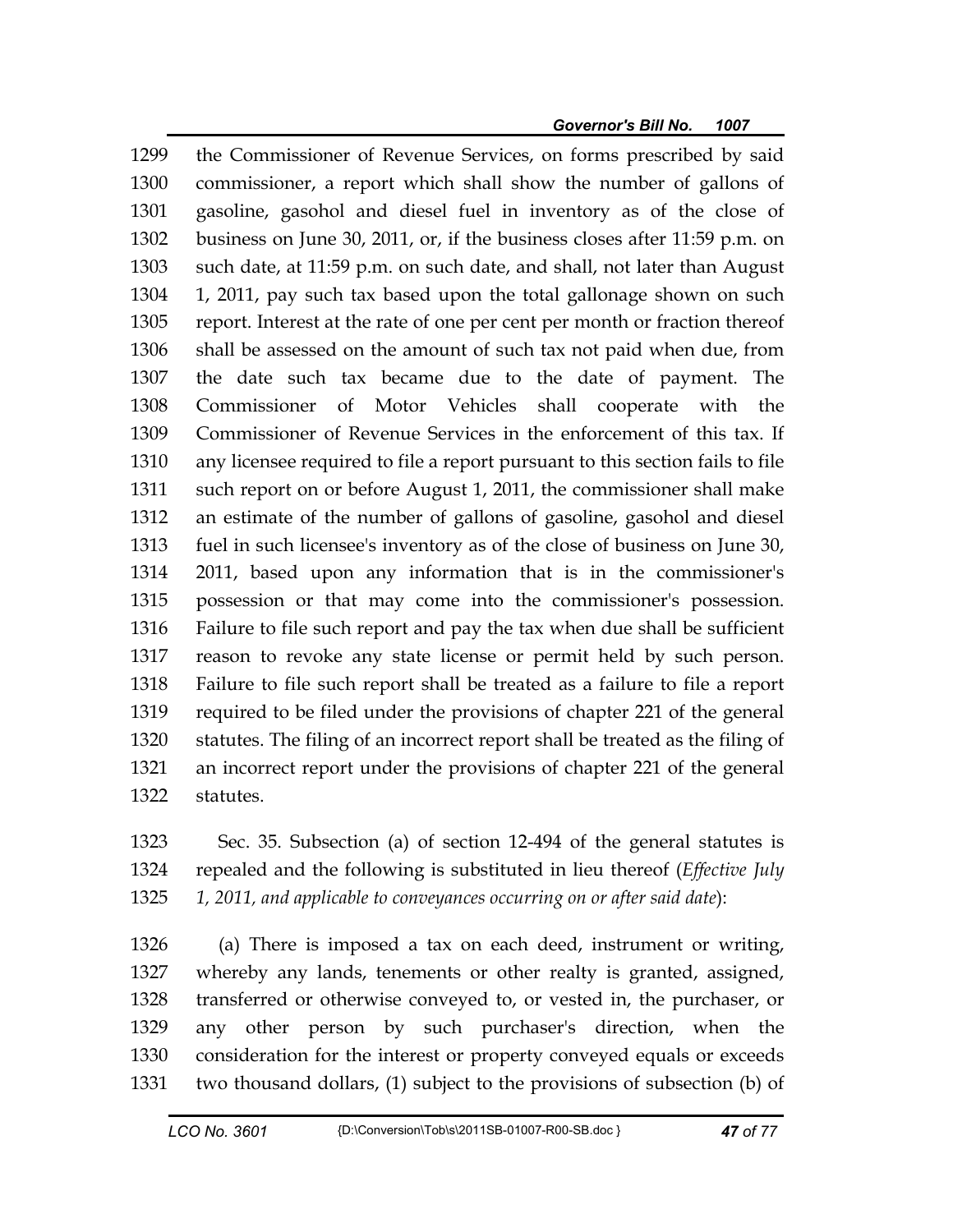the Commissioner of Revenue Services, on forms prescribed by said commissioner, a report which shall show the number of gallons of gasoline, gasohol and diesel fuel in inventory as of the close of business on June 30, 2011, or, if the business closes after 11:59 p.m. on such date, at 11:59 p.m. on such date, and shall, not later than August 1, 2011, pay such tax based upon the total gallonage shown on such report. Interest at the rate of one per cent per month or fraction thereof shall be assessed on the amount of such tax not paid when due, from the date such tax became due to the date of payment. The Commissioner of Motor Vehicles shall cooperate with the Commissioner of Revenue Services in the enforcement of this tax. If any licensee required to file a report pursuant to this section fails to file such report on or before August 1, 2011, the commissioner shall make an estimate of the number of gallons of gasoline, gasohol and diesel fuel in such licensee's inventory as of the close of business on June 30, 2011, based upon any information that is in the commissioner's possession or that may come into the commissioner's possession. Failure to file such report and pay the tax when due shall be sufficient reason to revoke any state license or permit held by such person. Failure to file such report shall be treated as a failure to file a report required to be filed under the provisions of chapter 221 of the general statutes. The filing of an incorrect report shall be treated as the filing of an incorrect report under the provisions of chapter 221 of the general statutes.

Sec. 35. Subsection (a) of section 12-494 of the general statutes is repealed and the following is substituted in lieu thereof (*Effective July 1, 2011, and applicable to conveyances occurring on or after said date*):

(a) There is imposed a tax on each deed, instrument or writing, whereby any lands, tenements or other realty is granted, assigned, transferred or otherwise conveyed to, or vested in, the purchaser, or any other person by such purchaser's direction, when the consideration for the interest or property conveyed equals or exceeds two thousand dollars, (1) subject to the provisions of subsection (b) of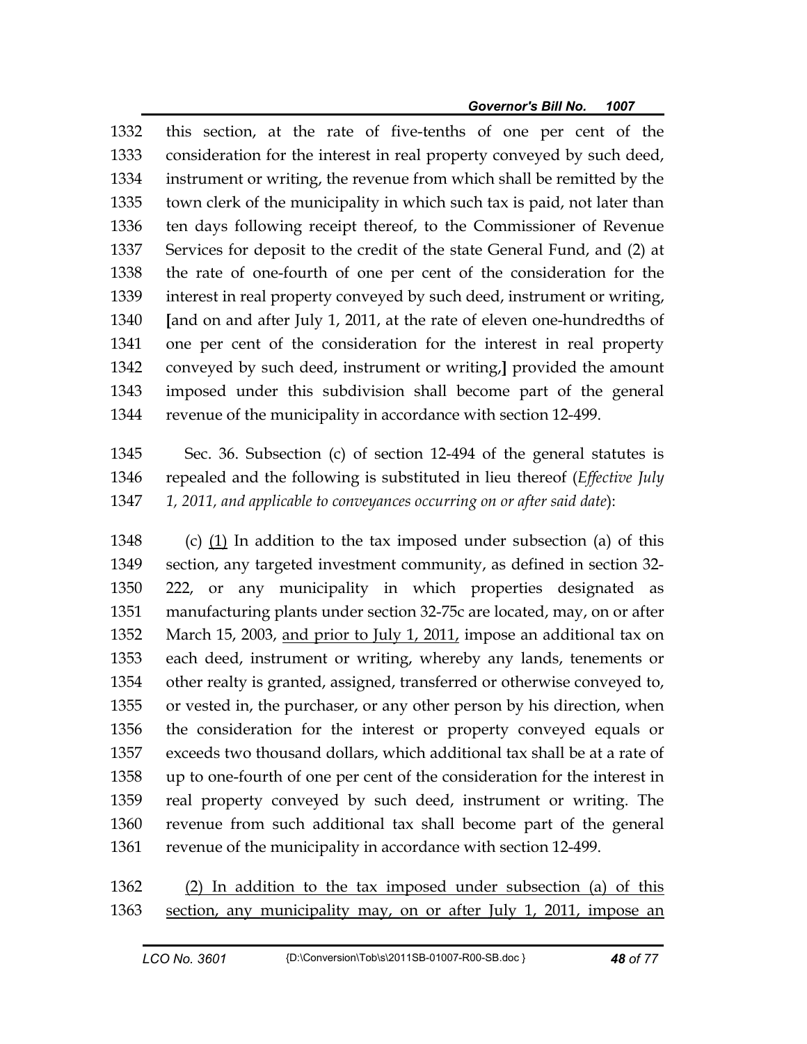this section, at the rate of five-tenths of one per cent of the consideration for the interest in real property conveyed by such deed, instrument or writing, the revenue from which shall be remitted by the town clerk of the municipality in which such tax is paid, not later than ten days following receipt thereof, to the Commissioner of Revenue Services for deposit to the credit of the state General Fund, and (2) at the rate of one-fourth of one per cent of the consideration for the interest in real property conveyed by such deed, instrument or writing, [and on and after July 1, 2011, at the rate of eleven one-hundredths of one per cent of the consideration for the interest in real property conveyed by such deed, instrument or writing,] provided the amount imposed under this subdivision shall become part of the general revenue of the municipality in accordance with section 12-499.

Sec. 36. Subsection (c) of section 12-494 of the general statutes is repealed and the following is substituted in lieu thereof (*Effective July 1, 2011, and applicable to conveyances occurring on or after said date*):

(c) <u>(1)</u> In addition to the tax imposed under subsection (a) of this section, any targeted investment community, as defined in section 32-222, or any municipality in which properties designated as manufacturing plants under section 32-75c are located, may, on or after March 15, 2003, <u>and prior to July 1, 2011,</u> impose an additional tax on each deed, instrument or writing, whereby any lands, tenements or other realty is granted, assigned, transferred or otherwise conveyed to, or vested in, the purchaser, or any other person by his direction, when the consideration for the interest or property conveyed equals or exceeds two thousand dollars, which additional tax shall be at a rate of up to one-fourth of one per cent of the consideration for the interest in real property conveyed by such deed, instrument or writing. The revenue from such additional tax shall become part of the general revenue of the municipality in accordance with section 12-499.

<u>(2) In addition to the tax imposed under subsection (a) of this section, any municipality may, on or after July 1, 2011, impose an</u>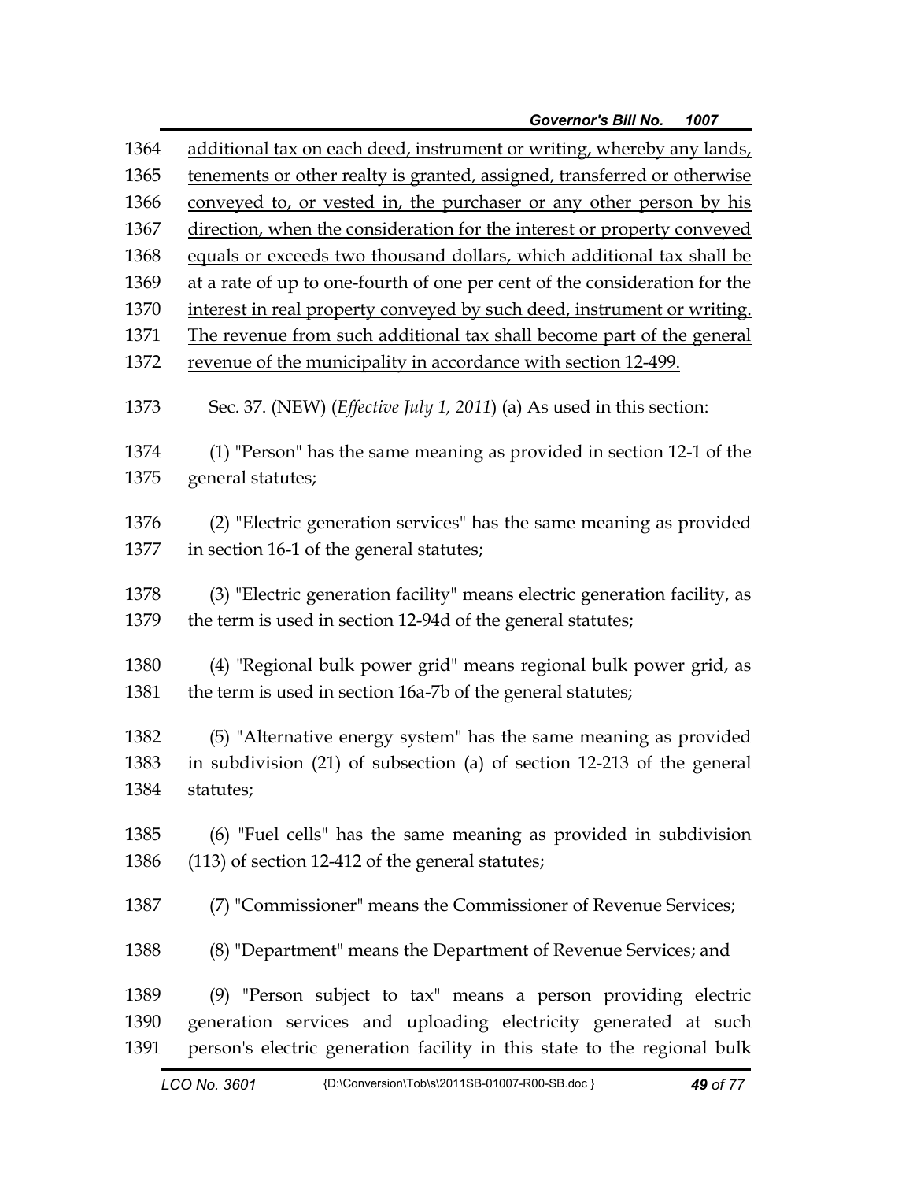additional tax on each deed, instrument or writing, whereby any lands, tenements or other realty is granted, assigned, transferred or otherwise conveyed to, or vested in, the purchaser or any other person by his direction, when the consideration for the interest or property conveyed equals or exceeds two thousand dollars, which additional tax shall be at a rate of up to one-fourth of one per cent of the consideration for the interest in real property conveyed by such deed, instrument or writing. The revenue from such additional tax shall become part of the general revenue of the municipality in accordance with section 12-499.

Sec. 37. (NEW) (*Effective July 1, 2011*) (a) As used in this section:

(1) "Person" has the same meaning as provided in section 12-1 of the general statutes;

(2) "Electric generation services" has the same meaning as provided in section 16-1 of the general statutes;

(3) "Electric generation facility" means electric generation facility, as the term is used in section 12-94d of the general statutes;

(4) "Regional bulk power grid" means regional bulk power grid, as the term is used in section 16a-7b of the general statutes;

(5) "Alternative energy system" has the same meaning as provided in subdivision (21) of subsection (a) of section 12-213 of the general statutes;

(6) "Fuel cells" has the same meaning as provided in subdivision (113) of section 12-412 of the general statutes;

(7) "Commissioner" means the Commissioner of Revenue Services;

(8) "Department" means the Department of Revenue Services; and

(9) "Person subject to tax" means a person providing electric generation services and uploading electricity generated at such person's electric generation facility in this state to the regional bulk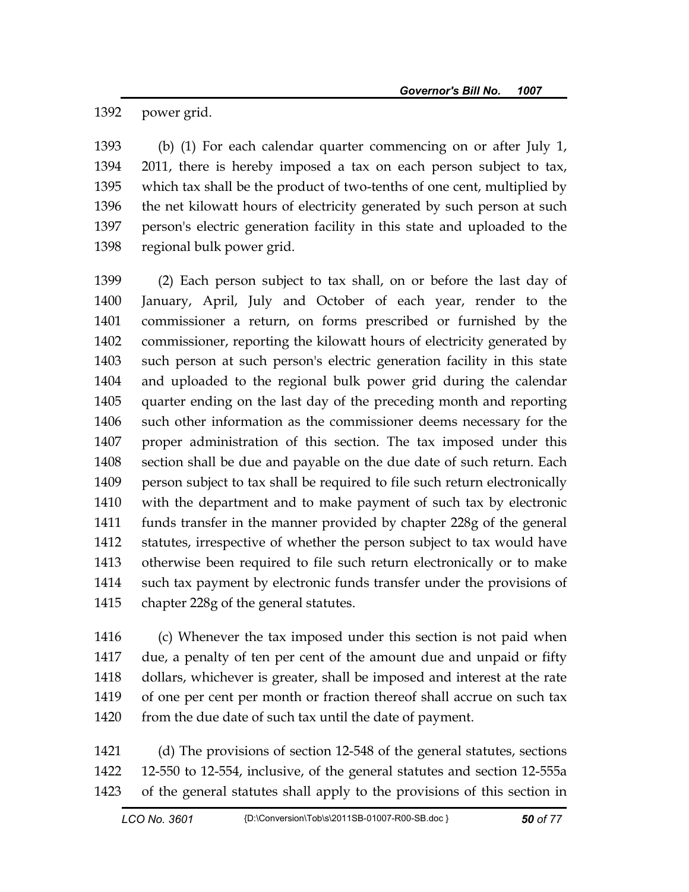power grid.

(b) (1) For each calendar quarter commencing on or after July 1, 2011, there is hereby imposed a tax on each person subject to tax, which tax shall be the product of two-tenths of one cent, multiplied by the net kilowatt hours of electricity generated by such person at such person's electric generation facility in this state and uploaded to the regional bulk power grid.

(2) Each person subject to tax shall, on or before the last day of January, April, July and October of each year, render to the commissioner a return, on forms prescribed or furnished by the commissioner, reporting the kilowatt hours of electricity generated by such person at such person's electric generation facility in this state and uploaded to the regional bulk power grid during the calendar quarter ending on the last day of the preceding month and reporting such other information as the commissioner deems necessary for the proper administration of this section. The tax imposed under this section shall be due and payable on the due date of such return. Each person subject to tax shall be required to file such return electronically with the department and to make payment of such tax by electronic funds transfer in the manner provided by chapter 228g of the general statutes, irrespective of whether the person subject to tax would have otherwise been required to file such return electronically or to make such tax payment by electronic funds transfer under the provisions of chapter 228g of the general statutes.

(c) Whenever the tax imposed under this section is not paid when due, a penalty of ten per cent of the amount due and unpaid or fifty dollars, whichever is greater, shall be imposed and interest at the rate of one per cent per month or fraction thereof shall accrue on such tax from the due date of such tax until the date of payment.

(d) The provisions of section 12-548 of the general statutes, sections 12-550 to 12-554, inclusive, of the general statutes and section 12-555a of the general statutes shall apply to the provisions of this section in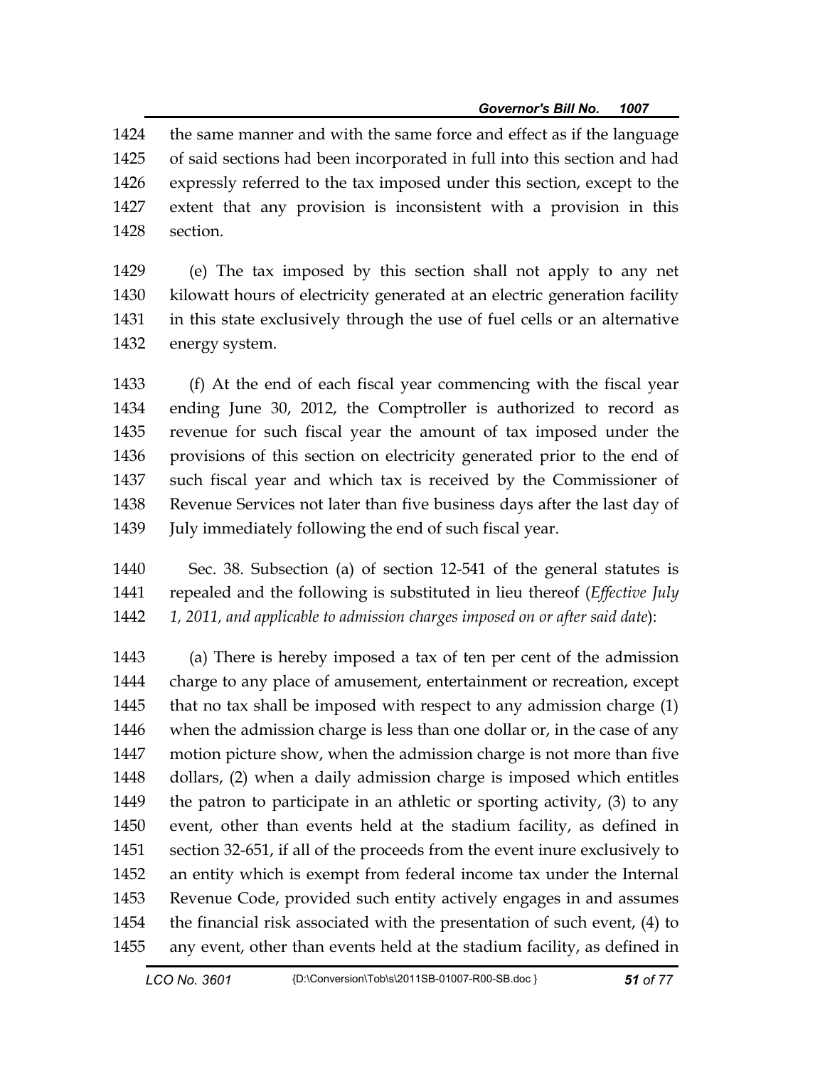the same manner and with the same force and effect as if the language of said sections had been incorporated in full into this section and had expressly referred to the tax imposed under this section, except to the extent that any provision is inconsistent with a provision in this section.

(e) The tax imposed by this section shall not apply to any net kilowatt hours of electricity generated at an electric generation facility in this state exclusively through the use of fuel cells or an alternative energy system.

(f) At the end of each fiscal year commencing with the fiscal year ending June 30, 2012, the Comptroller is authorized to record as revenue for such fiscal year the amount of tax imposed under the provisions of this section on electricity generated prior to the end of such fiscal year and which tax is received by the Commissioner of Revenue Services not later than five business days after the last day of July immediately following the end of such fiscal year.

Sec. 38. Subsection (a) of section 12-541 of the general statutes is repealed and the following is substituted in lieu thereof (*Effective July 1, 2011, and applicable to admission charges imposed on or after said date*):

(a) There is hereby imposed a tax of ten per cent of the admission charge to any place of amusement, entertainment or recreation, except that no tax shall be imposed with respect to any admission charge (1) when the admission charge is less than one dollar or, in the case of any motion picture show, when the admission charge is not more than five dollars, (2) when a daily admission charge is imposed which entitles the patron to participate in an athletic or sporting activity, (3) to any event, other than events held at the stadium facility, as defined in section 32-651, if all of the proceeds from the event inure exclusively to an entity which is exempt from federal income tax under the Internal Revenue Code, provided such entity actively engages in and assumes the financial risk associated with the presentation of such event, (4) to any event, other than events held at the stadium facility, as defined in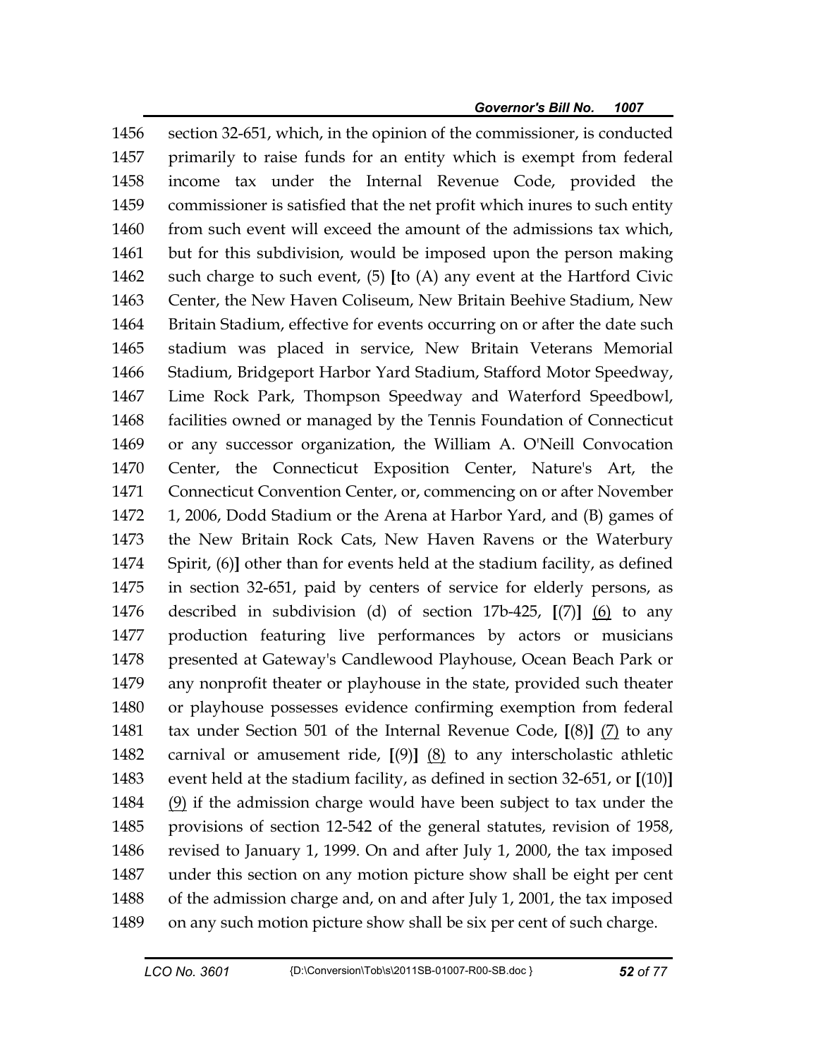1456 section 32-651, which, in the opinion of the commissioner, is conducted
1457 primarily to raise funds for an entity which is exempt from federal
1458 income tax under the Internal Revenue Code, provided the
1459 commissioner is satisfied that the net profit which inures to such entity
1460 from such event will exceed the amount of the admissions tax which,
1461 but for this subdivision, would be imposed upon the person making
1462 such charge to such event, (5) **[**to (A) any event at the Hartford Civic
1463 Center, the New Haven Coliseum, New Britain Beehive Stadium, New
1464 Britain Stadium, effective for events occurring on or after the date such
1465 stadium was placed in service, New Britain Veterans Memorial
1466 Stadium, Bridgeport Harbor Yard Stadium, Stafford Motor Speedway,
1467 Lime Rock Park, Thompson Speedway and Waterford Speedbowl,
1468 facilities owned or managed by the Tennis Foundation of Connecticut
1469 or any successor organization, the William A. O'Neill Convocation
1470 Center, the Connecticut Exposition Center, Nature's Art, the
1471 Connecticut Convention Center, or, commencing on or after November
1472 1, 2006, Dodd Stadium or the Arena at Harbor Yard, and (B) games of
1473 the New Britain Rock Cats, New Haven Ravens or the Waterbury
1474 Spirit, (6)**]** other than for events held at the stadium facility, as defined
1475 in section 32-651, paid by centers of service for elderly persons, as
1476 described in subdivision (d) of section 17b-425, **[**(7)**]** <u>(6)</u> to any
1477 production featuring live performances by actors or musicians
1478 presented at Gateway's Candlewood Playhouse, Ocean Beach Park or
1479 any nonprofit theater or playhouse in the state, provided such theater
1480 or playhouse possesses evidence confirming exemption from federal
1481 tax under Section 501 of the Internal Revenue Code, **[**(8)**]** <u>(7)</u> to any
1482 carnival or amusement ride, **[**(9)**]** <u>(8)</u> to any interscholastic athletic
1483 event held at the stadium facility, as defined in section 32-651, or **[**(10)**]**
1484 <u>(9)</u> if the admission charge would have been subject to tax under the
1485 provisions of section 12-542 of the general statutes, revision of 1958,
1486 revised to January 1, 1999. On and after July 1, 2000, the tax imposed
1487 under this section on any motion picture show shall be eight per cent
1488 of the admission charge and, on and after July 1, 2001, the tax imposed
1489 on any such motion picture show shall be six per cent of such charge.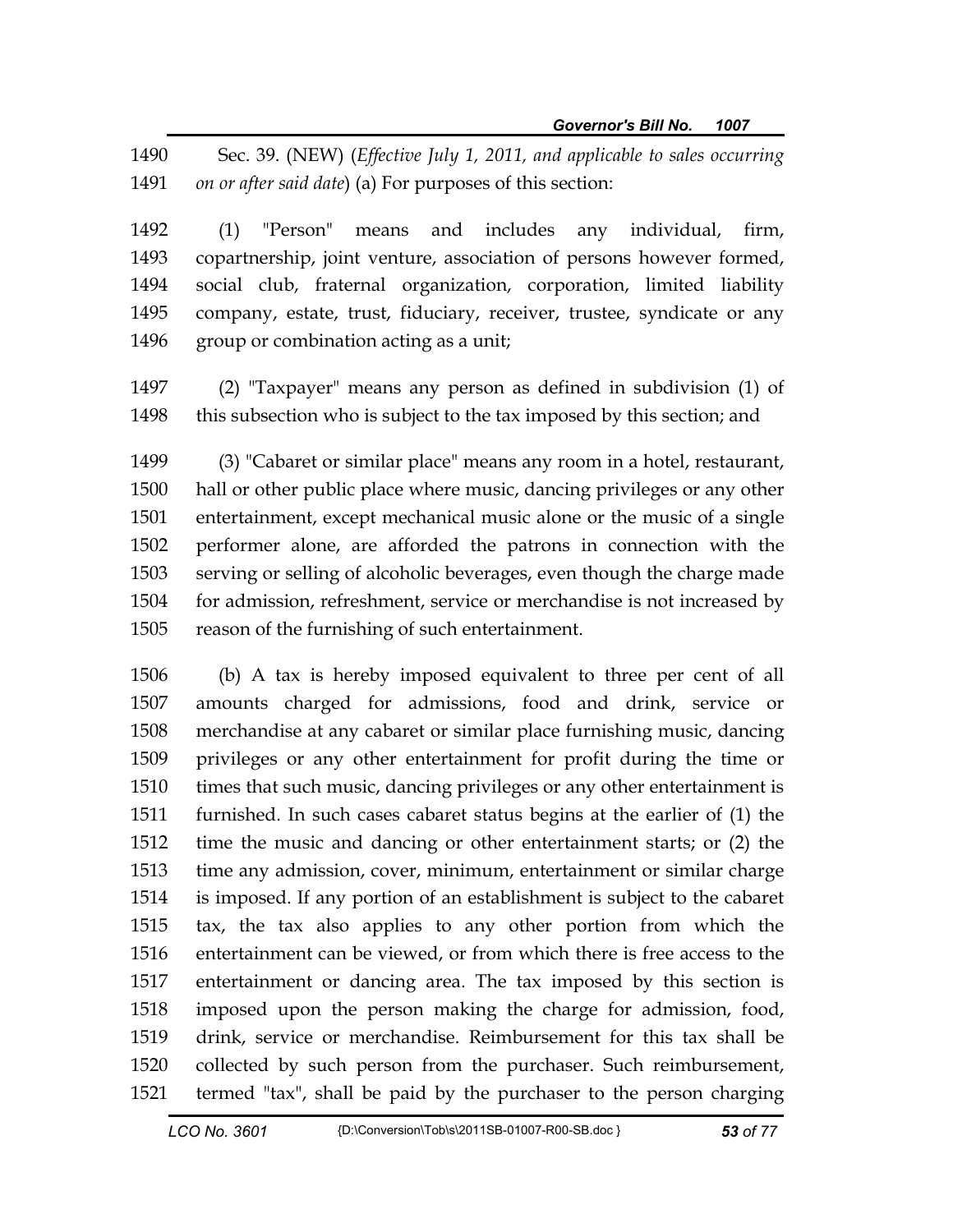Sec. 39. (NEW) (*Effective July 1, 2011, and applicable to sales occurring on or after said date*) (a) For purposes of this section:

(1) "Person" means and includes any individual, firm, copartnership, joint venture, association of persons however formed, social club, fraternal organization, corporation, limited liability company, estate, trust, fiduciary, receiver, trustee, syndicate or any group or combination acting as a unit;

(2) "Taxpayer" means any person as defined in subdivision (1) of this subsection who is subject to the tax imposed by this section; and

(3) "Cabaret or similar place" means any room in a hotel, restaurant, hall or other public place where music, dancing privileges or any other entertainment, except mechanical music alone or the music of a single performer alone, are afforded the patrons in connection with the serving or selling of alcoholic beverages, even though the charge made for admission, refreshment, service or merchandise is not increased by reason of the furnishing of such entertainment.

(b) A tax is hereby imposed equivalent to three per cent of all amounts charged for admissions, food and drink, service or merchandise at any cabaret or similar place furnishing music, dancing privileges or any other entertainment for profit during the time or times that such music, dancing privileges or any other entertainment is furnished. In such cases cabaret status begins at the earlier of (1) the time the music and dancing or other entertainment starts; or (2) the time any admission, cover, minimum, entertainment or similar charge is imposed. If any portion of an establishment is subject to the cabaret tax, the tax also applies to any other portion from which the entertainment can be viewed, or from which there is free access to the entertainment or dancing area. The tax imposed by this section is imposed upon the person making the charge for admission, food, drink, service or merchandise. Reimbursement for this tax shall be collected by such person from the purchaser. Such reimbursement, termed "tax", shall be paid by the purchaser to the person charging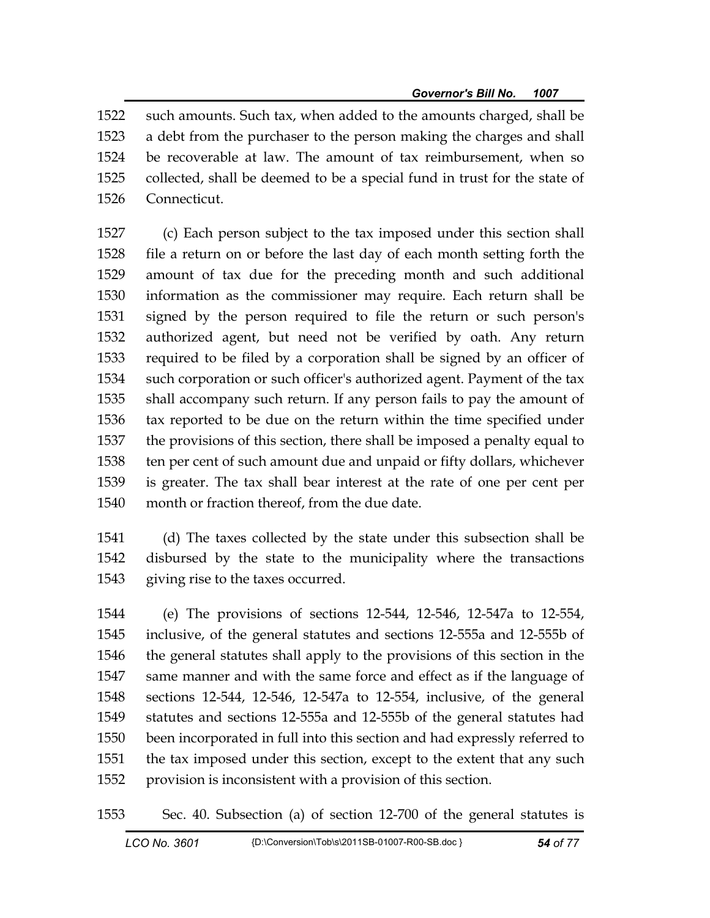such amounts. Such tax, when added to the amounts charged, shall be a debt from the purchaser to the person making the charges and shall be recoverable at law. The amount of tax reimbursement, when so collected, shall be deemed to be a special fund in trust for the state of Connecticut.

(c) Each person subject to the tax imposed under this section shall file a return on or before the last day of each month setting forth the amount of tax due for the preceding month and such additional information as the commissioner may require. Each return shall be signed by the person required to file the return or such person's authorized agent, but need not be verified by oath. Any return required to be filed by a corporation shall be signed by an officer of such corporation or such officer's authorized agent. Payment of the tax shall accompany such return. If any person fails to pay the amount of tax reported to be due on the return within the time specified under the provisions of this section, there shall be imposed a penalty equal to ten per cent of such amount due and unpaid or fifty dollars, whichever is greater. The tax shall bear interest at the rate of one per cent per month or fraction thereof, from the due date.

(d) The taxes collected by the state under this subsection shall be disbursed by the state to the municipality where the transactions giving rise to the taxes occurred.

(e) The provisions of sections 12-544, 12-546, 12-547a to 12-554, inclusive, of the general statutes and sections 12-555a and 12-555b of the general statutes shall apply to the provisions of this section in the same manner and with the same force and effect as if the language of sections 12-544, 12-546, 12-547a to 12-554, inclusive, of the general statutes and sections 12-555a and 12-555b of the general statutes had been incorporated in full into this section and had expressly referred to the tax imposed under this section, except to the extent that any such provision is inconsistent with a provision of this section.

Sec. 40. Subsection (a) of section 12-700 of the general statutes is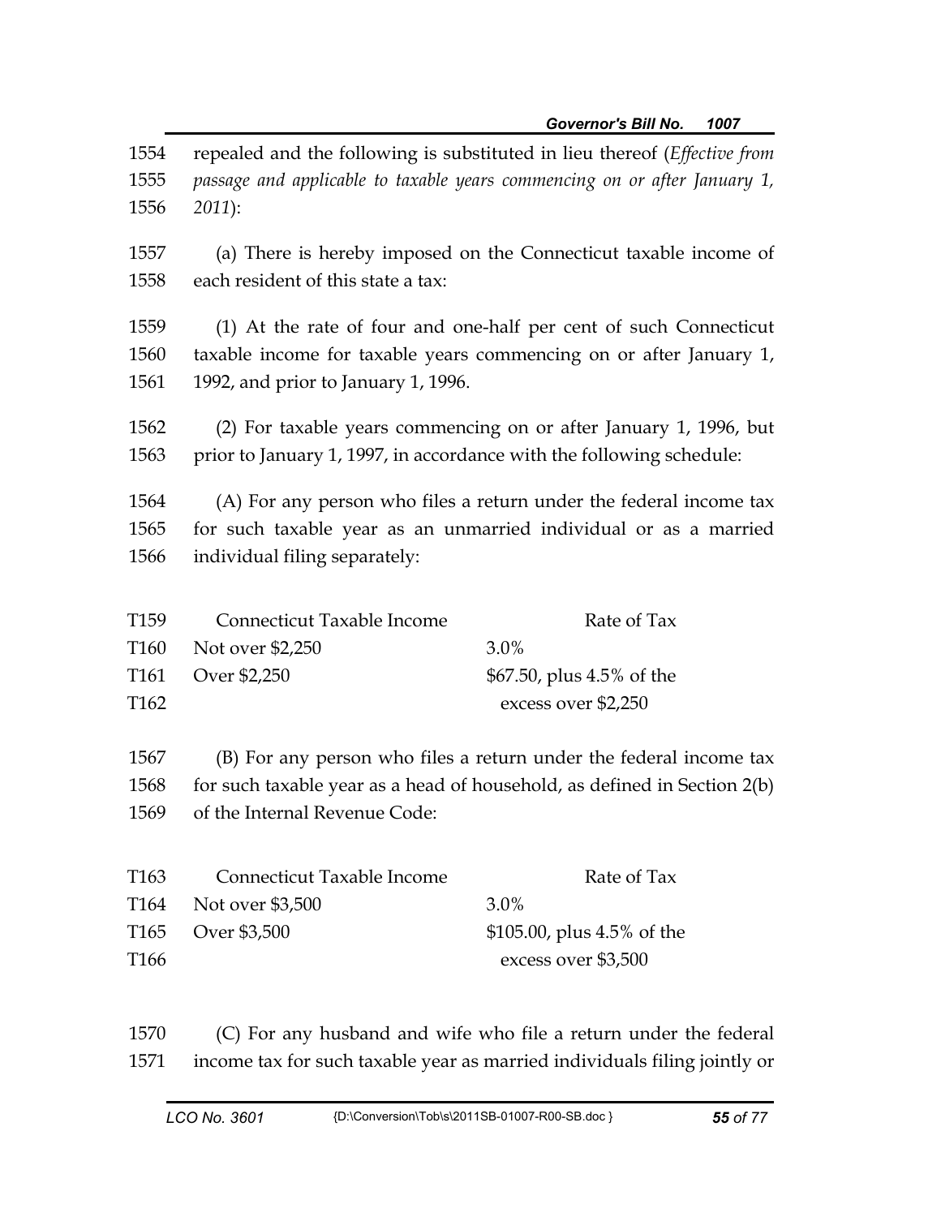1554 repealed and the following is substituted in lieu thereof (*Effective from*
1555 *passage and applicable to taxable years commencing on or after January 1,*
1556 *2011*):

1557 (a) There is hereby imposed on the Connecticut taxable income of
1558 each resident of this state a tax:

1559 (1) At the rate of four and one-half per cent of such Connecticut
1560 taxable income for taxable years commencing on or after January 1,
1561 1992, and prior to January 1, 1996.

1562 (2) For taxable years commencing on or after January 1, 1996, but
1563 prior to January 1, 1997, in accordance with the following schedule:

1564 (A) For any person who files a return under the federal income tax
1565 for such taxable year as an unmarried individual or as a married
1566 individual filing separately:

| | Connecticut Taxable Income | Rate of Tax |
|---|---|---|
| T159 | | |
| T160 | Not over $2,250 | 3.0% |
| T161 | Over $2,250 | $67.50, plus 4.5% of the |
| T162 | | excess over $2,250 |

1567 (B) For any person who files a return under the federal income tax
1568 for such taxable year as a head of household, as defined in Section 2(b)
1569 of the Internal Revenue Code:

| | Connecticut Taxable Income | Rate of Tax |
|---|---|---|
| T163 | | |
| T164 | Not over $3,500 | 3.0% |
| T165 | Over $3,500 | $105.00, plus 4.5% of the |
| T166 | | excess over $3,500 |

1570 (C) For any husband and wife who file a return under the federal
1571 income tax for such taxable year as married individuals filing jointly or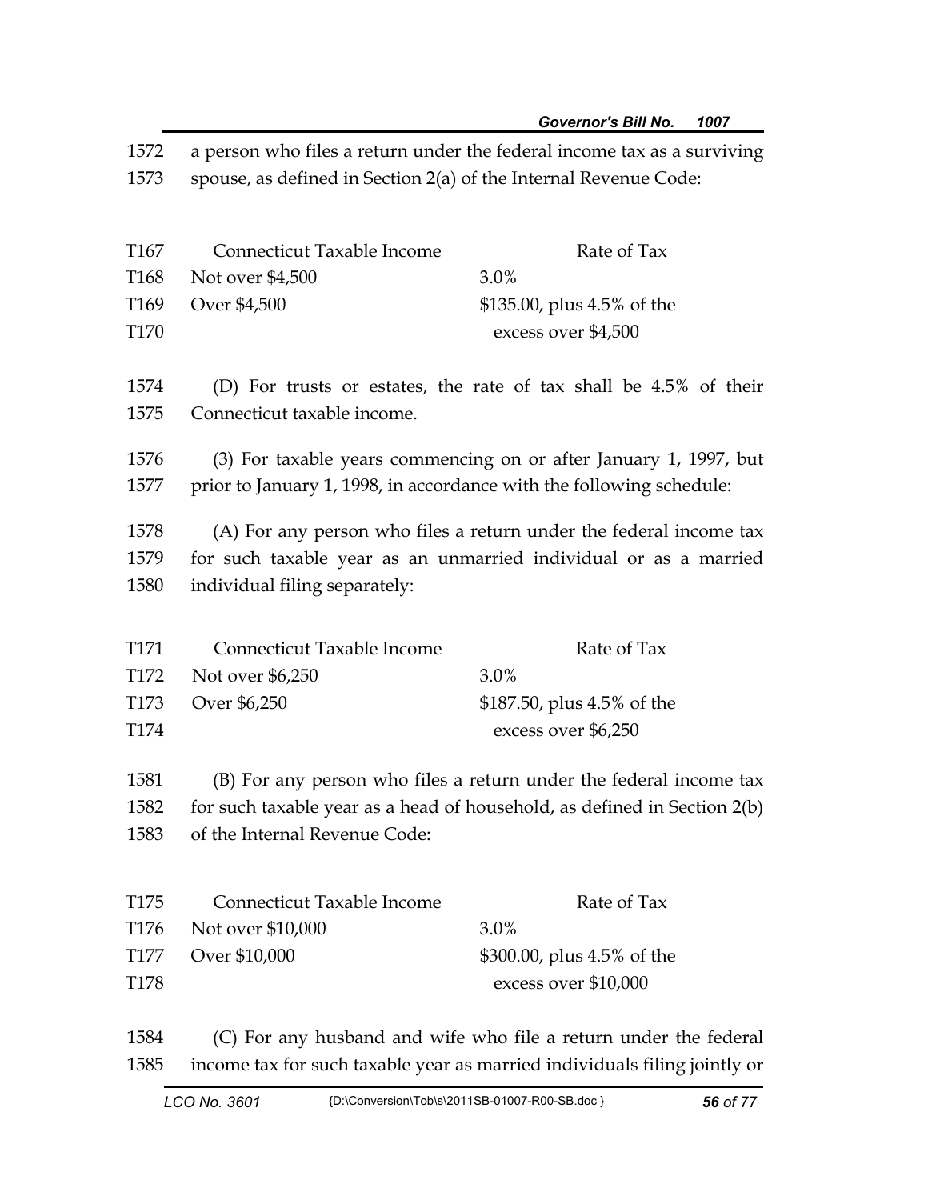1572 a person who files a return under the federal income tax as a surviving
1573 spouse, as defined in Section 2(a) of the Internal Revenue Code:

| T167 | Connecticut Taxable Income | Rate of Tax |
|---|---|---|
| T168 | Not over $4,500 | 3.0% |
| T169 | Over $4,500 | $135.00, plus 4.5% of the |
| T170 | | excess over $4,500 |

1574 (D) For trusts or estates, the rate of tax shall be 4.5% of their
1575 Connecticut taxable income.

1576 (3) For taxable years commencing on or after January 1, 1997, but
1577 prior to January 1, 1998, in accordance with the following schedule:

1578 (A) For any person who files a return under the federal income tax
1579 for such taxable year as an unmarried individual or as a married
1580 individual filing separately:

| T171 | Connecticut Taxable Income | Rate of Tax |
|---|---|---|
| T172 | Not over $6,250 | 3.0% |
| T173 | Over $6,250 | $187.50, plus 4.5% of the |
| T174 | | excess over $6,250 |

1581 (B) For any person who files a return under the federal income tax
1582 for such taxable year as a head of household, as defined in Section 2(b)
1583 of the Internal Revenue Code:

| T175 | Connecticut Taxable Income | Rate of Tax |
|---|---|---|
| T176 | Not over $10,000 | 3.0% |
| T177 | Over $10,000 | $300.00, plus 4.5% of the |
| T178 | | excess over $10,000 |

1584 (C) For any husband and wife who file a return under the federal
1585 income tax for such taxable year as married individuals filing jointly or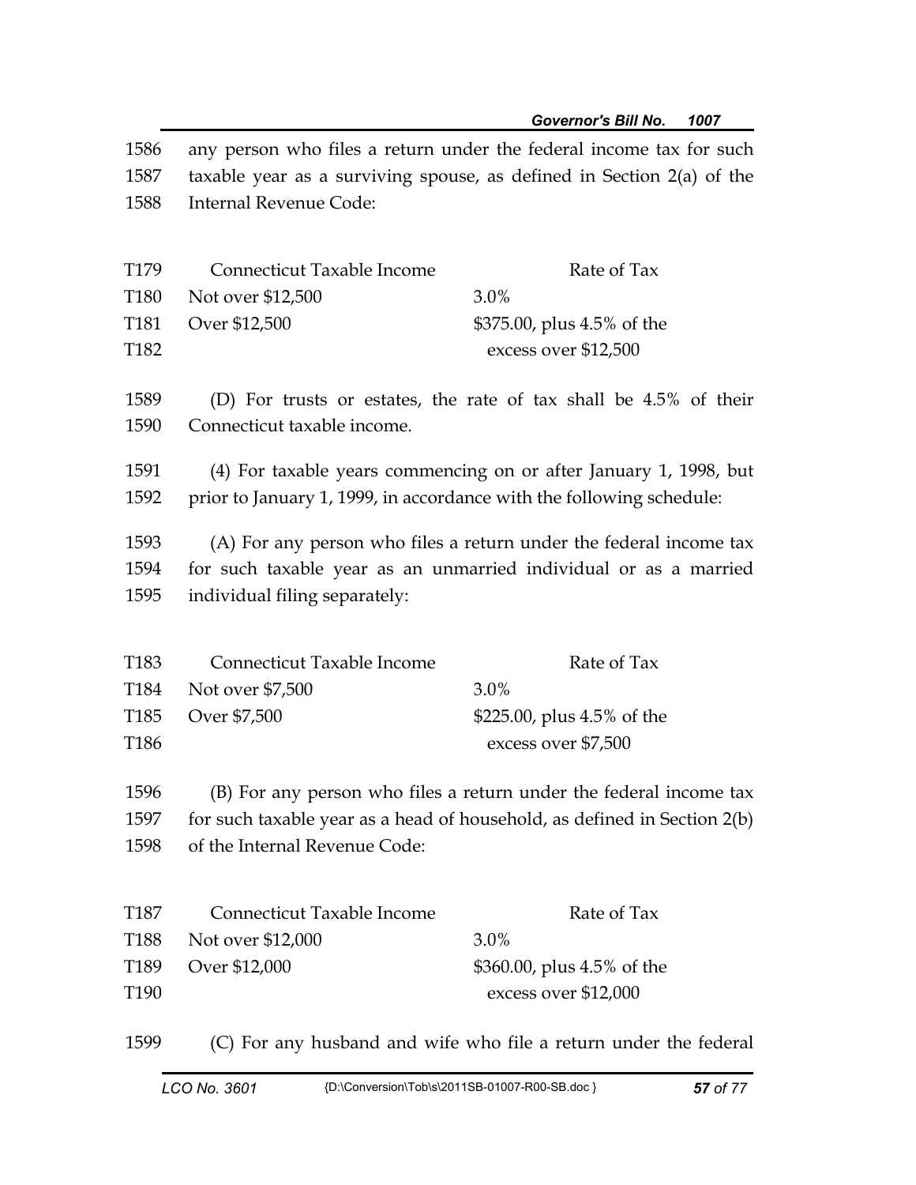1586 any person who files a return under the federal income tax for such
1587 taxable year as a surviving spouse, as defined in Section 2(a) of the
1588 Internal Revenue Code:

| T179 | Connecticut Taxable Income | Rate of Tax |
|---|---|---|
| T180 | Not over $12,500 | 3.0% |
| T181 | Over $12,500 | $375.00, plus 4.5% of the |
| T182 | | excess over $12,500 |

1589 (D) For trusts or estates, the rate of tax shall be 4.5% of their
1590 Connecticut taxable income.

1591 (4) For taxable years commencing on or after January 1, 1998, but
1592 prior to January 1, 1999, in accordance with the following schedule:

1593 (A) For any person who files a return under the federal income tax
1594 for such taxable year as an unmarried individual or as a married
1595 individual filing separately:

| T183 | Connecticut Taxable Income | Rate of Tax |
|---|---|---|
| T184 | Not over $7,500 | 3.0% |
| T185 | Over $7,500 | $225.00, plus 4.5% of the |
| T186 | | excess over $7,500 |

1596 (B) For any person who files a return under the federal income tax
1597 for such taxable year as a head of household, as defined in Section 2(b)
1598 of the Internal Revenue Code:

| T187 | Connecticut Taxable Income | Rate of Tax |
|---|---|---|
| T188 | Not over $12,000 | 3.0% |
| T189 | Over $12,000 | $360.00, plus 4.5% of the |
| T190 | | excess over $12,000 |

1599 (C) For any husband and wife who file a return under the federal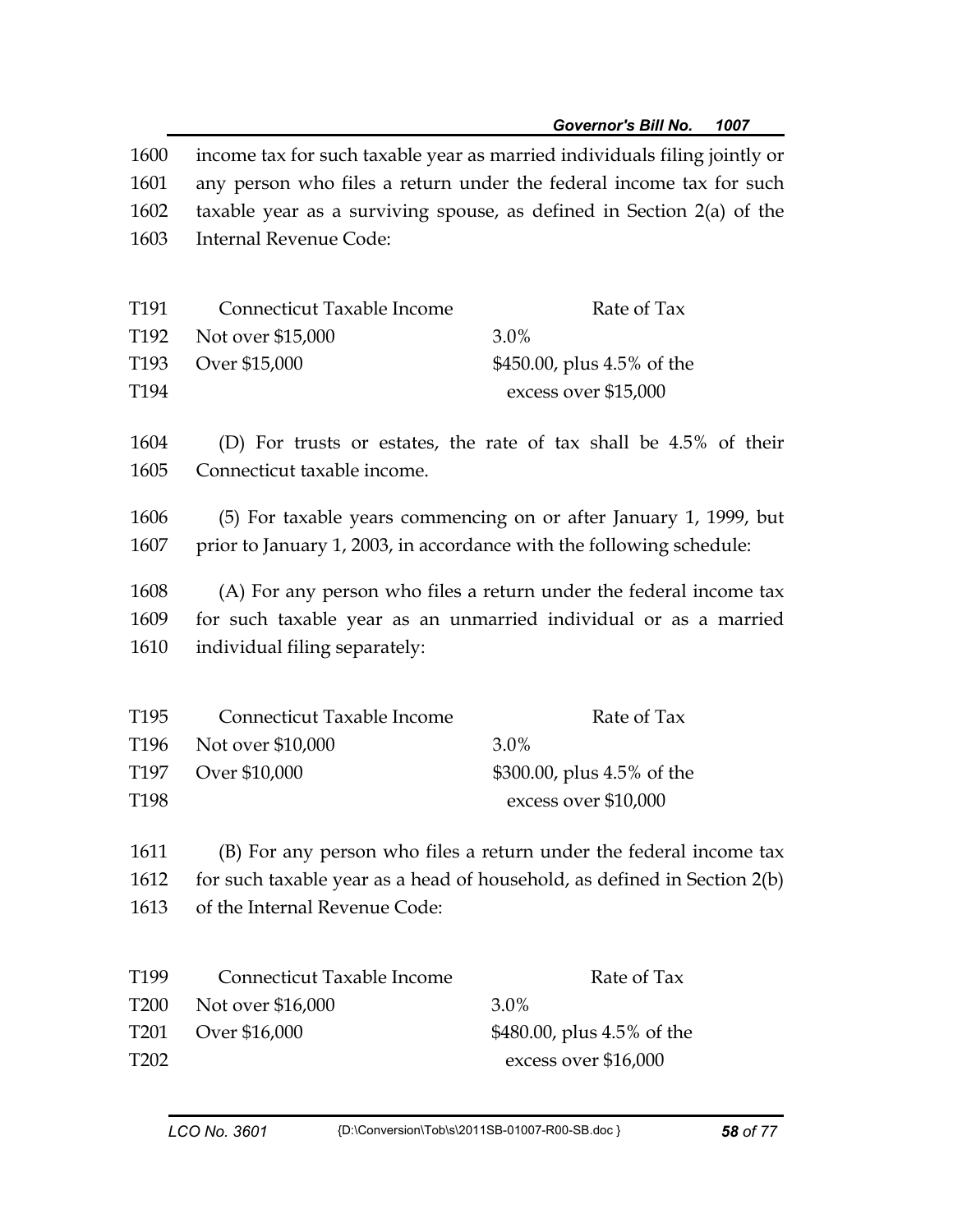1600 income tax for such taxable year as married individuals filing jointly or
1601 any person who files a return under the federal income tax for such
1602 taxable year as a surviving spouse, as defined in Section 2(a) of the
1603 Internal Revenue Code:

| | Connecticut Taxable Income | Rate of Tax |
|---|---|---|
| T192 | Not over $15,000 | 3.0% |
| T193 | Over $15,000 | $450.00, plus 4.5% of the |
| T194 | | excess over $15,000 |

1604 (D) For trusts or estates, the rate of tax shall be 4.5% of their
1605 Connecticut taxable income.

1606 (5) For taxable years commencing on or after January 1, 1999, but
1607 prior to January 1, 2003, in accordance with the following schedule:

1608 (A) For any person who files a return under the federal income tax
1609 for such taxable year as an unmarried individual or as a married
1610 individual filing separately:

| | Connecticut Taxable Income | Rate of Tax |
|---|---|---|
| T196 | Not over $10,000 | 3.0% |
| T197 | Over $10,000 | $300.00, plus 4.5% of the |
| T198 | | excess over $10,000 |

1611 (B) For any person who files a return under the federal income tax
1612 for such taxable year as a head of household, as defined in Section 2(b)
1613 of the Internal Revenue Code:

| | Connecticut Taxable Income | Rate of Tax |
|---|---|---|
| T200 | Not over $16,000 | 3.0% |
| T201 | Over $16,000 | $480.00, plus 4.5% of the |
| T202 | | excess over $16,000 |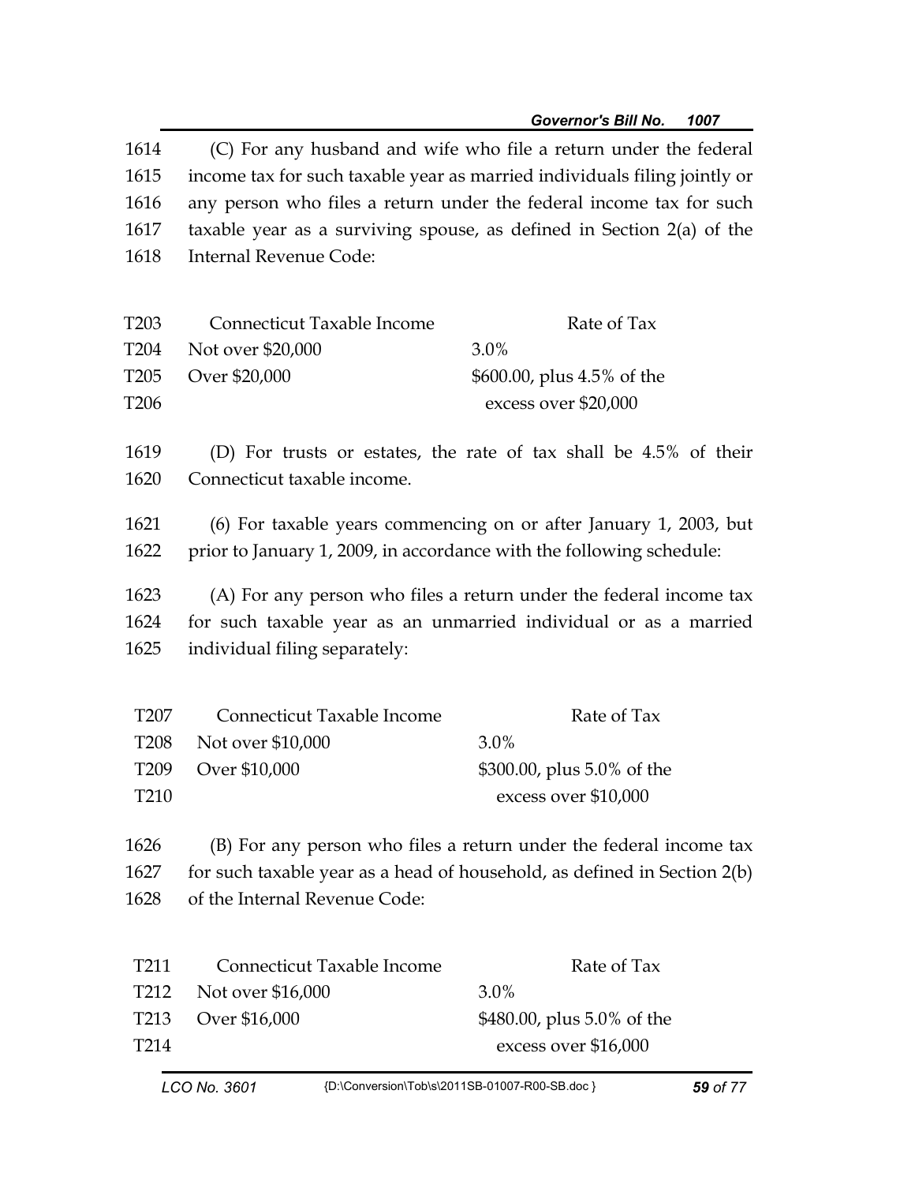1614 (C) For any husband and wife who file a return under the federal
1615 income tax for such taxable year as married individuals filing jointly or
1616 any person who files a return under the federal income tax for such
1617 taxable year as a surviving spouse, as defined in Section 2(a) of the
1618 Internal Revenue Code:

| | Connecticut Taxable Income | Rate of Tax |
|---|---|---|
| T203 | Connecticut Taxable Income | Rate of Tax |
| T204 | Not over $20,000 | 3.0% |
| T205 | Over $20,000 | $600.00, plus 4.5% of the |
| T206 | | excess over $20,000 |

1619 (D) For trusts or estates, the rate of tax shall be 4.5% of their
1620 Connecticut taxable income.

1621 (6) For taxable years commencing on or after January 1, 2003, but
1622 prior to January 1, 2009, in accordance with the following schedule:

1623 (A) For any person who files a return under the federal income tax
1624 for such taxable year as an unmarried individual or as a married
1625 individual filing separately:

| | Connecticut Taxable Income | Rate of Tax |
|---|---|---|
| T207 | Connecticut Taxable Income | Rate of Tax |
| T208 | Not over $10,000 | 3.0% |
| T209 | Over $10,000 | $300.00, plus 5.0% of the |
| T210 | | excess over $10,000 |

1626 (B) For any person who files a return under the federal income tax
1627 for such taxable year as a head of household, as defined in Section 2(b)
1628 of the Internal Revenue Code:

| | Connecticut Taxable Income | Rate of Tax |
|---|---|---|
| T211 | Connecticut Taxable Income | Rate of Tax |
| T212 | Not over $16,000 | 3.0% |
| T213 | Over $16,000 | $480.00, plus 5.0% of the |
| T214 | | excess over $16,000 |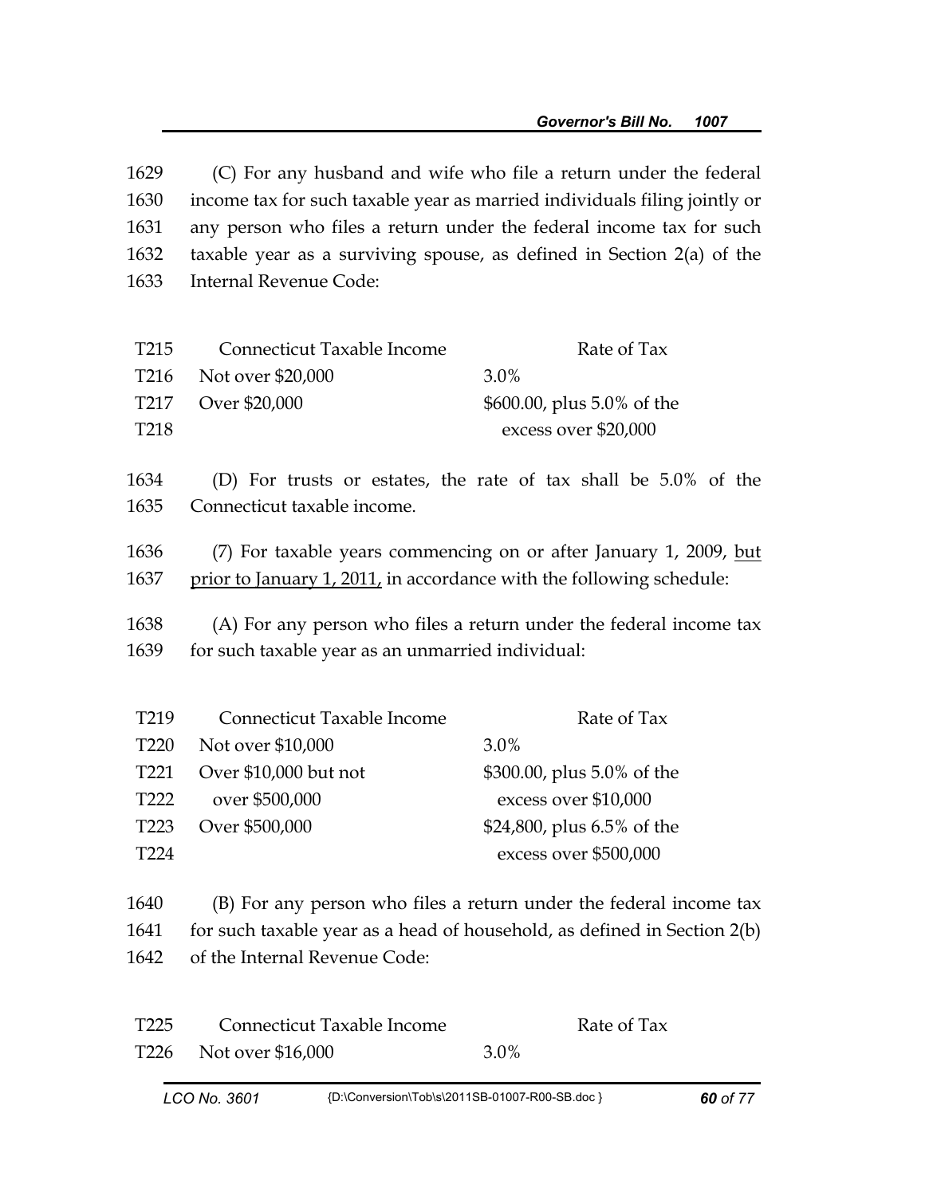1629 (C) For any husband and wife who file a return under the federal
1630 income tax for such taxable year as married individuals filing jointly or
1631 any person who files a return under the federal income tax for such
1632 taxable year as a surviving spouse, as defined in Section 2(a) of the
1633 Internal Revenue Code:

| | Connecticut Taxable Income | Rate of Tax |
|---|---|---|
| T215 | Connecticut Taxable Income | Rate of Tax |
| T216 | Not over $20,000 | 3.0% |
| T217 | Over $20,000 | $600.00, plus 5.0% of the |
| T218 | | excess over $20,000 |

1634 (D) For trusts or estates, the rate of tax shall be 5.0% of the
1635 Connecticut taxable income.

1636 (7) For taxable years commencing on or after January 1, 2009, <u>but</u>
1637 <u>prior to January 1, 2011,</u> in accordance with the following schedule:

1638 (A) For any person who files a return under the federal income tax
1639 for such taxable year as an unmarried individual:

| | Connecticut Taxable Income | Rate of Tax |
|---|---|---|
| T219 | Connecticut Taxable Income | Rate of Tax |
| T220 | Not over $10,000 | 3.0% |
| T221 | Over $10,000 but not | $300.00, plus 5.0% of the |
| T222 | over $500,000 | excess over $10,000 |
| T223 | Over $500,000 | $24,800, plus 6.5% of the |
| T224 | | excess over $500,000 |

1640 (B) For any person who files a return under the federal income tax
1641 for such taxable year as a head of household, as defined in Section 2(b)
1642 of the Internal Revenue Code:

| | Connecticut Taxable Income | Rate of Tax |
|---|---|---|
| T225 | Connecticut Taxable Income | Rate of Tax |
| T226 | Not over $16,000 | 3.0% |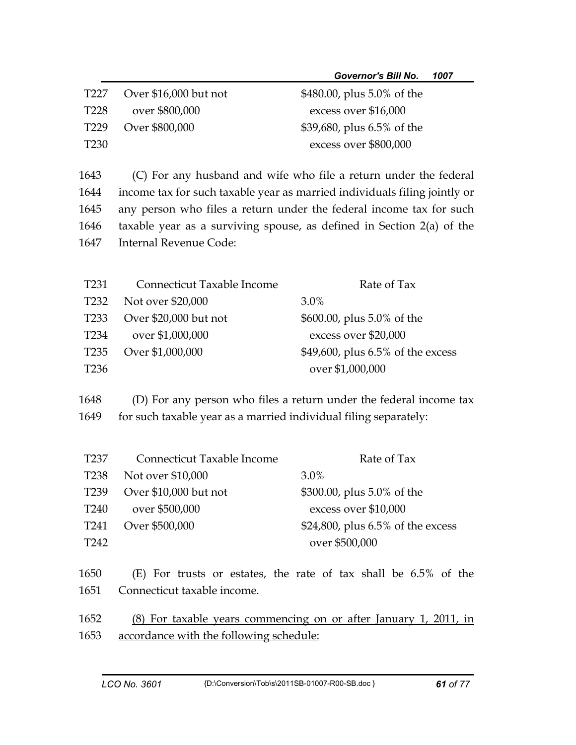| Connecticut Taxable Income | Rate of Tax |
|---|---|
| Over $16,000 but not over $800,000 | $480.00, plus 5.0% of the excess over $16,000 |
| Over $800,000 | $39,680, plus 6.5% of the excess over $800,000 |

(C) For any husband and wife who file a return under the federal income tax for such taxable year as married individuals filing jointly or any person who files a return under the federal income tax for such taxable year as a surviving spouse, as defined in Section 2(a) of the Internal Revenue Code:

| Connecticut Taxable Income | Rate of Tax |
|---|---|
| Not over $20,000 | 3.0% |
| Over $20,000 but not over $1,000,000 | $600.00, plus 5.0% of the excess over $20,000 |
| Over $1,000,000 | $49,600, plus 6.5% of the excess over $1,000,000 |

(D) For any person who files a return under the federal income tax for such taxable year as a married individual filing separately:

| Connecticut Taxable Income | Rate of Tax |
|---|---|
| Not over $10,000 | 3.0% |
| Over $10,000 but not over $500,000 | $300.00, plus 5.0% of the excess over $10,000 |
| Over $500,000 | $24,800, plus 6.5% of the excess over $500,000 |

(E) For trusts or estates, the rate of tax shall be 6.5% of the Connecticut taxable income.

<u>(8) For taxable years commencing on or after January 1, 2011, in accordance with the following schedule:</u>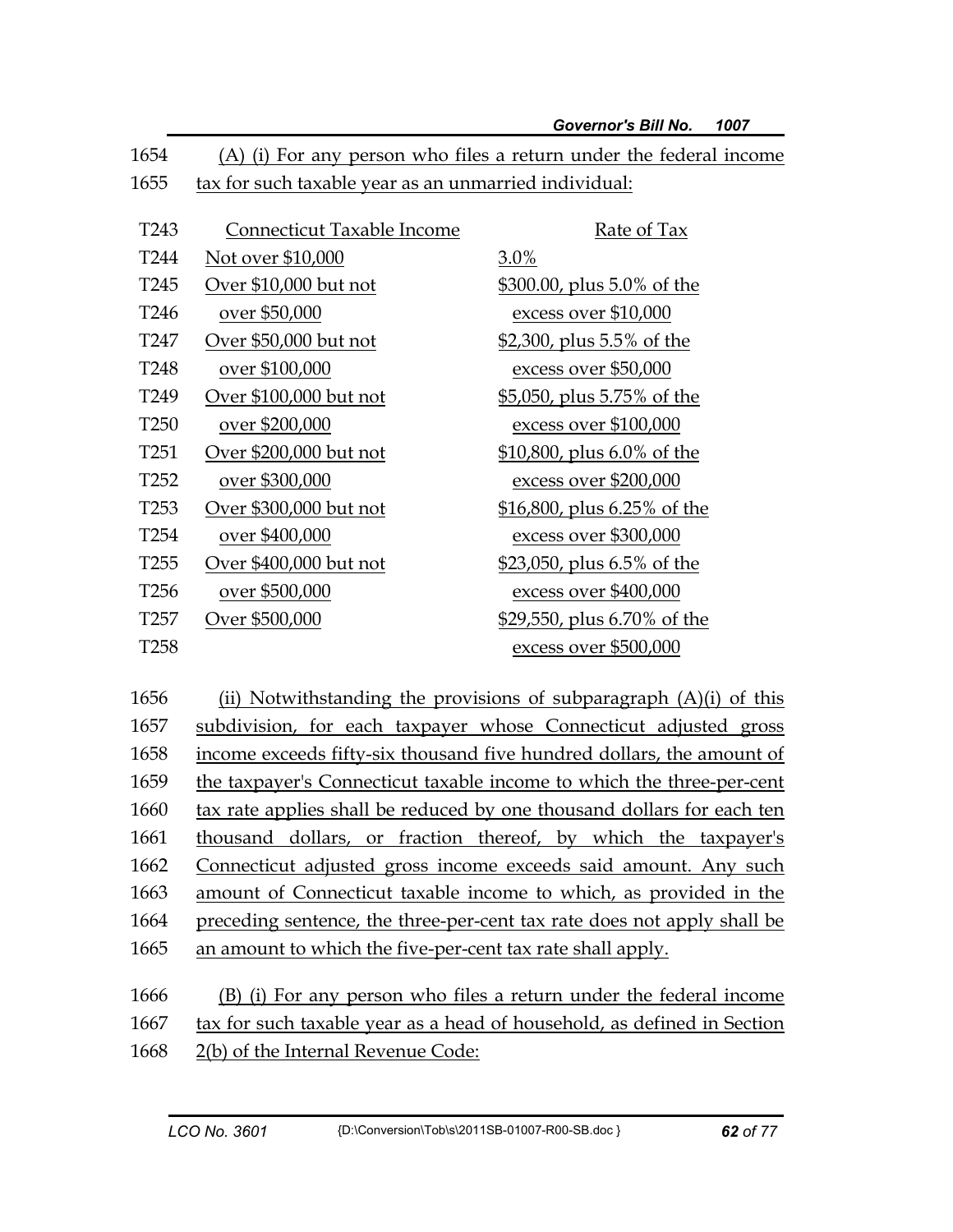1654 (A) (i) For any person who files a return under the federal income
1655 tax for such taxable year as an unmarried individual:

| | Connecticut Taxable Income | Rate of Tax |
|---|---|---|
| T243 | Connecticut Taxable Income | Rate of Tax |
| T244 | Not over $10,000 | 3.0% |
| T245 | Over $10,000 but not | $300.00, plus 5.0% of the |
| T246 | over $50,000 | excess over $10,000 |
| T247 | Over $50,000 but not | $2,300, plus 5.5% of the |
| T248 | over $100,000 | excess over $50,000 |
| T249 | Over $100,000 but not | $5,050, plus 5.75% of the |
| T250 | over $200,000 | excess over $100,000 |
| T251 | Over $200,000 but not | $10,800, plus 6.0% of the |
| T252 | over $300,000 | excess over $200,000 |
| T253 | Over $300,000 but not | $16,800, plus 6.25% of the |
| T254 | over $400,000 | excess over $300,000 |
| T255 | Over $400,000 but not | $23,050, plus 6.5% of the |
| T256 | over $500,000 | excess over $400,000 |
| T257 | Over $500,000 | $29,550, plus 6.70% of the |
| T258 | | excess over $500,000 |

1656 (ii) Notwithstanding the provisions of subparagraph (A)(i) of this
1657 subdivision, for each taxpayer whose Connecticut adjusted gross
1658 income exceeds fifty-six thousand five hundred dollars, the amount of
1659 the taxpayer's Connecticut taxable income to which the three-per-cent
1660 tax rate applies shall be reduced by one thousand dollars for each ten
1661 thousand dollars, or fraction thereof, by which the taxpayer's
1662 Connecticut adjusted gross income exceeds said amount. Any such
1663 amount of Connecticut taxable income to which, as provided in the
1664 preceding sentence, the three-per-cent tax rate does not apply shall be
1665 an amount to which the five-per-cent tax rate shall apply.

1666 (B) (i) For any person who files a return under the federal income
1667 tax for such taxable year as a head of household, as defined in Section
1668 2(b) of the Internal Revenue Code: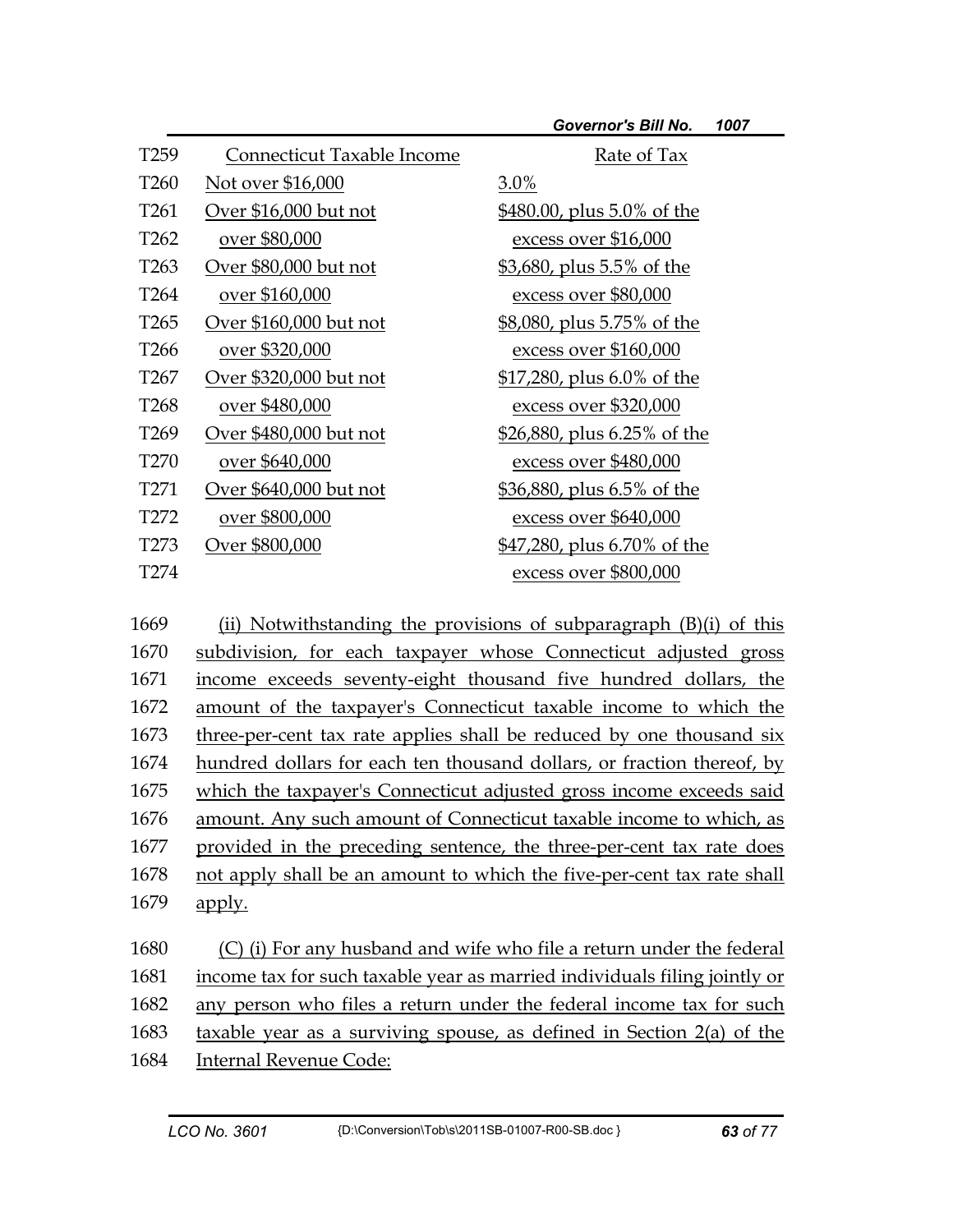| Connecticut Taxable Income | Rate of Tax |
|---|---|
| Not over $16,000 | 3.0% |
| Over $16,000 but not over $80,000 | $480.00, plus 5.0% of the excess over $16,000 |
| Over $80,000 but not over $160,000 | $3,680, plus 5.5% of the excess over $80,000 |
| Over $160,000 but not over $320,000 | $8,080, plus 5.75% of the excess over $160,000 |
| Over $320,000 but not over $480,000 | $17,280, plus 6.0% of the excess over $320,000 |
| Over $480,000 but not over $640,000 | $26,880, plus 6.25% of the excess over $480,000 |
| Over $640,000 but not over $800,000 | $36,880, plus 6.5% of the excess over $640,000 |
| Over $800,000 | $47,280, plus 6.70% of the excess over $800,000 |

(ii) Notwithstanding the provisions of subparagraph (B)(i) of this subdivision, for each taxpayer whose Connecticut adjusted gross income exceeds seventy-eight thousand five hundred dollars, the amount of the taxpayer's Connecticut taxable income to which the three-per-cent tax rate applies shall be reduced by one thousand six hundred dollars for each ten thousand dollars, or fraction thereof, by which the taxpayer's Connecticut adjusted gross income exceeds said amount. Any such amount of Connecticut taxable income to which, as provided in the preceding sentence, the three-per-cent tax rate does not apply shall be an amount to which the five-per-cent tax rate shall apply.

(C) (i) For any husband and wife who file a return under the federal income tax for such taxable year as married individuals filing jointly or any person who files a return under the federal income tax for such taxable year as a surviving spouse, as defined in Section 2(a) of the Internal Revenue Code: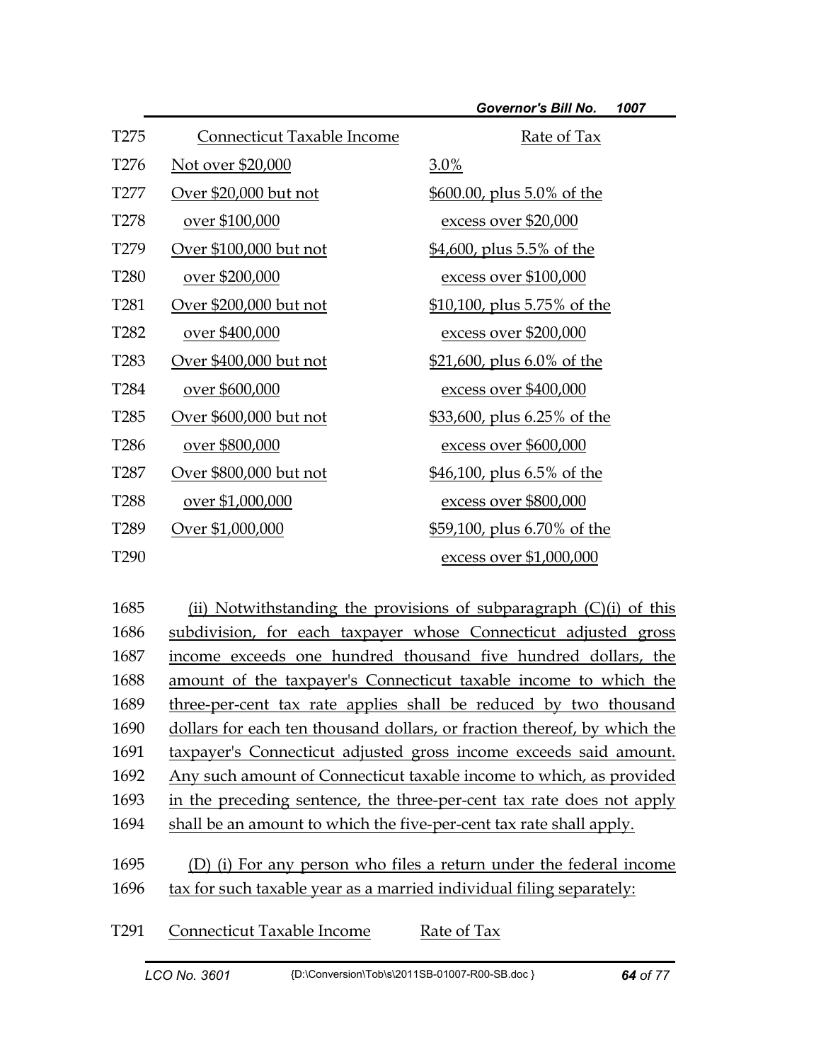| | Connecticut Taxable Income | Rate of Tax |
|---|---|---|
| T275 | Connecticut Taxable Income | Rate of Tax |
| T276 | Not over $20,000 | 3.0% |
| T277 | Over $20,000 but not | $600.00, plus 5.0% of the |
| T278 | over $100,000 | excess over $20,000 |
| T279 | Over $100,000 but not | $4,600, plus 5.5% of the |
| T280 | over $200,000 | excess over $100,000 |
| T281 | Over $200,000 but not | $10,100, plus 5.75% of the |
| T282 | over $400,000 | excess over $200,000 |
| T283 | Over $400,000 but not | $21,600, plus 6.0% of the |
| T284 | over $600,000 | excess over $400,000 |
| T285 | Over $600,000 but not | $33,600, plus 6.25% of the |
| T286 | over $800,000 | excess over $600,000 |
| T287 | Over $800,000 but not | $46,100, plus 6.5% of the |
| T288 | over $1,000,000 | excess over $800,000 |
| T289 | Over $1,000,000 | $59,100, plus 6.70% of the |
| T290 | | excess over $1,000,000 |

1685 (ii) Notwithstanding the provisions of subparagraph (C)(i) of this
1686 subdivision, for each taxpayer whose Connecticut adjusted gross
1687 income exceeds one hundred thousand five hundred dollars, the
1688 amount of the taxpayer's Connecticut taxable income to which the
1689 three-per-cent tax rate applies shall be reduced by two thousand
1690 dollars for each ten thousand dollars, or fraction thereof, by which the
1691 taxpayer's Connecticut adjusted gross income exceeds said amount.
1692 Any such amount of Connecticut taxable income to which, as provided
1693 in the preceding sentence, the three-per-cent tax rate does not apply
1694 shall be an amount to which the five-per-cent tax rate shall apply.

1695 (D) (i) For any person who files a return under the federal income
1696 tax for such taxable year as a married individual filing separately:

| | Connecticut Taxable Income | Rate of Tax |
|---|---|---|
| T291 | Connecticut Taxable Income | Rate of Tax |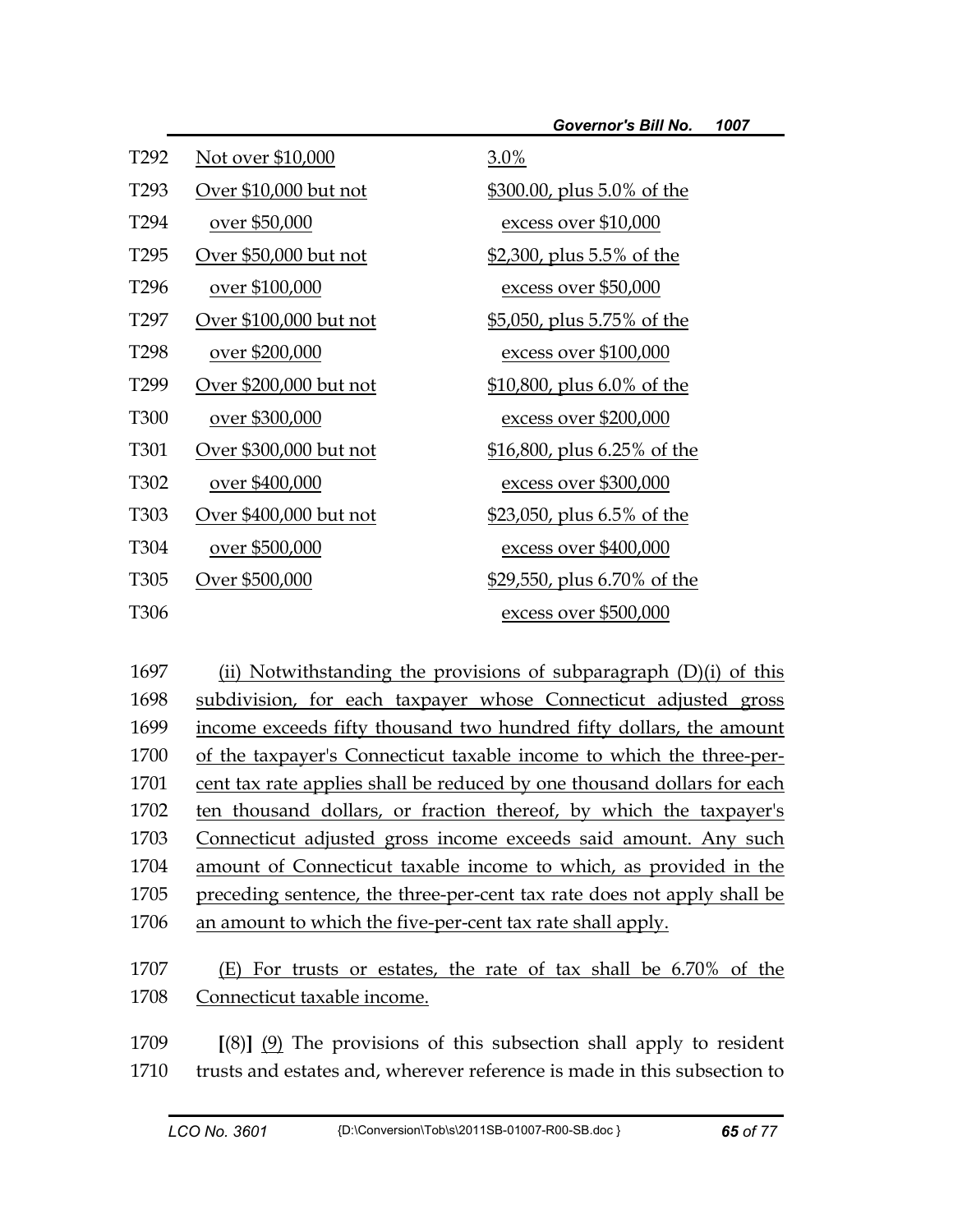| | | |
|---|---|---|
| T292 | Not over $10,000 | 3.0% |
| T293 | Over $10,000 but not | $300.00, plus 5.0% of the |
| T294 | over $50,000 | excess over $10,000 |
| T295 | Over $50,000 but not | $2,300, plus 5.5% of the |
| T296 | over $100,000 | excess over $50,000 |
| T297 | Over $100,000 but not | $5,050, plus 5.75% of the |
| T298 | over $200,000 | excess over $100,000 |
| T299 | Over $200,000 but not | $10,800, plus 6.0% of the |
| T300 | over $300,000 | excess over $200,000 |
| T301 | Over $300,000 but not | $16,800, plus 6.25% of the |
| T302 | over $400,000 | excess over $300,000 |
| T303 | Over $400,000 but not | $23,050, plus 6.5% of the |
| T304 | over $500,000 | excess over $400,000 |
| T305 | Over $500,000 | $29,550, plus 6.70% of the |
| T306 | | excess over $500,000 |

1697 (ii) Notwithstanding the provisions of subparagraph (D)(i) of this
1698 subdivision, for each taxpayer whose Connecticut adjusted gross
1699 income exceeds fifty thousand two hundred fifty dollars, the amount
1700 of the taxpayer's Connecticut taxable income to which the three-per-
1701 cent tax rate applies shall be reduced by one thousand dollars for each
1702 ten thousand dollars, or fraction thereof, by which the taxpayer's
1703 Connecticut adjusted gross income exceeds said amount. Any such
1704 amount of Connecticut taxable income to which, as provided in the
1705 preceding sentence, the three-per-cent tax rate does not apply shall be
1706 an amount to which the five-per-cent tax rate shall apply.

1707 (E) For trusts or estates, the rate of tax shall be 6.70% of the
1708 Connecticut taxable income.

1709 [(8)] (9) The provisions of this subsection shall apply to resident
1710 trusts and estates and, wherever reference is made in this subsection to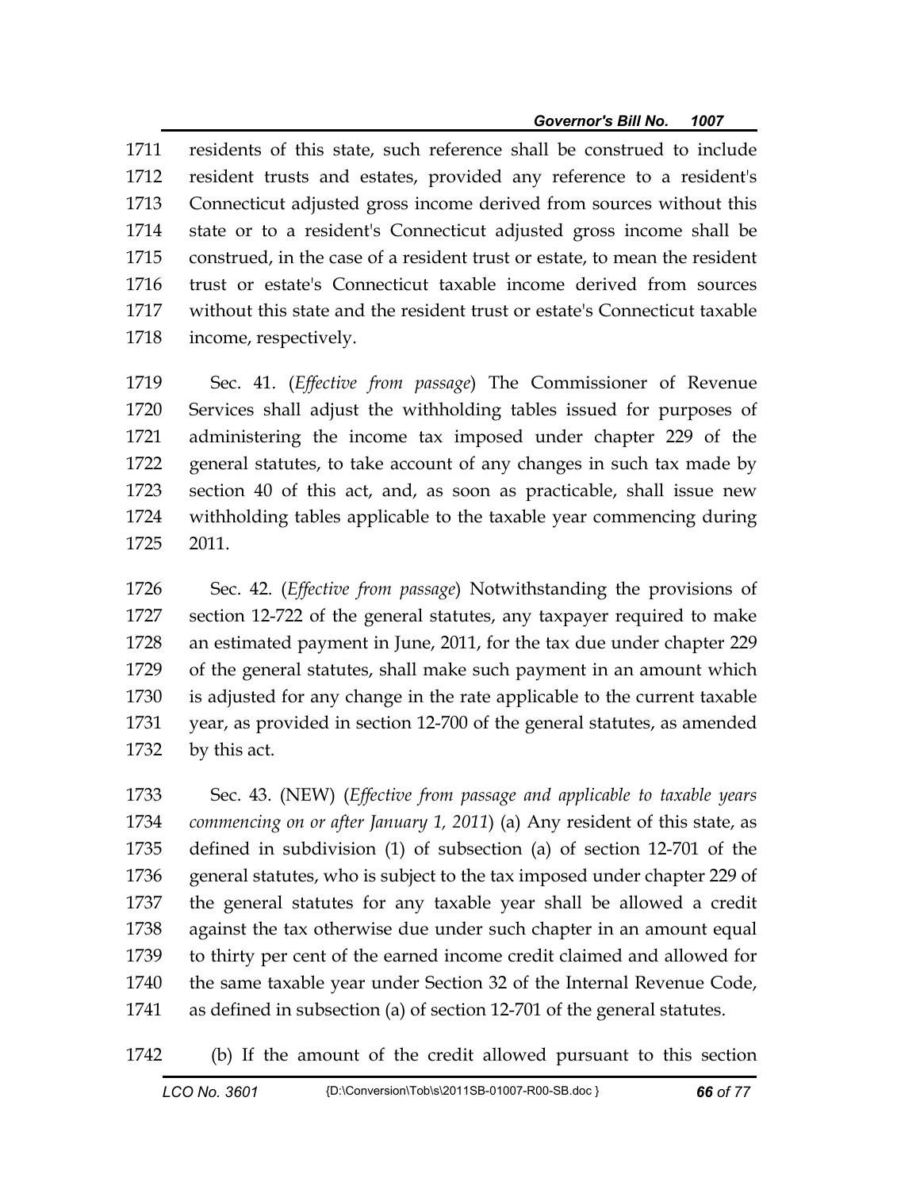1711 residents of this state, such reference shall be construed to include
1712 resident trusts and estates, provided any reference to a resident's
1713 Connecticut adjusted gross income derived from sources without this
1714 state or to a resident's Connecticut adjusted gross income shall be
1715 construed, in the case of a resident trust or estate, to mean the resident
1716 trust or estate's Connecticut taxable income derived from sources
1717 without this state and the resident trust or estate's Connecticut taxable
1718 income, respectively.

1719 Sec. 41. (*Effective from passage*) The Commissioner of Revenue
1720 Services shall adjust the withholding tables issued for purposes of
1721 administering the income tax imposed under chapter 229 of the
1722 general statutes, to take account of any changes in such tax made by
1723 section 40 of this act, and, as soon as practicable, shall issue new
1724 withholding tables applicable to the taxable year commencing during
1725 2011.

1726 Sec. 42. (*Effective from passage*) Notwithstanding the provisions of
1727 section 12-722 of the general statutes, any taxpayer required to make
1728 an estimated payment in June, 2011, for the tax due under chapter 229
1729 of the general statutes, shall make such payment in an amount which
1730 is adjusted for any change in the rate applicable to the current taxable
1731 year, as provided in section 12-700 of the general statutes, as amended
1732 by this act.

1733 Sec. 43. (NEW) (*Effective from passage and applicable to taxable years*
1734 *commencing on or after January 1, 2011*) (a) Any resident of this state, as
1735 defined in subdivision (1) of subsection (a) of section 12-701 of the
1736 general statutes, who is subject to the tax imposed under chapter 229 of
1737 the general statutes for any taxable year shall be allowed a credit
1738 against the tax otherwise due under such chapter in an amount equal
1739 to thirty per cent of the earned income credit claimed and allowed for
1740 the same taxable year under Section 32 of the Internal Revenue Code,
1741 as defined in subsection (a) of section 12-701 of the general statutes.

1742 (b) If the amount of the credit allowed pursuant to this section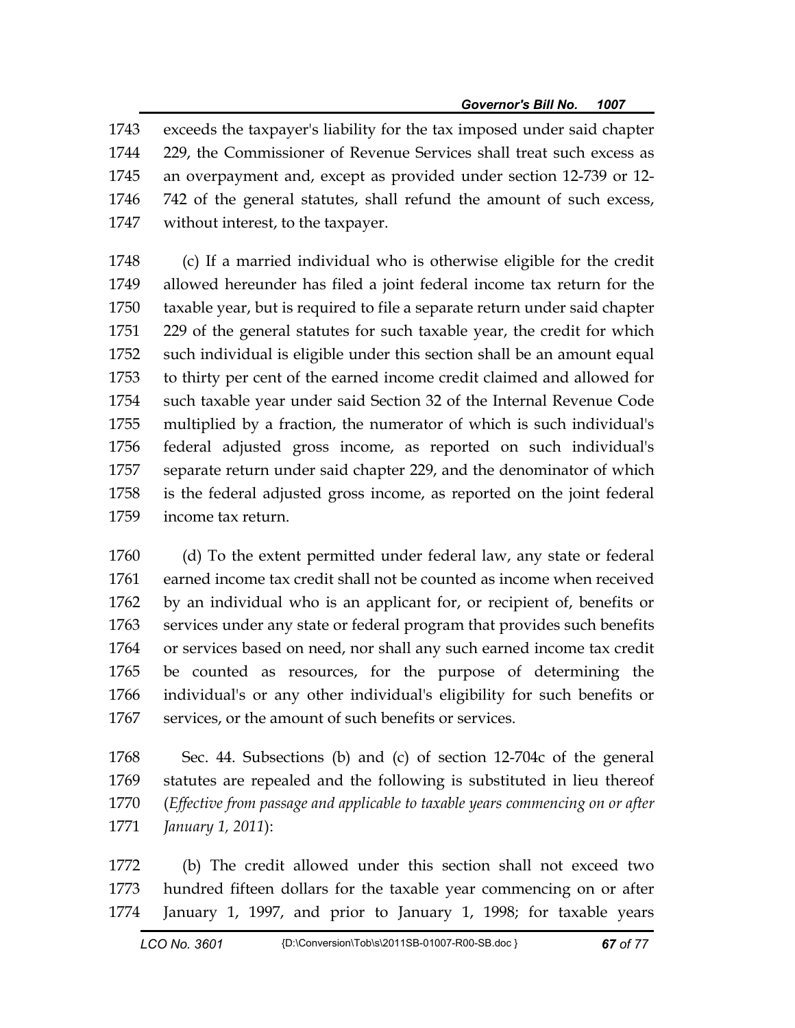exceeds the taxpayer's liability for the tax imposed under said chapter 229, the Commissioner of Revenue Services shall treat such excess as an overpayment and, except as provided under section 12-739 or 12-742 of the general statutes, shall refund the amount of such excess, without interest, to the taxpayer.

(c) If a married individual who is otherwise eligible for the credit allowed hereunder has filed a joint federal income tax return for the taxable year, but is required to file a separate return under said chapter 229 of the general statutes for such taxable year, the credit for which such individual is eligible under this section shall be an amount equal to thirty per cent of the earned income credit claimed and allowed for such taxable year under said Section 32 of the Internal Revenue Code multiplied by a fraction, the numerator of which is such individual's federal adjusted gross income, as reported on such individual's separate return under said chapter 229, and the denominator of which is the federal adjusted gross income, as reported on the joint federal income tax return.

(d) To the extent permitted under federal law, any state or federal earned income tax credit shall not be counted as income when received by an individual who is an applicant for, or recipient of, benefits or services under any state or federal program that provides such benefits or services based on need, nor shall any such earned income tax credit be counted as resources, for the purpose of determining the individual's or any other individual's eligibility for such benefits or services, or the amount of such benefits or services.

Sec. 44. Subsections (b) and (c) of section 12-704c of the general statutes are repealed and the following is substituted in lieu thereof (*Effective from passage and applicable to taxable years commencing on or after January 1, 2011*):

(b) The credit allowed under this section shall not exceed two hundred fifteen dollars for the taxable year commencing on or after January 1, 1997, and prior to January 1, 1998; for taxable years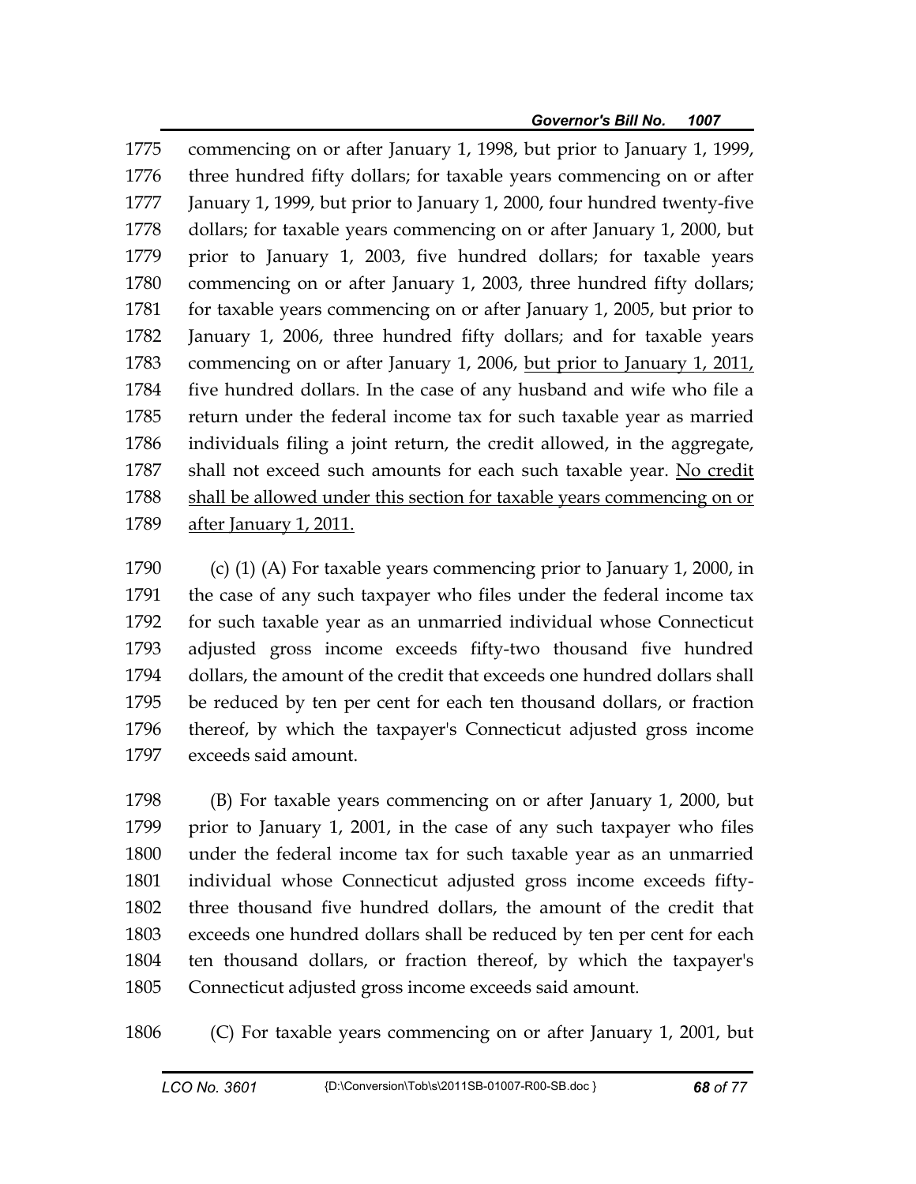1775 commencing on or after January 1, 1998, but prior to January 1, 1999,
1776 three hundred fifty dollars; for taxable years commencing on or after
1777 January 1, 1999, but prior to January 1, 2000, four hundred twenty-five
1778 dollars; for taxable years commencing on or after January 1, 2000, but
1779 prior to January 1, 2003, five hundred dollars; for taxable years
1780 commencing on or after January 1, 2003, three hundred fifty dollars;
1781 for taxable years commencing on or after January 1, 2005, but prior to
1782 January 1, 2006, three hundred fifty dollars; and for taxable years
1783 commencing on or after January 1, 2006, <u>but prior to January 1, 2011,</u>
1784 five hundred dollars. In the case of any husband and wife who file a
1785 return under the federal income tax for such taxable year as married
1786 individuals filing a joint return, the credit allowed, in the aggregate,
1787 shall not exceed such amounts for each such taxable year. <u>No credit</u>
1788 <u>shall be allowed under this section for taxable years commencing on or</u>
1789 <u>after January 1, 2011.</u>

1790 (c) (1) (A) For taxable years commencing prior to January 1, 2000, in
1791 the case of any such taxpayer who files under the federal income tax
1792 for such taxable year as an unmarried individual whose Connecticut
1793 adjusted gross income exceeds fifty-two thousand five hundred
1794 dollars, the amount of the credit that exceeds one hundred dollars shall
1795 be reduced by ten per cent for each ten thousand dollars, or fraction
1796 thereof, by which the taxpayer's Connecticut adjusted gross income
1797 exceeds said amount.

1798 (B) For taxable years commencing on or after January 1, 2000, but
1799 prior to January 1, 2001, in the case of any such taxpayer who files
1800 under the federal income tax for such taxable year as an unmarried
1801 individual whose Connecticut adjusted gross income exceeds fifty-
1802 three thousand five hundred dollars, the amount of the credit that
1803 exceeds one hundred dollars shall be reduced by ten per cent for each
1804 ten thousand dollars, or fraction thereof, by which the taxpayer's
1805 Connecticut adjusted gross income exceeds said amount.

1806 (C) For taxable years commencing on or after January 1, 2001, but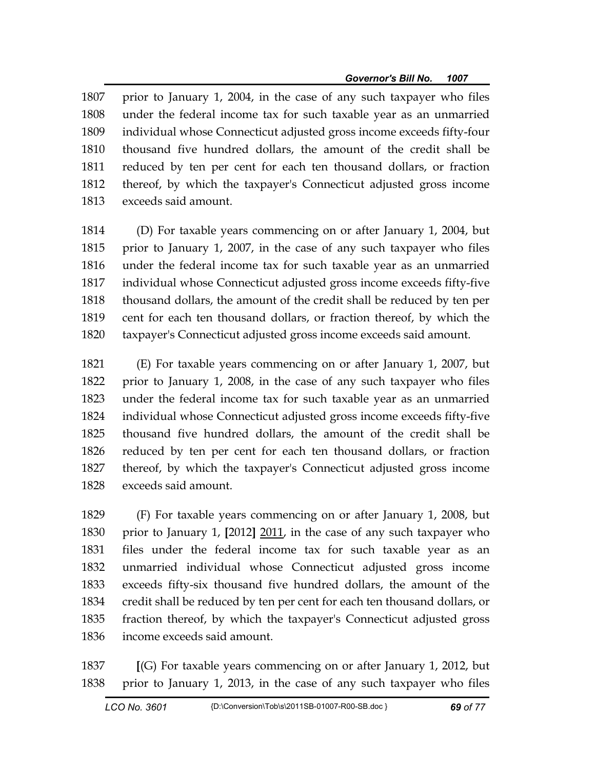prior to January 1, 2004, in the case of any such taxpayer who files under the federal income tax for such taxable year as an unmarried individual whose Connecticut adjusted gross income exceeds fifty-four thousand five hundred dollars, the amount of the credit shall be reduced by ten per cent for each ten thousand dollars, or fraction thereof, by which the taxpayer's Connecticut adjusted gross income exceeds said amount.

(D) For taxable years commencing on or after January 1, 2004, but prior to January 1, 2007, in the case of any such taxpayer who files under the federal income tax for such taxable year as an unmarried individual whose Connecticut adjusted gross income exceeds fifty-five thousand dollars, the amount of the credit shall be reduced by ten per cent for each ten thousand dollars, or fraction thereof, by which the taxpayer's Connecticut adjusted gross income exceeds said amount.

(E) For taxable years commencing on or after January 1, 2007, but prior to January 1, 2008, in the case of any such taxpayer who files under the federal income tax for such taxable year as an unmarried individual whose Connecticut adjusted gross income exceeds fifty-five thousand five hundred dollars, the amount of the credit shall be reduced by ten per cent for each ten thousand dollars, or fraction thereof, by which the taxpayer's Connecticut adjusted gross income exceeds said amount.

(F) For taxable years commencing on or after January 1, 2008, but prior to January 1, **[**2012**]** <u>2011</u>, in the case of any such taxpayer who files under the federal income tax for such taxable year as an unmarried individual whose Connecticut adjusted gross income exceeds fifty-six thousand five hundred dollars, the amount of the credit shall be reduced by ten per cent for each ten thousand dollars, or fraction thereof, by which the taxpayer's Connecticut adjusted gross income exceeds said amount.

**[**(G) For taxable years commencing on or after January 1, 2012, but prior to January 1, 2013, in the case of any such taxpayer who files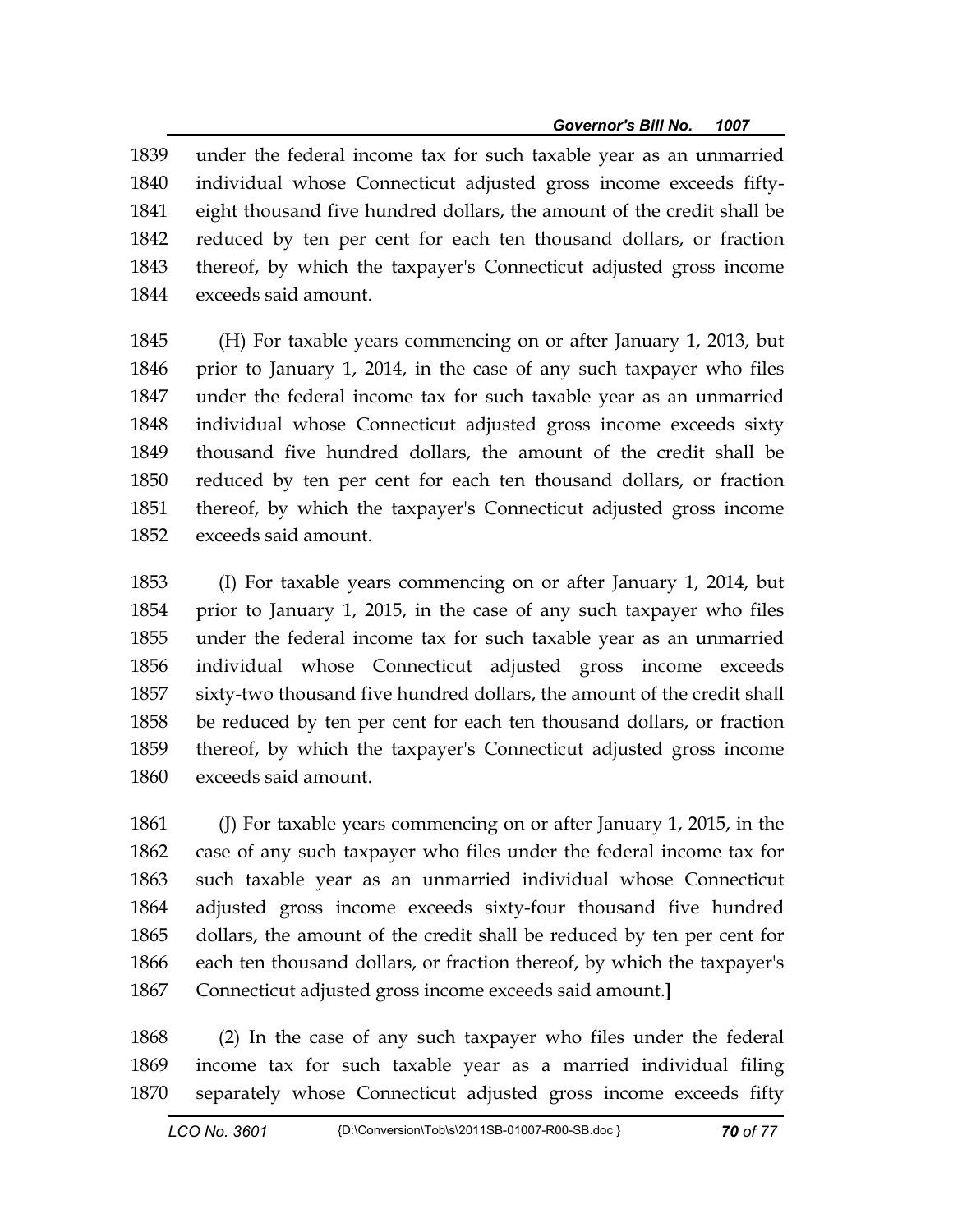1839 under the federal income tax for such taxable year as an unmarried
1840 individual whose Connecticut adjusted gross income exceeds fifty-
1841 eight thousand five hundred dollars, the amount of the credit shall be
1842 reduced by ten per cent for each ten thousand dollars, or fraction
1843 thereof, by which the taxpayer's Connecticut adjusted gross income
1844 exceeds said amount.

1845 (H) For taxable years commencing on or after January 1, 2013, but
1846 prior to January 1, 2014, in the case of any such taxpayer who files
1847 under the federal income tax for such taxable year as an unmarried
1848 individual whose Connecticut adjusted gross income exceeds sixty
1849 thousand five hundred dollars, the amount of the credit shall be
1850 reduced by ten per cent for each ten thousand dollars, or fraction
1851 thereof, by which the taxpayer's Connecticut adjusted gross income
1852 exceeds said amount.

1853 (I) For taxable years commencing on or after January 1, 2014, but
1854 prior to January 1, 2015, in the case of any such taxpayer who files
1855 under the federal income tax for such taxable year as an unmarried
1856 individual whose Connecticut adjusted gross income exceeds
1857 sixty-two thousand five hundred dollars, the amount of the credit shall
1858 be reduced by ten per cent for each ten thousand dollars, or fraction
1859 thereof, by which the taxpayer's Connecticut adjusted gross income
1860 exceeds said amount.

1861 (J) For taxable years commencing on or after January 1, 2015, in the
1862 case of any such taxpayer who files under the federal income tax for
1863 such taxable year as an unmarried individual whose Connecticut
1864 adjusted gross income exceeds sixty-four thousand five hundred
1865 dollars, the amount of the credit shall be reduced by ten per cent for
1866 each ten thousand dollars, or fraction thereof, by which the taxpayer's
1867 Connecticut adjusted gross income exceeds said amount.**]**

1868 (2) In the case of any such taxpayer who files under the federal
1869 income tax for such taxable year as a married individual filing
1870 separately whose Connecticut adjusted gross income exceeds fifty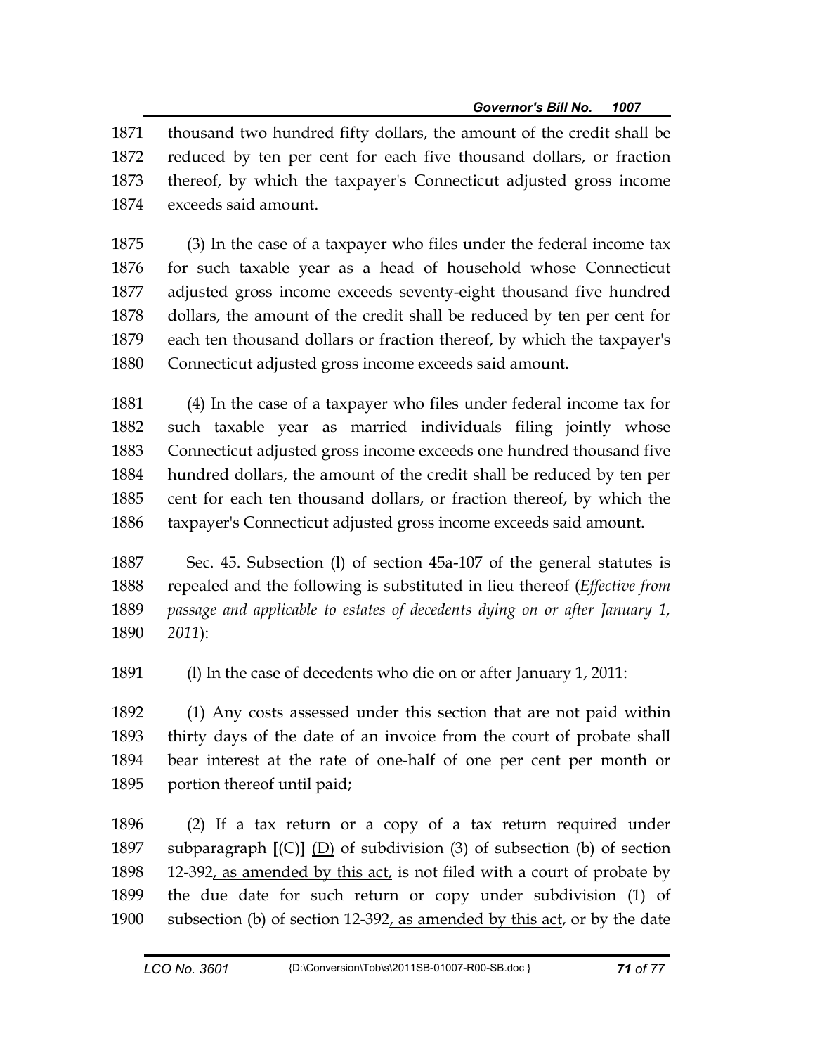thousand two hundred fifty dollars, the amount of the credit shall be reduced by ten per cent for each five thousand dollars, or fraction thereof, by which the taxpayer's Connecticut adjusted gross income exceeds said amount.

(3) In the case of a taxpayer who files under the federal income tax for such taxable year as a head of household whose Connecticut adjusted gross income exceeds seventy-eight thousand five hundred dollars, the amount of the credit shall be reduced by ten per cent for each ten thousand dollars or fraction thereof, by which the taxpayer's Connecticut adjusted gross income exceeds said amount.

(4) In the case of a taxpayer who files under federal income tax for such taxable year as married individuals filing jointly whose Connecticut adjusted gross income exceeds one hundred thousand five hundred dollars, the amount of the credit shall be reduced by ten per cent for each ten thousand dollars, or fraction thereof, by which the taxpayer's Connecticut adjusted gross income exceeds said amount.

Sec. 45. Subsection (l) of section 45a-107 of the general statutes is repealed and the following is substituted in lieu thereof (*Effective from passage and applicable to estates of decedents dying on or after January 1, 2011*):

(l) In the case of decedents who die on or after January 1, 2011:

(1) Any costs assessed under this section that are not paid within thirty days of the date of an invoice from the court of probate shall bear interest at the rate of one-half of one per cent per month or portion thereof until paid;

(2) If a tax return or a copy of a tax return required under subparagraph **[**(C)**]** <u>(D)</u> of subdivision (3) of subsection (b) of section 12-392<u>, as amended by this act,</u> is not filed with a court of probate by the due date for such return or copy under subdivision (1) of subsection (b) of section 12-392<u>, as amended by this act</u>, or by the date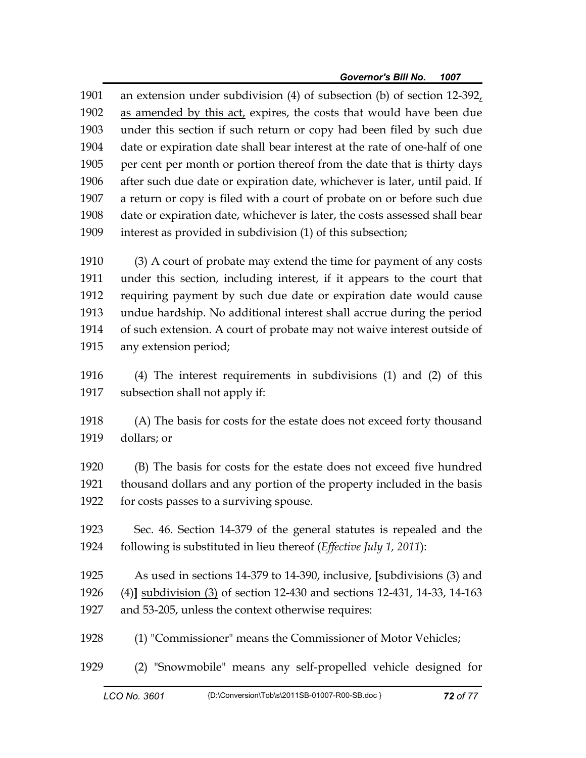an extension under subdivision (4) of subsection (b) of section 12-392, as amended by this act, expires, the costs that would have been due under this section if such return or copy had been filed by such due date or expiration date shall bear interest at the rate of one-half of one per cent per month or portion thereof from the date that is thirty days after such due date or expiration date, whichever is later, until paid. If a return or copy is filed with a court of probate on or before such due date or expiration date, whichever is later, the costs assessed shall bear interest as provided in subdivision (1) of this subsection;

(3) A court of probate may extend the time for payment of any costs under this section, including interest, if it appears to the court that requiring payment by such due date or expiration date would cause undue hardship. No additional interest shall accrue during the period of such extension. A court of probate may not waive interest outside of any extension period;

(4) The interest requirements in subdivisions (1) and (2) of this subsection shall not apply if:

(A) The basis for costs for the estate does not exceed forty thousand dollars; or

(B) The basis for costs for the estate does not exceed five hundred thousand dollars and any portion of the property included in the basis for costs passes to a surviving spouse.

Sec. 46. Section 14-379 of the general statutes is repealed and the following is substituted in lieu thereof (*Effective July 1, 2011*):

As used in sections 14-379 to 14-390, inclusive, **[**subdivisions (3) and (4)**]** subdivision (3) of section 12-430 and sections 12-431, 14-33, 14-163 and 53-205, unless the context otherwise requires:

(1) "Commissioner" means the Commissioner of Motor Vehicles;

(2) "Snowmobile" means any self-propelled vehicle designed for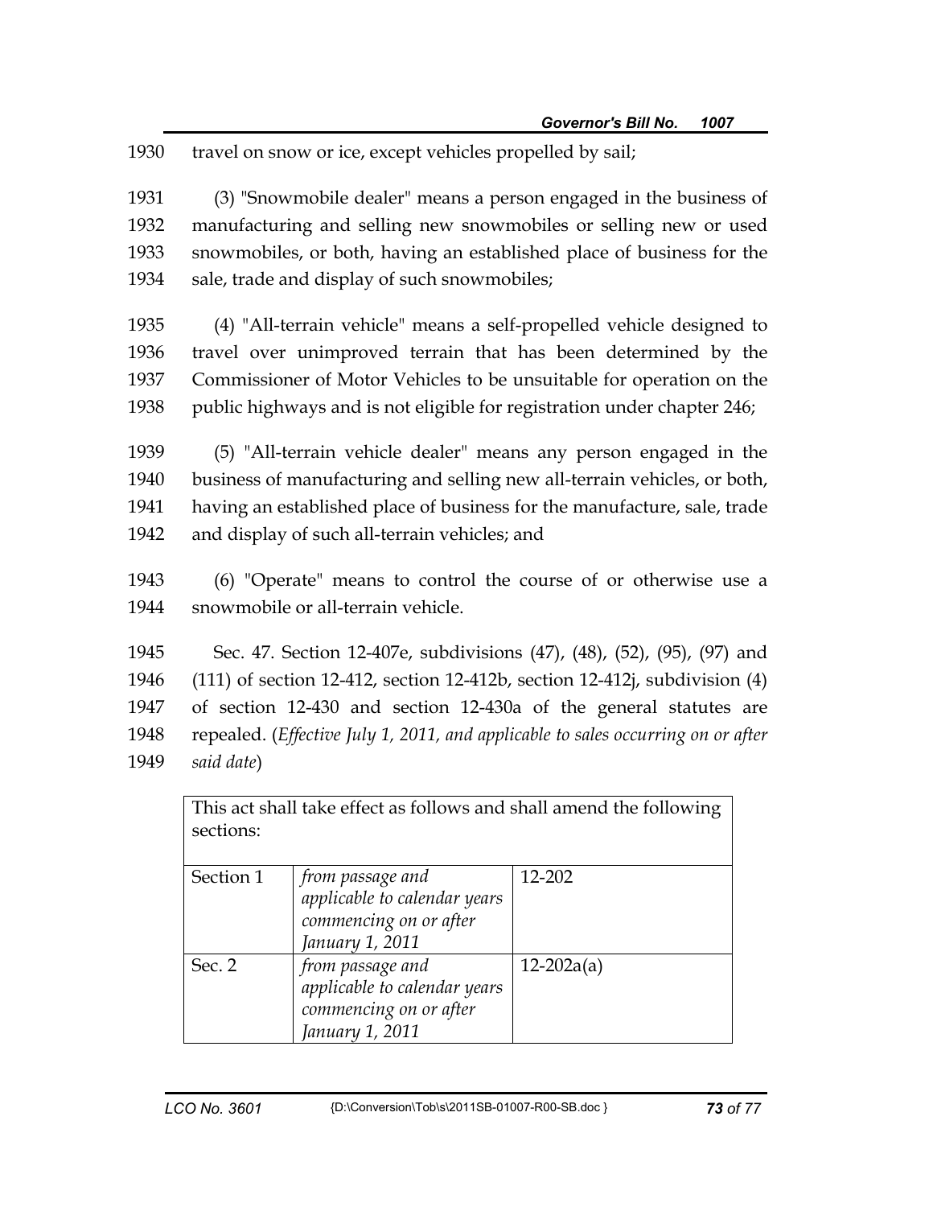1930 travel on snow or ice, except vehicles propelled by sail;

1931 (3) "Snowmobile dealer" means a person engaged in the business of
1932 manufacturing and selling new snowmobiles or selling new or used
1933 snowmobiles, or both, having an established place of business for the
1934 sale, trade and display of such snowmobiles;

1935 (4) "All-terrain vehicle" means a self-propelled vehicle designed to
1936 travel over unimproved terrain that has been determined by the
1937 Commissioner of Motor Vehicles to be unsuitable for operation on the
1938 public highways and is not eligible for registration under chapter 246;

1939 (5) "All-terrain vehicle dealer" means any person engaged in the
1940 business of manufacturing and selling new all-terrain vehicles, or both,
1941 having an established place of business for the manufacture, sale, trade
1942 and display of such all-terrain vehicles; and

1943 (6) "Operate" means to control the course of or otherwise use a
1944 snowmobile or all-terrain vehicle.

1945 Sec. 47. Section 12-407e, subdivisions (47), (48), (52), (95), (97) and
1946 (111) of section 12-412, section 12-412b, section 12-412j, subdivision (4)
1947 of section 12-430 and section 12-430a of the general statutes are
1948 repealed. (*Effective July 1, 2011, and applicable to sales occurring on or after*
1949 *said date*)

| This act shall take effect as follows and shall amend the following sections: | | |
|---|---|---|
| Section 1 | *from passage and applicable to calendar years commencing on or after January 1, 2011* | 12-202 |
| Sec. 2 | *from passage and applicable to calendar years commencing on or after January 1, 2011* | 12-202a(a) |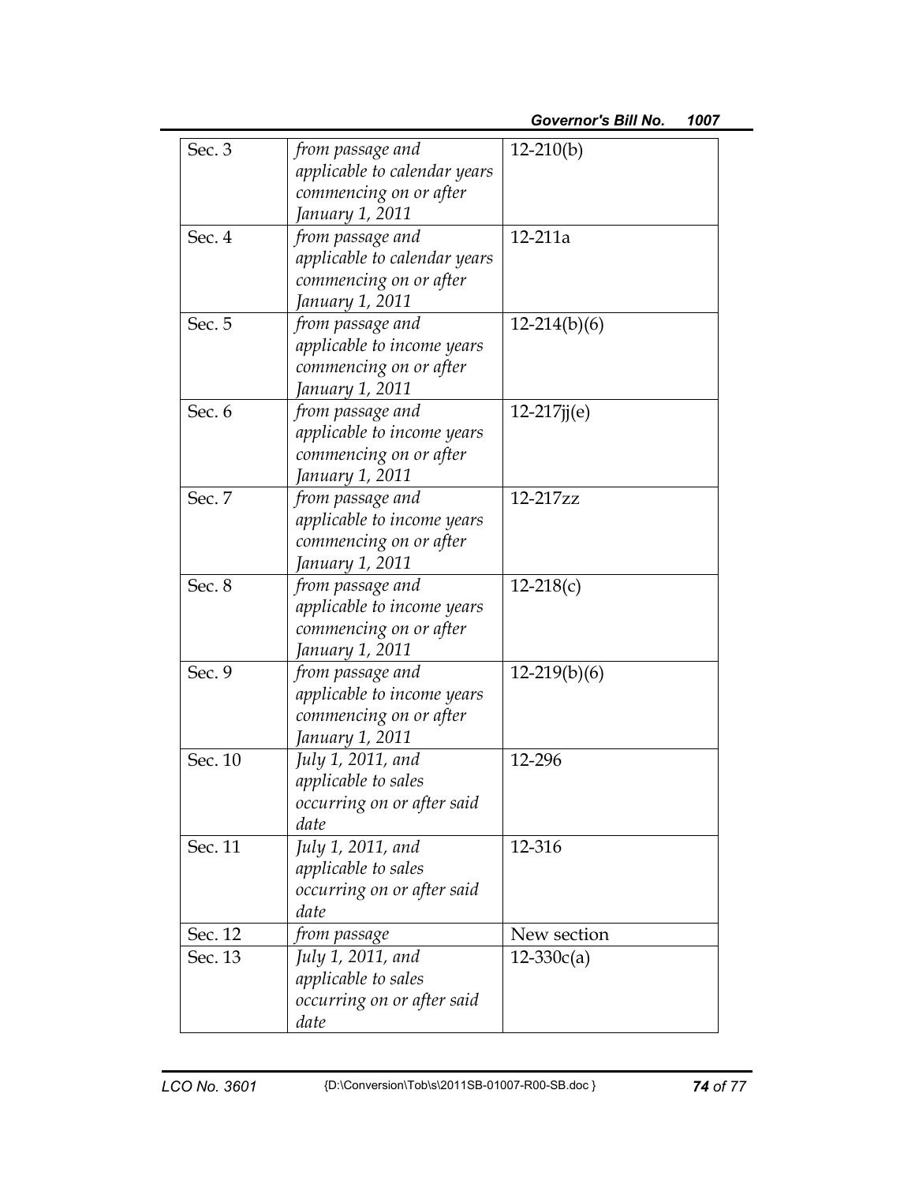| Sec. 3 | *from passage and applicable to calendar years commencing on or after January 1, 2011* | 12-210(b) |
|---|---|---|
| Sec. 4 | *from passage and applicable to calendar years commencing on or after January 1, 2011* | 12-211a |
| Sec. 5 | *from passage and applicable to income years commencing on or after January 1, 2011* | 12-214(b)(6) |
| Sec. 6 | *from passage and applicable to income years commencing on or after January 1, 2011* | 12-217jj(e) |
| Sec. 7 | *from passage and applicable to income years commencing on or after January 1, 2011* | 12-217zz |
| Sec. 8 | *from passage and applicable to income years commencing on or after January 1, 2011* | 12-218(c) |
| Sec. 9 | *from passage and applicable to income years commencing on or after January 1, 2011* | 12-219(b)(6) |
| Sec. 10 | *July 1, 2011, and applicable to sales occurring on or after said date* | 12-296 |
| Sec. 11 | *July 1, 2011, and applicable to sales occurring on or after said date* | 12-316 |
| Sec. 12 | *from passage* | New section |
| Sec. 13 | *July 1, 2011, and applicable to sales occurring on or after said date* | 12-330c(a) |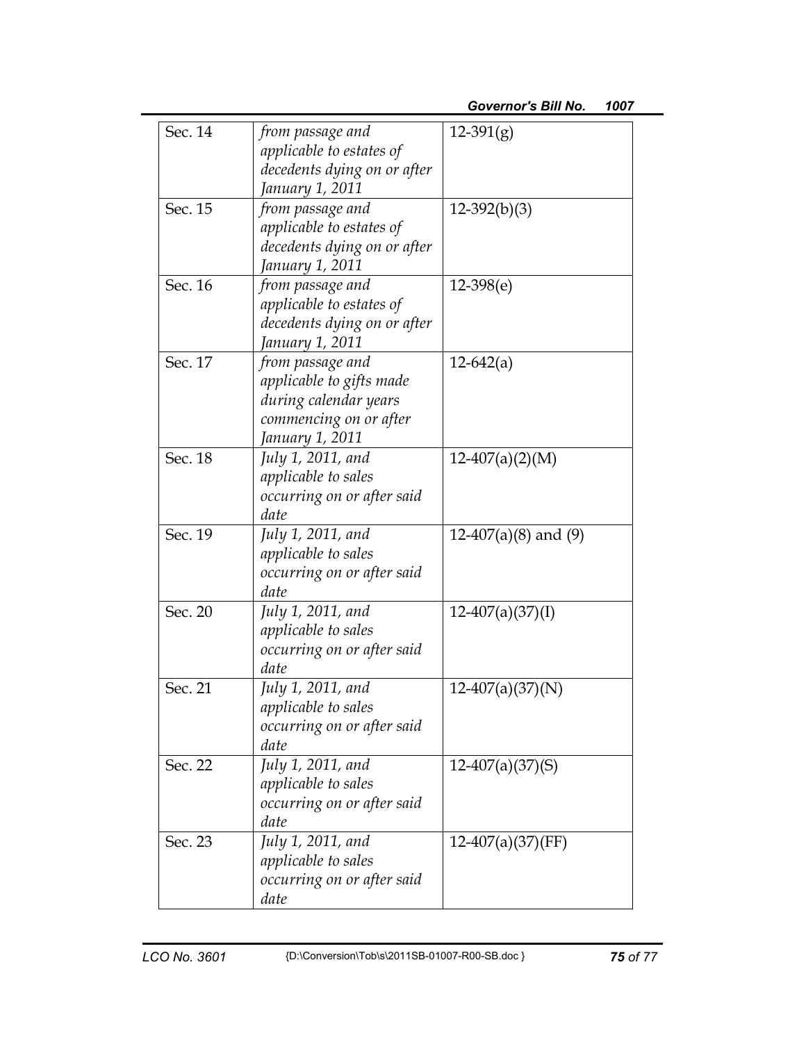| | | |
|---|---|---|
| Sec. 14 | *from passage and applicable to estates of decedents dying on or after January 1, 2011* | 12-391(g) |
| Sec. 15 | *from passage and applicable to estates of decedents dying on or after January 1, 2011* | 12-392(b)(3) |
| Sec. 16 | *from passage and applicable to estates of decedents dying on or after January 1, 2011* | 12-398(e) |
| Sec. 17 | *from passage and applicable to gifts made during calendar years commencing on or after January 1, 2011* | 12-642(a) |
| Sec. 18 | *July 1, 2011, and applicable to sales occurring on or after said date* | 12-407(a)(2)(M) |
| Sec. 19 | *July 1, 2011, and applicable to sales occurring on or after said date* | 12-407(a)(8) and (9) |
| Sec. 20 | *July 1, 2011, and applicable to sales occurring on or after said date* | 12-407(a)(37)(I) |
| Sec. 21 | *July 1, 2011, and applicable to sales occurring on or after said date* | 12-407(a)(37)(N) |
| Sec. 22 | *July 1, 2011, and applicable to sales occurring on or after said date* | 12-407(a)(37)(S) |
| Sec. 23 | *July 1, 2011, and applicable to sales occurring on or after said date* | 12-407(a)(37)(FF) |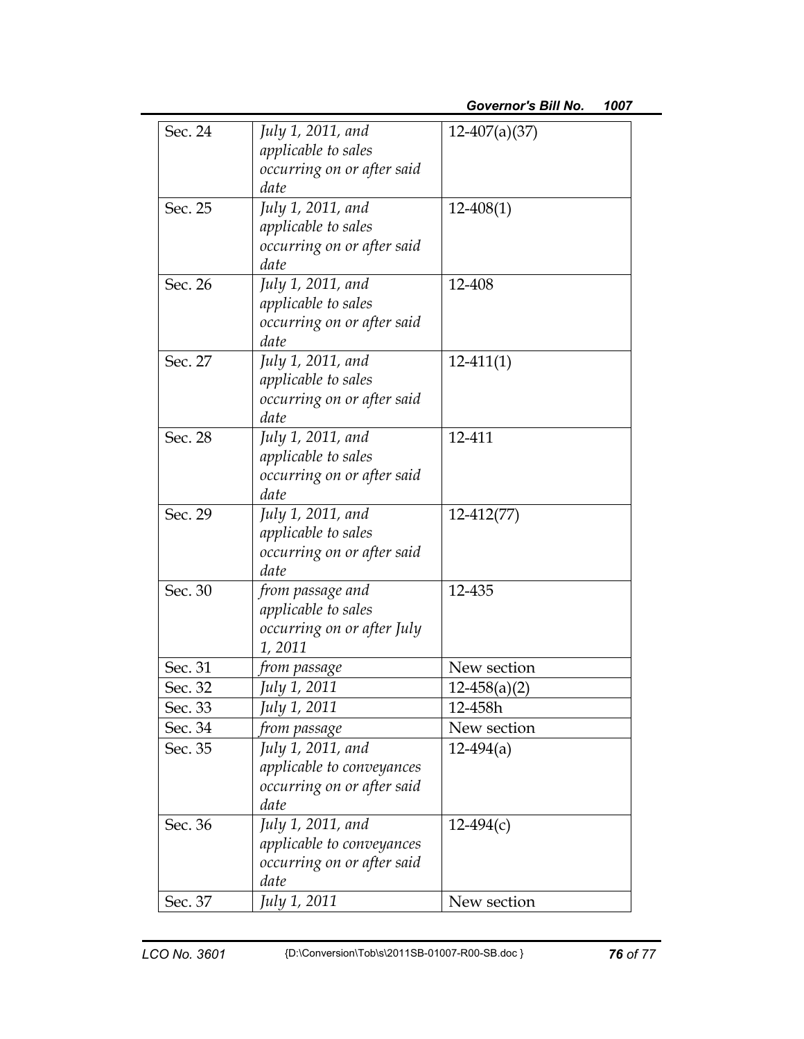| Sec. 24 | *July 1, 2011, and applicable to sales occurring on or after said date* | 12-407(a)(37) |
|---|---|---|
| Sec. 25 | *July 1, 2011, and applicable to sales occurring on or after said date* | 12-408(1) |
| Sec. 26 | *July 1, 2011, and applicable to sales occurring on or after said date* | 12-408 |
| Sec. 27 | *July 1, 2011, and applicable to sales occurring on or after said date* | 12-411(1) |
| Sec. 28 | *July 1, 2011, and applicable to sales occurring on or after said date* | 12-411 |
| Sec. 29 | *July 1, 2011, and applicable to sales occurring on or after said date* | 12-412(77) |
| Sec. 30 | *from passage and applicable to sales occurring on or after July 1, 2011* | 12-435 |
| Sec. 31 | *from passage* | New section |
| Sec. 32 | *July 1, 2011* | 12-458(a)(2) |
| Sec. 33 | *July 1, 2011* | 12-458h |
| Sec. 34 | *from passage* | New section |
| Sec. 35 | *July 1, 2011, and applicable to conveyances occurring on or after said date* | 12-494(a) |
| Sec. 36 | *July 1, 2011, and applicable to conveyances occurring on or after said date* | 12-494(c) |
| Sec. 37 | *July 1, 2011* | New section |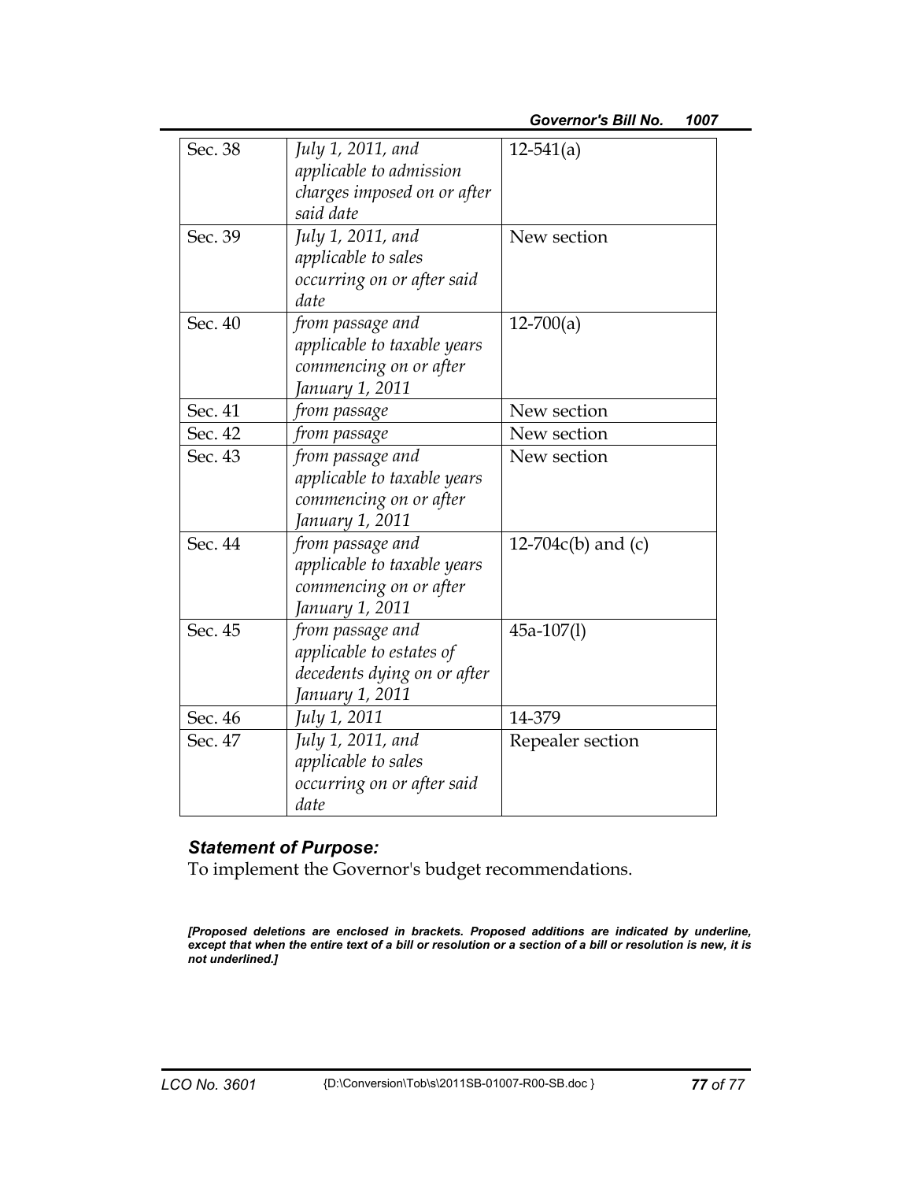| | | |
|---|---|---|
| Sec. 38 | *July 1, 2011, and applicable to admission charges imposed on or after said date* | 12-541(a) |
| Sec. 39 | *July 1, 2011, and applicable to sales occurring on or after said date* | New section |
| Sec. 40 | *from passage and applicable to taxable years commencing on or after January 1, 2011* | 12-700(a) |
| Sec. 41 | *from passage* | New section |
| Sec. 42 | *from passage* | New section |
| Sec. 43 | *from passage and applicable to taxable years commencing on or after January 1, 2011* | New section |
| Sec. 44 | *from passage and applicable to taxable years commencing on or after January 1, 2011* | 12-704c(b) and (c) |
| Sec. 45 | *from passage and applicable to estates of decedents dying on or after January 1, 2011* | 45a-107(l) |
| Sec. 46 | *July 1, 2011* | 14-379 |
| Sec. 47 | *July 1, 2011, and applicable to sales occurring on or after said date* | Repealer section |

### *Statement of Purpose:*

To implement the Governor's budget recommendations.

***[Proposed deletions are enclosed in brackets. Proposed additions are indicated by underline, except that when the entire text of a bill or resolution or a section of a bill or resolution is new, it is not underlined.]***